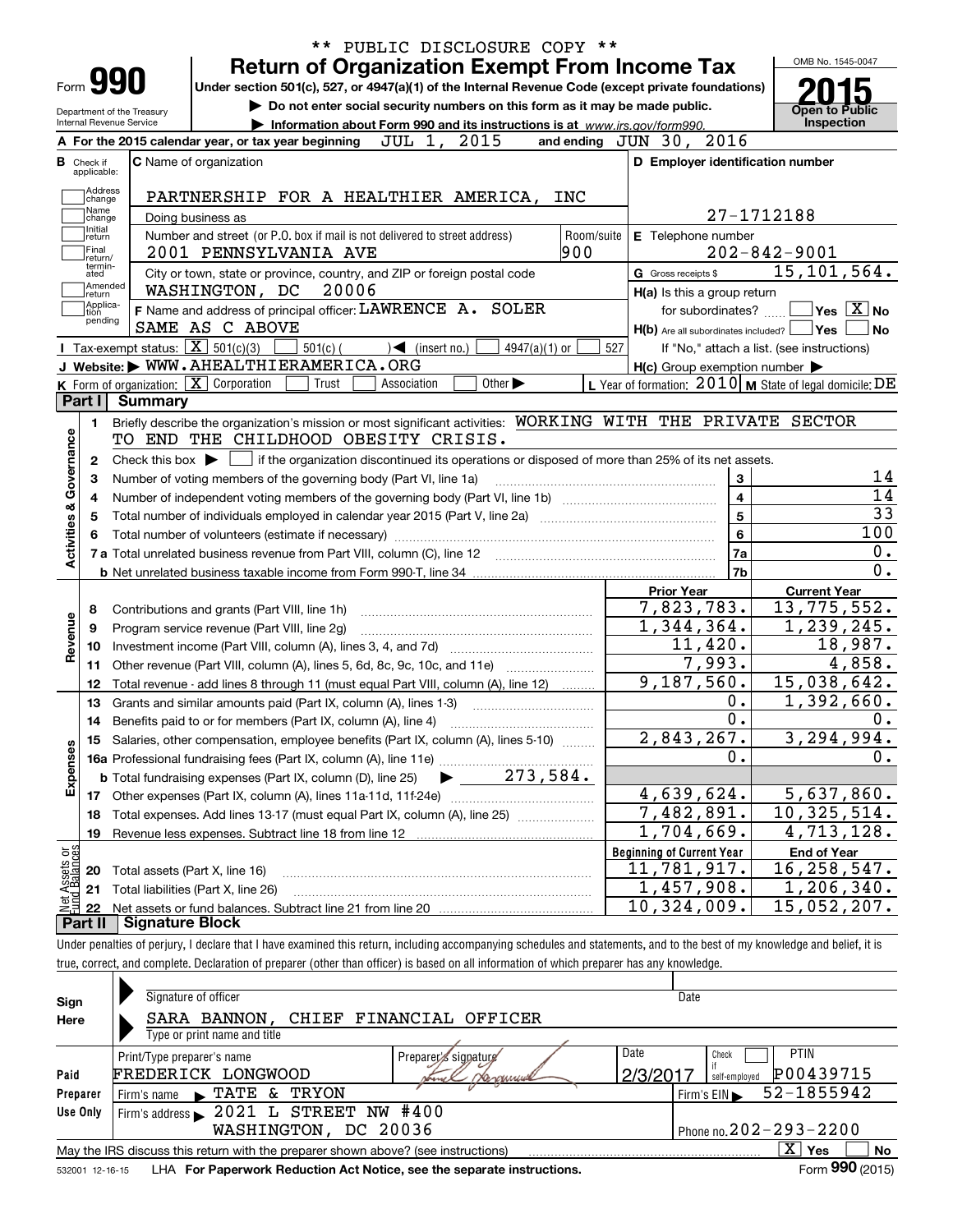\*\* PUBLIC DISCLOSURE COPY \*\*

# Form 990 — Return of Organization Exempt From Income Tax

Under section 501(c), 527, or 4947(a)(1) of the Internal Revenue Code (except private foundations)

▶ Do not enter social security numbers on this form as it may be made public.

▶ Information about Form 990 and its instructions is at www.irs.gov/form990.

Department of the Treasury
Internal Revenue Service

OMB No. 1545-0047

**2015**

**Open to Public Inspection**

**A** For the 2015 calendar year, or tax year beginning JUL 1, 2015 and ending JUN 30, 2016

**B** Check if applicable: Address change / Name change / Initial return / Final return/terminated / Amended return / Application pending

**C** Name of organization: PARTNERSHIP FOR A HEALTHIER AMERICA, INC

Doing business as

Number and street (or P.O. box if mail is not delivered to street address): 2001 PENNSYLVANIA AVE — Room/suite: 900

City or town, state or province, country, and ZIP or foreign postal code: WASHINGTON, DC 20006

**D** Employer identification number: 27-1712188

**E** Telephone number: 202-842-9001

**G** Gross receipts $ 15,101,564.

**F** Name and address of principal officer: LAWRENCE A. SOLER, SAME AS C ABOVE

**H(a)** Is this a group return for subordinates? ☐ Yes ☒ No

**H(b)** Are all subordinates included? ☐ Yes ☐ No — If "No," attach a list. (see instructions)

**H(c)** Group exemption number ▶

**I** Tax-exempt status: ☒ 501(c)(3) ☐ 501(c) ( ) ◀ (insert no.) ☐ 4947(a)(1) or ☐ 527

**J** Website: ▶ WWW.AHEALTHIERAMERICA.ORG

**K** Form of organization: ☒ Corporation ☐ Trust ☐ Association ☐ Other ▶

**L** Year of formation: 2010 **M** State of legal domicile: DE

## Part I Summary

**Activities & Governance**

1. Briefly describe the organization's mission or most significant activities: WORKING WITH THE PRIVATE SECTOR TO END THE CHILDHOOD OBESITY CRISIS.
2. Check this box ▶ ☐ if the organization discontinued its operations or disposed of more than 25% of its net assets.

| Line | Description | | Value |
|---|---|---|---|
| 3 | Number of voting members of the governing body (Part VI, line 1a) | 3 | 14 |
| 4 | Number of independent voting members of the governing body (Part VI, line 1b) | 4 | 14 |
| 5 | Total number of individuals employed in calendar year 2015 (Part V, line 2a) | 5 | 33 |
| 6 | Total number of volunteers (estimate if necessary) | 6 | 100 |
| 7a | Total unrelated business revenue from Part VIII, column (C), line 12 | 7a | 0. |
| 7b | Net unrelated business taxable income from Form 990-T, line 34 | 7b | 0. |

| Line | Description | Prior Year | Current Year |
|---|---|---|---|
| **Revenue** | | | |
| 8 | Contributions and grants (Part VIII, line 1h) | 7,823,783. | 13,775,552. |
| 9 | Program service revenue (Part VIII, line 2g) | 1,344,364. | 1,239,245. |
| 10 | Investment income (Part VIII, column (A), lines 3, 4, and 7d) | 11,420. | 18,987. |
| 11 | Other revenue (Part VIII, column (A), lines 5, 6d, 8c, 9c, 10c, and 11e) | 7,993. | 4,858. |
| 12 | Total revenue - add lines 8 through 11 (must equal Part VIII, column (A), line 12) | 9,187,560. | 15,038,642. |
| **Expenses** | | | |
| 13 | Grants and similar amounts paid (Part IX, column (A), lines 1-3) | 0. | 1,392,660. |
| 14 | Benefits paid to or for members (Part IX, column (A), line 4) | 0. | 0. |
| 15 | Salaries, other compensation, employee benefits (Part IX, column (A), lines 5-10) | 2,843,267. | 3,294,994. |
| 16a | Professional fundraising fees (Part IX, column (A), line 11e) | 0. | 0. |
| b | Total fundraising expenses (Part IX, column (D), line 25) ▶ 273,584. | | |
| 17 | Other expenses (Part IX, column (A), lines 11a-11d, 11f-24e) | 4,639,624. | 5,637,860. |
| 18 | Total expenses. Add lines 13-17 (must equal Part IX, column (A), line 25) | 7,482,891. | 10,325,514. |
| 19 | Revenue less expenses. Subtract line 18 from line 12 | 1,704,669. | 4,713,128. |

| Line | Net Assets or Fund Balances | Beginning of Current Year | End of Year |
|---|---|---|---|
| 20 | Total assets (Part X, line 16) | 11,781,917. | 16,258,547. |
| 21 | Total liabilities (Part X, line 26) | 1,457,908. | 1,206,340. |
| 22 | Net assets or fund balances. Subtract line 21 from line 20 | 10,324,009. | 15,052,207. |

## Part II Signature Block

Under penalties of perjury, I declare that I have examined this return, including accompanying schedules and statements, and to the best of my knowledge and belief, it is true, correct, and complete. Declaration of preparer (other than officer) is based on all information of which preparer has any knowledge.

**Sign Here**

Signature of officer — Date

SARA BANNON, CHIEF FINANCIAL OFFICER

Type or print name and title

**Paid Preparer Use Only**

| Print/Type preparer's name | Preparer's signature | Date | Check if self-employed | PTIN |
|---|---|---|---|---|
| FREDERICK LONGWOOD | [signature] | 2/3/2017 | ☐ | P00439715 |

Firm's name ▶ TATE & TRYON — Firm's EIN ▶ 52-1855942

Firm's address ▶ 2021 L STREET NW #400, WASHINGTON, DC 20036 — Phone no. 202-293-2200

May the IRS discuss this return with the preparer shown above? (see instructions) ☒ Yes ☐ No

532001 12-16-15 LHA For Paperwork Reduction Act Notice, see the separate instructions. Form **990** (2015)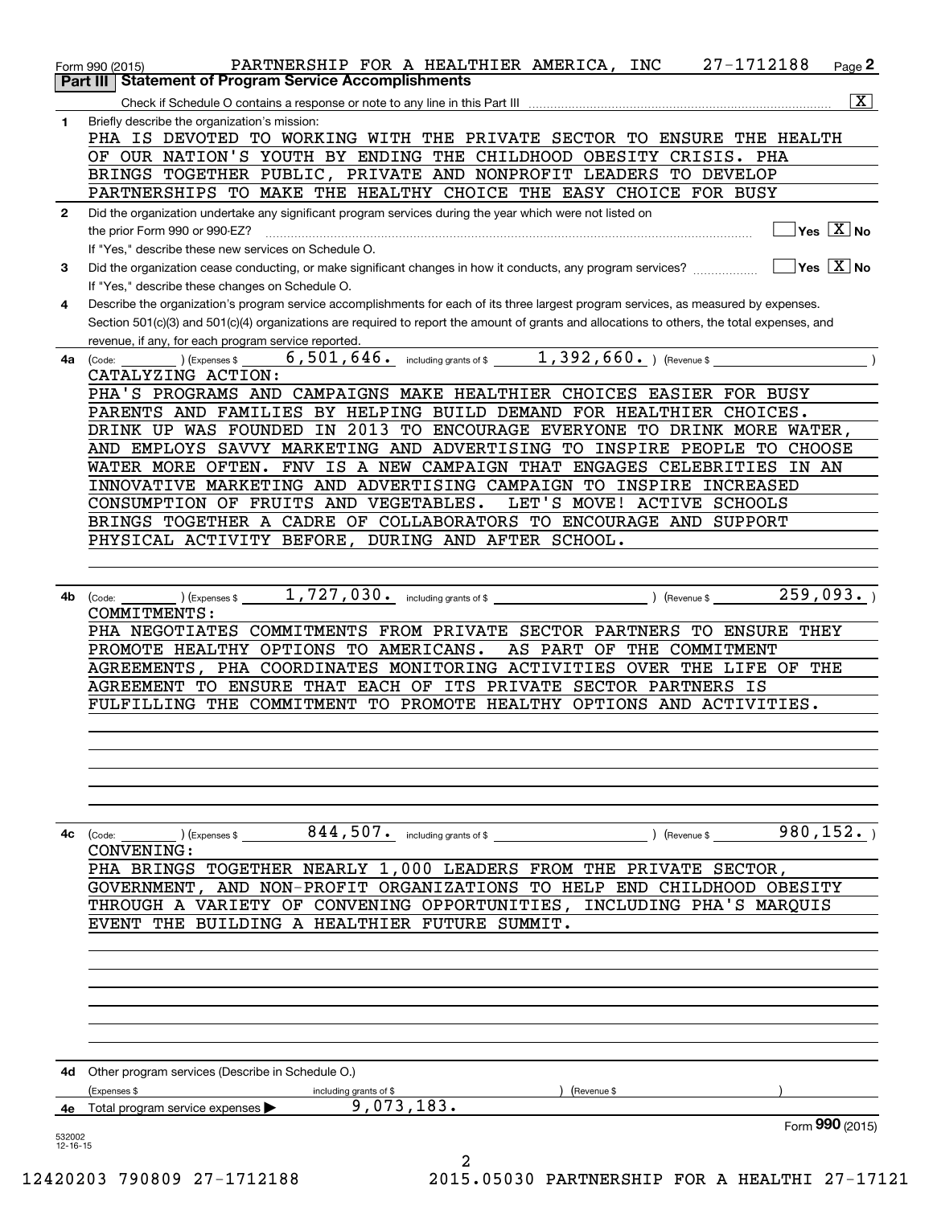Form 990 (2015) PARTNERSHIP FOR A HEALTHIER AMERICA, INC 27-1712188 Page **2**

## Part III Statement of Program Service Accomplishments

Check if Schedule O contains a response or note to any line in this Part III [X]

**1** Briefly describe the organization's mission:

PHA IS DEVOTED TO WORKING WITH THE PRIVATE SECTOR TO ENSURE THE HEALTH OF OUR NATION'S YOUTH BY ENDING THE CHILDHOOD OBESITY CRISIS. PHA BRINGS TOGETHER PUBLIC, PRIVATE AND NONPROFIT LEADERS TO DEVELOP PARTNERSHIPS TO MAKE THE HEALTHY CHOICE THE EASY CHOICE FOR BUSY

**2** Did the organization undertake any significant program services during the year which were not listed on the prior Form 990 or 990-EZ? [ ] Yes [X] No

If "Yes," describe these new services on Schedule O.

**3** Did the organization cease conducting, or make significant changes in how it conducts, any program services? [ ] Yes [X] No

If "Yes," describe these changes on Schedule O.

**4** Describe the organization's program service accomplishments for each of its three largest program services, as measured by expenses. Section 501(c)(3) and 501(c)(4) organizations are required to report the amount of grants and allocations to others, the total expenses, and revenue, if any, for each program service reported.

**4a** (Code: ) (Expenses $ 6,501,646. including grants of $ 1,392,660. ) (Revenue $ )

CATALYZING ACTION:
PHA'S PROGRAMS AND CAMPAIGNS MAKE HEALTHIER CHOICES EASIER FOR BUSY PARENTS AND FAMILIES BY HELPING BUILD DEMAND FOR HEALTHIER CHOICES. DRINK UP WAS FOUNDED IN 2013 TO ENCOURAGE EVERYONE TO DRINK MORE WATER, AND EMPLOYS SAVVY MARKETING AND ADVERTISING TO INSPIRE PEOPLE TO CHOOSE WATER MORE OFTEN. FNV IS A NEW CAMPAIGN THAT ENGAGES CELEBRITIES IN AN INNOVATIVE MARKETING AND ADVERTISING CAMPAIGN TO INSPIRE INCREASED CONSUMPTION OF FRUITS AND VEGETABLES. LET'S MOVE! ACTIVE SCHOOLS BRINGS TOGETHER A CADRE OF COLLABORATORS TO ENCOURAGE AND SUPPORT PHYSICAL ACTIVITY BEFORE, DURING AND AFTER SCHOOL.

**4b** (Code: ) (Expenses $ 1,727,030. including grants of $ ) (Revenue $ 259,093. )

COMMITMENTS:
PHA NEGOTIATES COMMITMENTS FROM PRIVATE SECTOR PARTNERS TO ENSURE THEY PROMOTE HEALTHY OPTIONS TO AMERICANS. AS PART OF THE COMMITMENT AGREEMENTS, PHA COORDINATES MONITORING ACTIVITIES OVER THE LIFE OF THE AGREEMENT TO ENSURE THAT EACH OF ITS PRIVATE SECTOR PARTNERS IS FULFILLING THE COMMITMENT TO PROMOTE HEALTHY OPTIONS AND ACTIVITIES.

**4c** (Code: ) (Expenses $ 844,507. including grants of $ ) (Revenue $ 980,152. )

CONVENING:
PHA BRINGS TOGETHER NEARLY 1,000 LEADERS FROM THE PRIVATE SECTOR, GOVERNMENT, AND NON-PROFIT ORGANIZATIONS TO HELP END CHILDHOOD OBESITY THROUGH A VARIETY OF CONVENING OPPORTUNITIES, INCLUDING PHA'S MARQUIS EVENT THE BUILDING A HEALTHIER FUTURE SUMMIT.

**4d** Other program services (Describe in Schedule O.)

(Expenses $ including grants of $ ) (Revenue $ )

**4e** Total program service expenses ▶ 9,073,183.

Form **990** (2015)

532002 12-16-15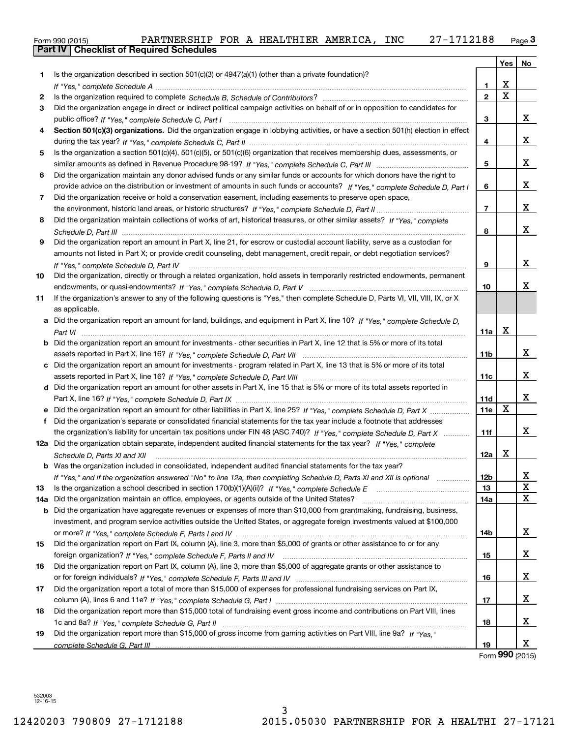Form 990 (2015) PARTNERSHIP FOR A HEALTHIER AMERICA, INC 27-1712188

## Part IV Checklist of Required Schedules

| | | | Yes | No |
|---|---|---|---|---|
| 1 | Is the organization described in section 501(c)(3) or 4947(a)(1) (other than a private foundation)? *If "Yes," complete Schedule A* | 1 | X | |
| 2 | Is the organization required to complete *Schedule B, Schedule of Contributors*? | 2 | X | |
| 3 | Did the organization engage in direct or indirect political campaign activities on behalf of or in opposition to candidates for public office? *If "Yes," complete Schedule C, Part I* | 3 | | X |
| 4 | **Section 501(c)(3) organizations.** Did the organization engage in lobbying activities, or have a section 501(h) election in effect during the tax year? *If "Yes," complete Schedule C, Part II* | 4 | | X |
| 5 | Is the organization a section 501(c)(4), 501(c)(5), or 501(c)(6) organization that receives membership dues, assessments, or similar amounts as defined in Revenue Procedure 98-19? *If "Yes," complete Schedule C, Part III* | 5 | | X |
| 6 | Did the organization maintain any donor advised funds or any similar funds or accounts for which donors have the right to provide advice on the distribution or investment of amounts in such funds or accounts? *If "Yes," complete Schedule D, Part I* | 6 | | X |
| 7 | Did the organization receive or hold a conservation easement, including easements to preserve open space, the environment, historic land areas, or historic structures? *If "Yes," complete Schedule D, Part II* | 7 | | X |
| 8 | Did the organization maintain collections of works of art, historical treasures, or other similar assets? *If "Yes," complete Schedule D, Part III* | 8 | | X |
| 9 | Did the organization report an amount in Part X, line 21, for escrow or custodial account liability, serve as a custodian for amounts not listed in Part X; or provide credit counseling, debt management, credit repair, or debt negotiation services? *If "Yes," complete Schedule D, Part IV* | 9 | | X |
| 10 | Did the organization, directly or through a related organization, hold assets in temporarily restricted endowments, permanent endowments, or quasi-endowments? *If "Yes," complete Schedule D, Part V* | 10 | | X |
| 11 | If the organization's answer to any of the following questions is "Yes," then complete Schedule D, Parts VI, VII, VIII, IX, or X as applicable. | | | |
| a | Did the organization report an amount for land, buildings, and equipment in Part X, line 10? *If "Yes," complete Schedule D, Part VI* | 11a | X | |
| b | Did the organization report an amount for investments - other securities in Part X, line 12 that is 5% or more of its total assets reported in Part X, line 16? *If "Yes," complete Schedule D, Part VII* | 11b | | X |
| c | Did the organization report an amount for investments - program related in Part X, line 13 that is 5% or more of its total assets reported in Part X, line 16? *If "Yes," complete Schedule D, Part VIII* | 11c | | X |
| d | Did the organization report an amount for other assets in Part X, line 15 that is 5% or more of its total assets reported in Part X, line 16? *If "Yes," complete Schedule D, Part IX* | 11d | | X |
| e | Did the organization report an amount for other liabilities in Part X, line 25? *If "Yes," complete Schedule D, Part X* | 11e | X | |
| f | Did the organization's separate or consolidated financial statements for the tax year include a footnote that addresses the organization's liability for uncertain tax positions under FIN 48 (ASC 740)? *If "Yes," complete Schedule D, Part X* | 11f | | X |
| 12a | Did the organization obtain separate, independent audited financial statements for the tax year? *If "Yes," complete Schedule D, Parts XI and XII* | 12a | X | |
| b | Was the organization included in consolidated, independent audited financial statements for the tax year? *If "Yes," and if the organization answered "No" to line 12a, then completing Schedule D, Parts XI and XII is optional* | 12b | | X |
| 13 | Is the organization a school described in section 170(b)(1)(A)(ii)? *If "Yes," complete Schedule E* | 13 | | X |
| 14a | Did the organization maintain an office, employees, or agents outside of the United States? | 14a | | X |
| b | Did the organization have aggregate revenues or expenses of more than $10,000 from grantmaking, fundraising, business, investment, and program service activities outside the United States, or aggregate foreign investments valued at $100,000 or more? *If "Yes," complete Schedule F, Parts I and IV* | 14b | | X |
| 15 | Did the organization report on Part IX, column (A), line 3, more than $5,000 of grants or other assistance to or for any foreign organization? *If "Yes," complete Schedule F, Parts II and IV* | 15 | | X |
| 16 | Did the organization report on Part IX, column (A), line 3, more than $5,000 of aggregate grants or other assistance to or for foreign individuals? *If "Yes," complete Schedule F, Parts III and IV* | 16 | | X |
| 17 | Did the organization report a total of more than $15,000 of expenses for professional fundraising services on Part IX, column (A), lines 6 and 11e? *If "Yes," complete Schedule G, Part I* | 17 | | X |
| 18 | Did the organization report more than $15,000 total of fundraising event gross income and contributions on Part VIII, lines 1c and 8a? *If "Yes," complete Schedule G, Part II* | 18 | | X |
| 19 | Did the organization report more than $15,000 of gross income from gaming activities on Part VIII, line 9a? *If "Yes," complete Schedule G, Part III* | 19 | | X |

Form **990** (2015)

532003 12-16-15

12420203 790809 27-1712188 2015.05030 PARTNERSHIP FOR A HEALTHI 27-17121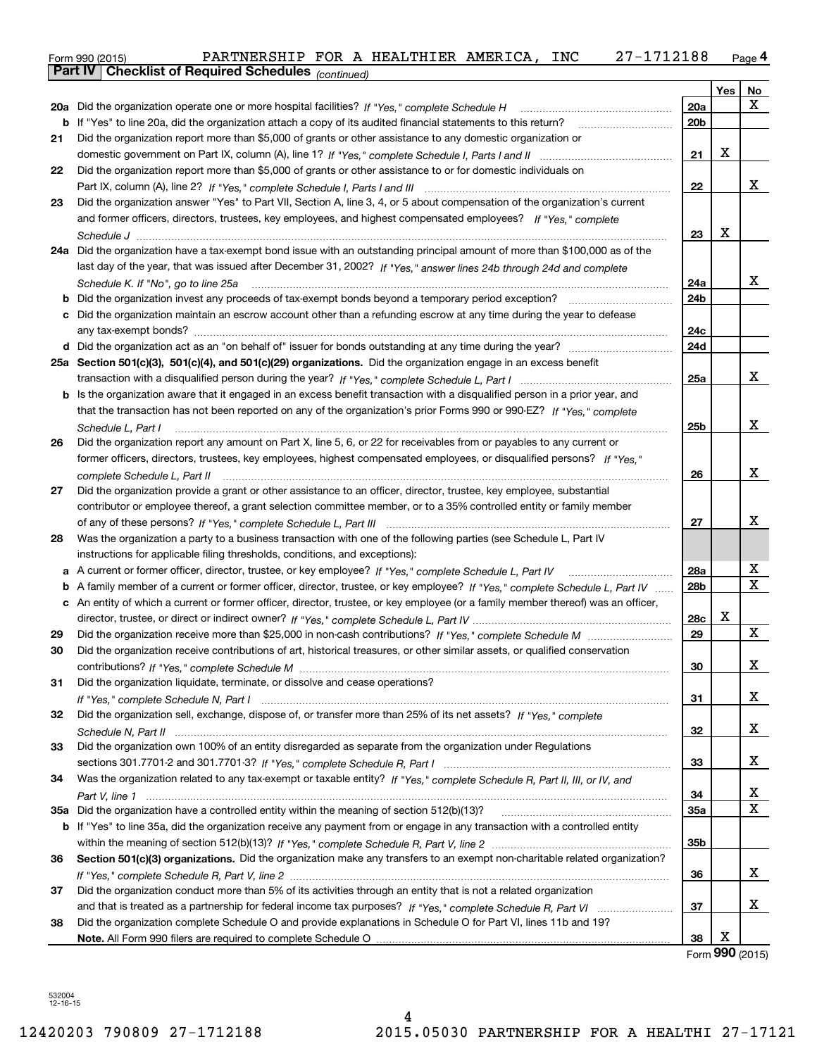Form 990 (2015) PARTNERSHIP FOR A HEALTHIER AMERICA, INC 27-1712188 Page 4

**Part IV Checklist of Required Schedules** *(continued)*

| | | | Yes | No |
|---|---|---|---|---|
| **20a** | Did the organization operate one or more hospital facilities? *If "Yes," complete Schedule H* | **20a** | | X |
| **b** | If "Yes" to line 20a, did the organization attach a copy of its audited financial statements to this return? | **20b** | | |
| **21** | Did the organization report more than $5,000 of grants or other assistance to any domestic organization or domestic government on Part IX, column (A), line 1? *If "Yes," complete Schedule I, Parts I and II* | **21** | X | |
| **22** | Did the organization report more than $5,000 of grants or other assistance to or for domestic individuals on Part IX, column (A), line 2? *If "Yes," complete Schedule I, Parts I and III* | **22** | | X |
| **23** | Did the organization answer "Yes" to Part VII, Section A, line 3, 4, or 5 about compensation of the organization's current and former officers, directors, trustees, key employees, and highest compensated employees? *If "Yes," complete Schedule J* | **23** | X | |
| **24a** | Did the organization have a tax-exempt bond issue with an outstanding principal amount of more than $100,000 as of the last day of the year, that was issued after December 31, 2002? *If "Yes," answer lines 24b through 24d and complete Schedule K. If "No", go to line 25a* | **24a** | | X |
| **b** | Did the organization invest any proceeds of tax-exempt bonds beyond a temporary period exception? | **24b** | | |
| **c** | Did the organization maintain an escrow account other than a refunding escrow at any time during the year to defease any tax-exempt bonds? | **24c** | | |
| **d** | Did the organization act as an "on behalf of" issuer for bonds outstanding at any time during the year? | **24d** | | |
| **25a** | **Section 501(c)(3), 501(c)(4), and 501(c)(29) organizations.** Did the organization engage in an excess benefit transaction with a disqualified person during the year? *If "Yes," complete Schedule L, Part I* | **25a** | | X |
| **b** | Is the organization aware that it engaged in an excess benefit transaction with a disqualified person in a prior year, and that the transaction has not been reported on any of the organization's prior Forms 990 or 990-EZ? *If "Yes," complete Schedule L, Part I* | **25b** | | X |
| **26** | Did the organization report any amount on Part X, line 5, 6, or 22 for receivables from or payables to any current or former officers, directors, trustees, key employees, highest compensated employees, or disqualified persons? *If "Yes," complete Schedule L, Part II* | **26** | | X |
| **27** | Did the organization provide a grant or other assistance to an officer, director, trustee, key employee, substantial contributor or employee thereof, a grant selection committee member, or to a 35% controlled entity or family member of any of these persons? *If "Yes," complete Schedule L, Part III* | **27** | | X |
| **28** | Was the organization a party to a business transaction with one of the following parties (see Schedule L, Part IV instructions for applicable filing thresholds, conditions, and exceptions): | | | |
| **a** | A current or former officer, director, trustee, or key employee? *If "Yes," complete Schedule L, Part IV* | **28a** | | X |
| **b** | A family member of a current or former officer, director, trustee, or key employee? *If "Yes," complete Schedule L, Part IV* | **28b** | | X |
| **c** | An entity of which a current or former officer, director, trustee, or key employee (or a family member thereof) was an officer, director, trustee, or direct or indirect owner? *If "Yes," complete Schedule L, Part IV* | **28c** | X | |
| **29** | Did the organization receive more than $25,000 in non-cash contributions? *If "Yes," complete Schedule M* | **29** | | X |
| **30** | Did the organization receive contributions of art, historical treasures, or other similar assets, or qualified conservation contributions? *If "Yes," complete Schedule M* | **30** | | X |
| **31** | Did the organization liquidate, terminate, or dissolve and cease operations? *If "Yes," complete Schedule N, Part I* | **31** | | X |
| **32** | Did the organization sell, exchange, dispose of, or transfer more than 25% of its net assets? *If "Yes," complete Schedule N, Part II* | **32** | | X |
| **33** | Did the organization own 100% of an entity disregarded as separate from the organization under Regulations sections 301.7701-2 and 301.7701-3? *If "Yes," complete Schedule R, Part I* | **33** | | X |
| **34** | Was the organization related to any tax-exempt or taxable entity? *If "Yes," complete Schedule R, Part II, III, or IV, and Part V, line 1* | **34** | | X |
| **35a** | Did the organization have a controlled entity within the meaning of section 512(b)(13)? | **35a** | | X |
| **b** | If "Yes" to line 35a, did the organization receive any payment from or engage in any transaction with a controlled entity within the meaning of section 512(b)(13)? *If "Yes," complete Schedule R, Part V, line 2* | **35b** | | |
| **36** | **Section 501(c)(3) organizations.** Did the organization make any transfers to an exempt non-charitable related organization? *If "Yes," complete Schedule R, Part V, line 2* | **36** | | X |
| **37** | Did the organization conduct more than 5% of its activities through an entity that is not a related organization and that is treated as a partnership for federal income tax purposes? *If "Yes," complete Schedule R, Part VI* | **37** | | X |
| **38** | Did the organization complete Schedule O and provide explanations in Schedule O for Part VI, lines 11b and 19? **Note.** All Form 990 filers are required to complete Schedule O | **38** | X | |

Form **990** (2015)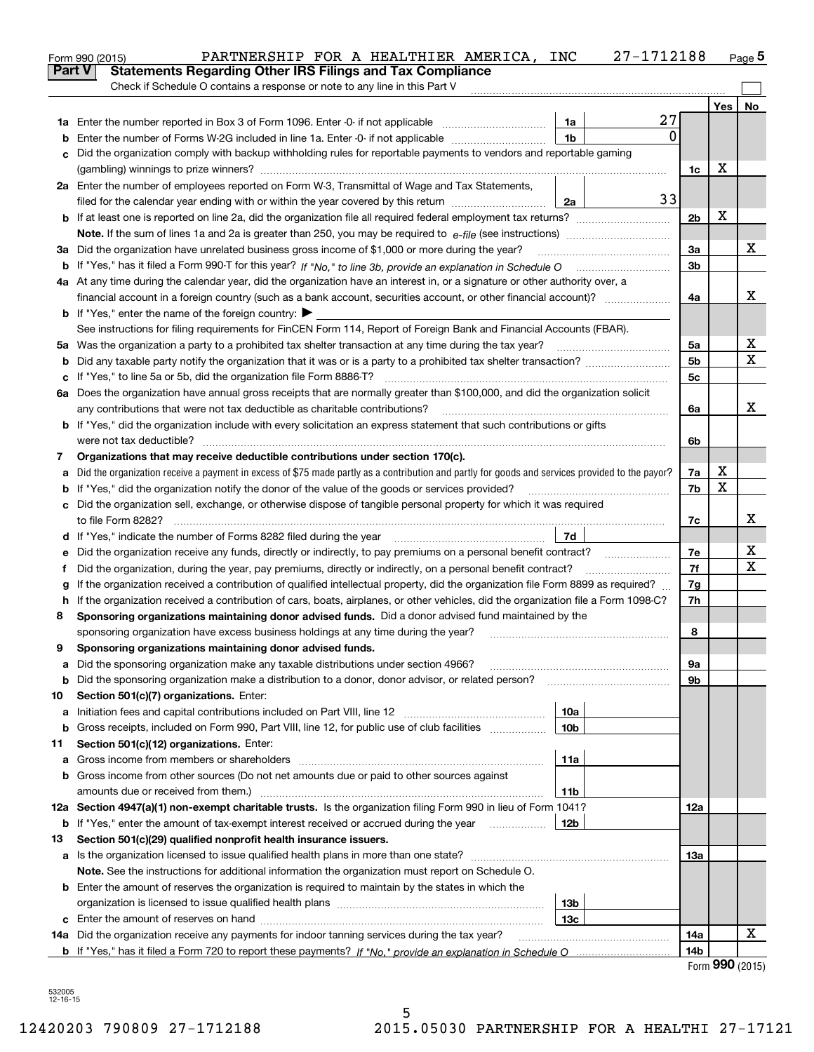Form 990 (2015) PARTNERSHIP FOR A HEALTHIER AMERICA, INC 27-1712188 Page 5

## Part V Statements Regarding Other IRS Filings and Tax Compliance

Check if Schedule O contains a response or note to any line in this Part V

| | | | | | Yes | No |
|---|---|---|---|---|---|---|
| **1a** | Enter the number reported in Box 3 of Form 1096. Enter -0- if not applicable | 1a | 27 | | | |
| **b** | Enter the number of Forms W-2G included in line 1a. Enter -0- if not applicable | 1b | 0 | | | |
| **c** | Did the organization comply with backup withholding rules for reportable payments to vendors and reportable gaming (gambling) winnings to prize winners? | | | 1c | X | |
| **2a** | Enter the number of employees reported on Form W-3, Transmittal of Wage and Tax Statements, filed for the calendar year ending with or within the year covered by this return | 2a | 33 | | | |
| **b** | If at least one is reported on line 2a, did the organization file all required federal employment tax returns? | | | 2b | X | |
| | **Note.** If the sum of lines 1a and 2a is greater than 250, you may be required to *e-file* (see instructions) | | | | | |
| **3a** | Did the organization have unrelated business gross income of $1,000 or more during the year? | | | 3a | | X |
| **b** | If "Yes," has it filed a Form 990-T for this year? *If "No," to line 3b, provide an explanation in Schedule O* | | | 3b | | |
| **4a** | At any time during the calendar year, did the organization have an interest in, or a signature or other authority over, a financial account in a foreign country (such as a bank account, securities account, or other financial account)? | | | 4a | | X |
| **b** | If "Yes," enter the name of the foreign country: ▶ | | | | | |
| | See instructions for filing requirements for FinCEN Form 114, Report of Foreign Bank and Financial Accounts (FBAR). | | | | | |
| **5a** | Was the organization a party to a prohibited tax shelter transaction at any time during the tax year? | | | 5a | | X |
| **b** | Did any taxable party notify the organization that it was or is a party to a prohibited tax shelter transaction? | | | 5b | | X |
| **c** | If "Yes," to line 5a or 5b, did the organization file Form 8886-T? | | | 5c | | |
| **6a** | Does the organization have annual gross receipts that are normally greater than $100,000, and did the organization solicit any contributions that were not tax deductible as charitable contributions? | | | 6a | | X |
| **b** | If "Yes," did the organization include with every solicitation an express statement that such contributions or gifts were not tax deductible? | | | 6b | | |
| **7** | **Organizations that may receive deductible contributions under section 170(c).** | | | | | |
| **a** | Did the organization receive a payment in excess of $75 made partly as a contribution and partly for goods and services provided to the payor? | | | 7a | X | |
| **b** | If "Yes," did the organization notify the donor of the value of the goods or services provided? | | | 7b | X | |
| **c** | Did the organization sell, exchange, or otherwise dispose of tangible personal property for which it was required to file Form 8282? | | | 7c | | X |
| **d** | If "Yes," indicate the number of Forms 8282 filed during the year | 7d | | | | |
| **e** | Did the organization receive any funds, directly or indirectly, to pay premiums on a personal benefit contract? | | | 7e | | X |
| **f** | Did the organization, during the year, pay premiums, directly or indirectly, on a personal benefit contract? | | | 7f | | X |
| **g** | If the organization received a contribution of qualified intellectual property, did the organization file Form 8899 as required? | | | 7g | | |
| **h** | If the organization received a contribution of cars, boats, airplanes, or other vehicles, did the organization file a Form 1098-C? | | | 7h | | |
| **8** | **Sponsoring organizations maintaining donor advised funds.** Did a donor advised fund maintained by the sponsoring organization have excess business holdings at any time during the year? | | | 8 | | |
| **9** | **Sponsoring organizations maintaining donor advised funds.** | | | | | |
| **a** | Did the sponsoring organization make any taxable distributions under section 4966? | | | 9a | | |
| **b** | Did the sponsoring organization make a distribution to a donor, donor advisor, or related person? | | | 9b | | |
| **10** | **Section 501(c)(7) organizations.** Enter: | | | | | |
| **a** | Initiation fees and capital contributions included on Part VIII, line 12 | 10a | | | | |
| **b** | Gross receipts, included on Form 990, Part VIII, line 12, for public use of club facilities | 10b | | | | |
| **11** | **Section 501(c)(12) organizations.** Enter: | | | | | |
| **a** | Gross income from members or shareholders | 11a | | | | |
| **b** | Gross income from other sources (Do not net amounts due or paid to other sources against amounts due or received from them.) | 11b | | | | |
| **12a** | **Section 4947(a)(1) non-exempt charitable trusts.** Is the organization filing Form 990 in lieu of Form 1041? | | | 12a | | |
| **b** | If "Yes," enter the amount of tax-exempt interest received or accrued during the year | 12b | | | | |
| **13** | **Section 501(c)(29) qualified nonprofit health insurance issuers.** | | | | | |
| **a** | Is the organization licensed to issue qualified health plans in more than one state? | | | 13a | | |
| | **Note.** See the instructions for additional information the organization must report on Schedule O. | | | | | |
| **b** | Enter the amount of reserves the organization is required to maintain by the states in which the organization is licensed to issue qualified health plans | 13b | | | | |
| **c** | Enter the amount of reserves on hand | 13c | | | | |
| **14a** | Did the organization receive any payments for indoor tanning services during the tax year? | | | 14a | | X |
| **b** | If "Yes," has it filed a Form 720 to report these payments? *If "No," provide an explanation in Schedule O* | | | 14b | | |

Form **990** (2015)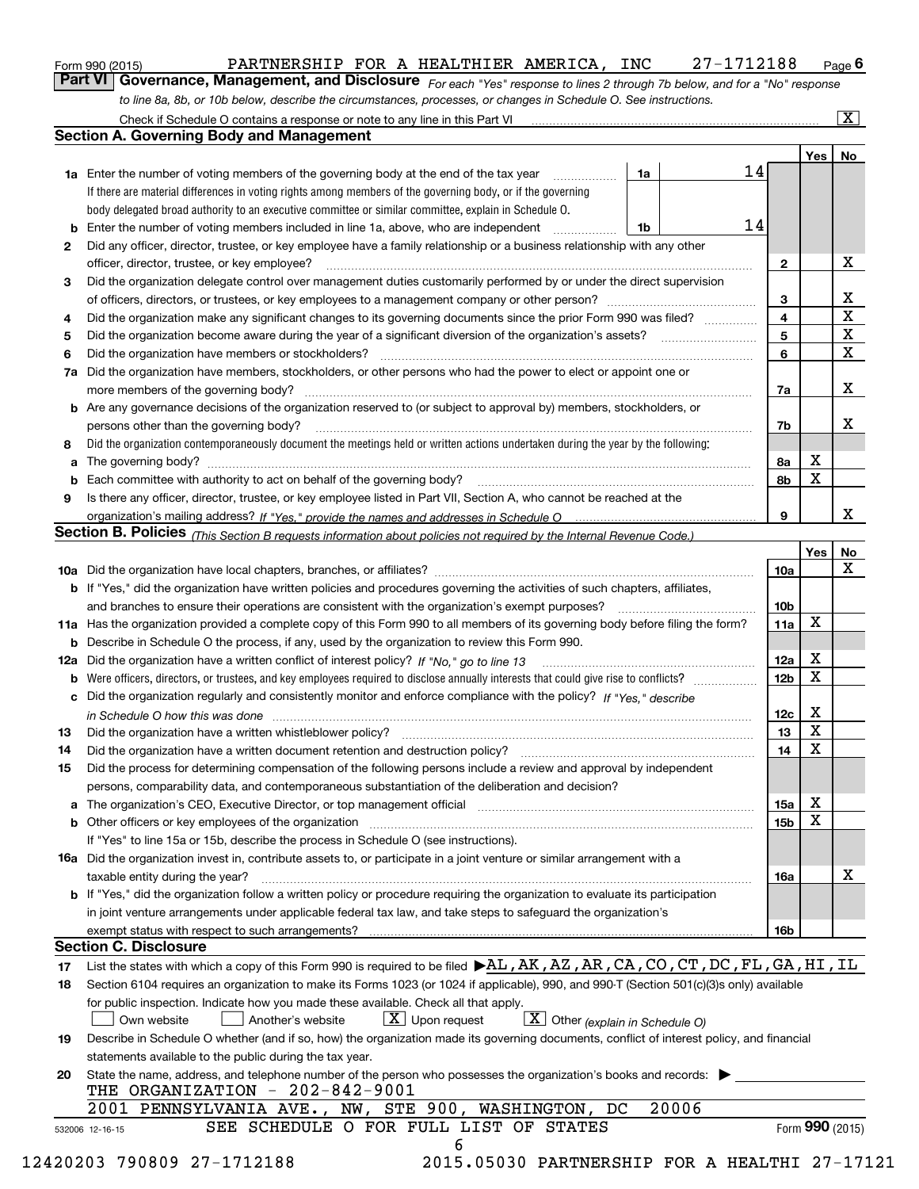Form 990 (2015) PARTNERSHIP FOR A HEALTHIER AMERICA, INC 27-1712188

## Part VI Governance, Management, and Disclosure

*For each "Yes" response to lines 2 through 7b below, and for a "No" response to line 8a, 8b, or 10b below, describe the circumstances, processes, or changes in Schedule O. See instructions.*

Check if Schedule O contains a response or note to any line in this Part VI [X]

### Section A. Governing Body and Management

| | | | | Yes | No |
|---|---|---|---|---|---|
| 1a | Enter the number of voting members of the governing body at the end of the tax year. If there are material differences in voting rights among members of the governing body, or if the governing body delegated broad authority to an executive committee or similar committee, explain in Schedule O. | 1a | 14 | | |
| b | Enter the number of voting members included in line 1a, above, who are independent | 1b | 14 | | |
| 2 | Did any officer, director, trustee, or key employee have a family relationship or a business relationship with any other officer, director, trustee, or key employee? | | 2 | | X |
| 3 | Did the organization delegate control over management duties customarily performed by or under the direct supervision of officers, directors, or trustees, or key employees to a management company or other person? | | 3 | | X |
| 4 | Did the organization make any significant changes to its governing documents since the prior Form 990 was filed? | | 4 | | X |
| 5 | Did the organization become aware during the year of a significant diversion of the organization's assets? | | 5 | | X |
| 6 | Did the organization have members or stockholders? | | 6 | | X |
| 7a | Did the organization have members, stockholders, or other persons who had the power to elect or appoint one or more members of the governing body? | | 7a | | X |
| b | Are any governance decisions of the organization reserved to (or subject to approval by) members, stockholders, or persons other than the governing body? | | 7b | | X |
| 8 | Did the organization contemporaneously document the meetings held or written actions undertaken during the year by the following: | | | | |
| a | The governing body? | | 8a | X | |
| b | Each committee with authority to act on behalf of the governing body? | | 8b | X | |
| 9 | Is there any officer, director, trustee, or key employee listed in Part VII, Section A, who cannot be reached at the organization's mailing address? *If "Yes," provide the names and addresses in Schedule O* | | 9 | | X |

### Section B. Policies *(This Section B requests information about policies not required by the Internal Revenue Code.)*

| | | | Yes | No |
|---|---|---|---|---|
| 10a | Did the organization have local chapters, branches, or affiliates? | 10a | | X |
| b | If "Yes," did the organization have written policies and procedures governing the activities of such chapters, affiliates, and branches to ensure their operations are consistent with the organization's exempt purposes? | 10b | | |
| 11a | Has the organization provided a complete copy of this Form 990 to all members of its governing body before filing the form? | 11a | X | |
| b | Describe in Schedule O the process, if any, used by the organization to review this Form 990. | | | |
| 12a | Did the organization have a written conflict of interest policy? *If "No," go to line 13* | 12a | X | |
| b | Were officers, directors, or trustees, and key employees required to disclose annually interests that could give rise to conflicts? | 12b | X | |
| c | Did the organization regularly and consistently monitor and enforce compliance with the policy? *If "Yes," describe in Schedule O how this was done* | 12c | X | |
| 13 | Did the organization have a written whistleblower policy? | 13 | X | |
| 14 | Did the organization have a written document retention and destruction policy? | 14 | X | |
| 15 | Did the process for determining compensation of the following persons include a review and approval by independent persons, comparability data, and contemporaneous substantiation of the deliberation and decision? | | | |
| a | The organization's CEO, Executive Director, or top management official | 15a | X | |
| b | Other officers or key employees of the organization | 15b | X | |
| | If "Yes" to line 15a or 15b, describe the process in Schedule O (see instructions). | | | |
| 16a | Did the organization invest in, contribute assets to, or participate in a joint venture or similar arrangement with a taxable entity during the year? | 16a | | X |
| b | If "Yes," did the organization follow a written policy or procedure requiring the organization to evaluate its participation in joint venture arrangements under applicable federal tax law, and take steps to safeguard the organization's exempt status with respect to such arrangements? | 16b | | |

### Section C. Disclosure

17 List the states with which a copy of this Form 990 is required to be filed ▶AL,AK,AZ,AR,CA,CO,CT,DC,FL,GA,HI,IL

18 Section 6104 requires an organization to make its Forms 1023 (or 1024 if applicable), 990, and 990-T (Section 501(c)(3)s only) available for public inspection. Indicate how you made these available. Check all that apply.

[ ] Own website [ ] Another's website [X] Upon request [X] Other *(explain in Schedule O)*

19 Describe in Schedule O whether (and if so, how) the organization made its governing documents, conflict of interest policy, and financial statements available to the public during the tax year.

20 State the name, address, and telephone number of the person who possesses the organization's books and records: ▶

THE ORGANIZATION - 202-842-9001
2001 PENNSYLVANIA AVE., NW, STE 900, WASHINGTON, DC 20006

SEE SCHEDULE O FOR FULL LIST OF STATES

532006 12-16-15 Form **990** (2015)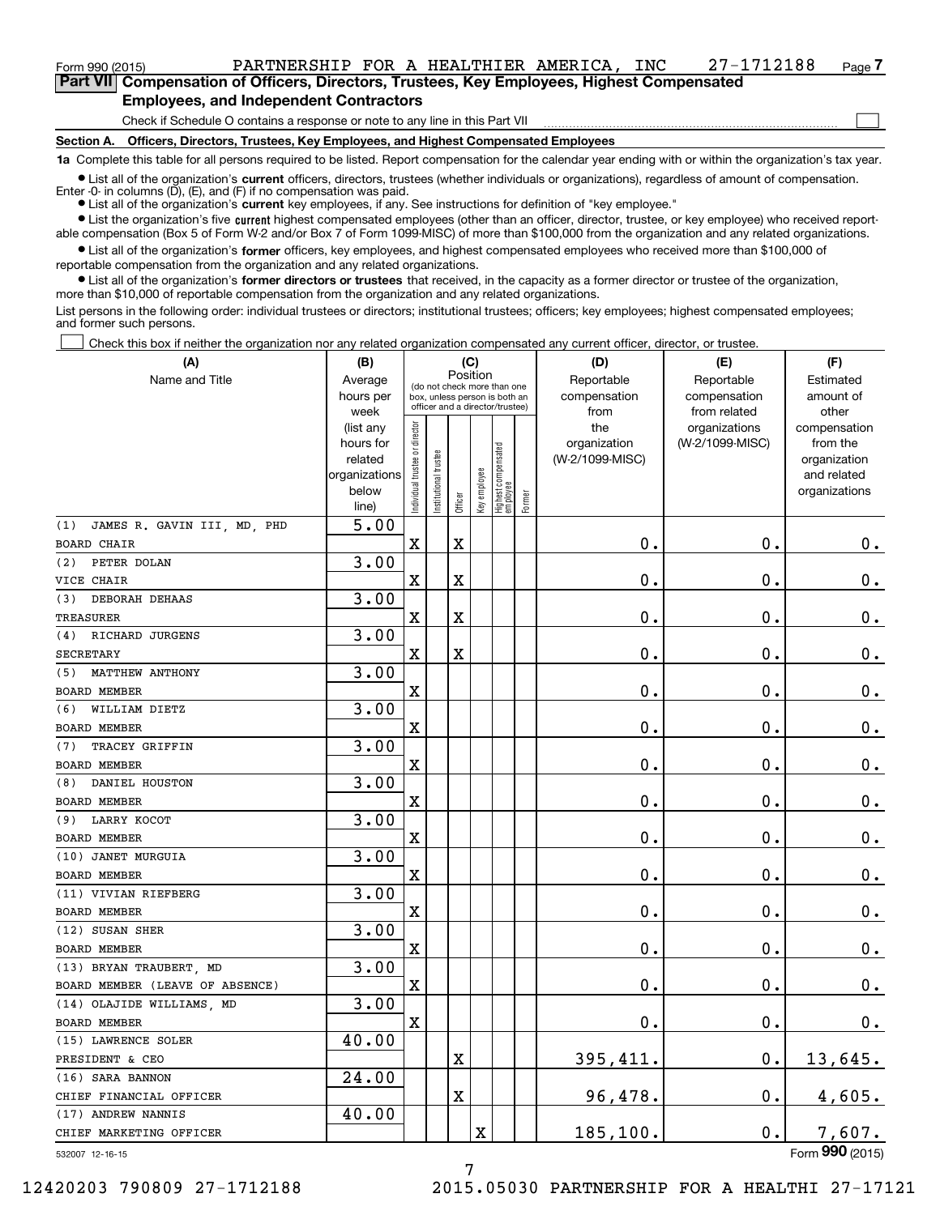Form 990 (2015) PARTNERSHIP FOR A HEALTHIER AMERICA, INC 27-1712188 Page 7

## Part VII Compensation of Officers, Directors, Trustees, Key Employees, Highest Compensated Employees, and Independent Contractors

Check if Schedule O contains a response or note to any line in this Part VII ☐

**Section A. Officers, Directors, Trustees, Key Employees, and Highest Compensated Employees**

**1a** Complete this table for all persons required to be listed. Report compensation for the calendar year ending with or within the organization's tax year.

- List all of the organization's **current** officers, directors, trustees (whether individuals or organizations), regardless of amount of compensation. Enter -0- in columns (D), (E), and (F) if no compensation was paid.
- List all of the organization's **current** key employees, if any. See instructions for definition of "key employee."
- List the organization's five **current** highest compensated employees (other than an officer, director, trustee, or key employee) who received reportable compensation (Box 5 of Form W-2 and/or Box 7 of Form 1099-MISC) of more than $100,000 from the organization and any related organizations.
- List all of the organization's **former** officers, key employees, and highest compensated employees who received more than $100,000 of reportable compensation from the organization and any related organizations.
- List all of the organization's **former directors or trustees** that received, in the capacity as a former director or trustee of the organization, more than $10,000 of reportable compensation from the organization and any related organizations.

List persons in the following order: individual trustees or directors; institutional trustees; officers; key employees; highest compensated employees; and former such persons.

☐ Check this box if neither the organization nor any related organization compensated any current officer, director, or trustee.

| (A) Name and Title | (B) Average hours per week (list any hours for related organizations below line) | (C) Position: Individual trustee or director | Institutional trustee | Officer | Key employee | Highest compensated employee | Former | (D) Reportable compensation from the organization (W-2/1099-MISC) | (E) Reportable compensation from related organizations (W-2/1099-MISC) | (F) Estimated amount of other compensation from the organization and related organizations |
|---|---|---|---|---|---|---|---|---|---|---|
| (1) JAMES R. GAVIN III, MD, PHD<br>BOARD CHAIR | 5.00 | X | | X | | | | 0. | 0. | 0. |
| (2) PETER DOLAN<br>VICE CHAIR | 3.00 | X | | X | | | | 0. | 0. | 0. |
| (3) DEBORAH DEHAAS<br>TREASURER | 3.00 | X | | X | | | | 0. | 0. | 0. |
| (4) RICHARD JURGENS<br>SECRETARY | 3.00 | X | | X | | | | 0. | 0. | 0. |
| (5) MATTHEW ANTHONY<br>BOARD MEMBER | 3.00 | X | | | | | | 0. | 0. | 0. |
| (6) WILLIAM DIETZ<br>BOARD MEMBER | 3.00 | X | | | | | | 0. | 0. | 0. |
| (7) TRACEY GRIFFIN<br>BOARD MEMBER | 3.00 | X | | | | | | 0. | 0. | 0. |
| (8) DANIEL HOUSTON<br>BOARD MEMBER | 3.00 | X | | | | | | 0. | 0. | 0. |
| (9) LARRY KOCOT<br>BOARD MEMBER | 3.00 | X | | | | | | 0. | 0. | 0. |
| (10) JANET MURGUIA<br>BOARD MEMBER | 3.00 | X | | | | | | 0. | 0. | 0. |
| (11) VIVIAN RIEFBERG<br>BOARD MEMBER | 3.00 | X | | | | | | 0. | 0. | 0. |
| (12) SUSAN SHER<br>BOARD MEMBER | 3.00 | X | | | | | | 0. | 0. | 0. |
| (13) BRYAN TRAUBERT, MD<br>BOARD MEMBER (LEAVE OF ABSENCE) | 3.00 | X | | | | | | 0. | 0. | 0. |
| (14) OLAJIDE WILLIAMS, MD<br>BOARD MEMBER | 3.00 | X | | | | | | 0. | 0. | 0. |
| (15) LAWRENCE SOLER<br>PRESIDENT & CEO | 40.00 | | | X | | | | 395,411. | 0. | 13,645. |
| (16) SARA BANNON<br>CHIEF FINANCIAL OFFICER | 24.00 | | | X | | | | 96,478. | 0. | 4,605. |
| (17) ANDREW NANNIS<br>CHIEF MARKETING OFFICER | 40.00 | | | | X | | | 185,100. | 0. | 7,607. |

532007 12-16-15 Form **990** (2015)

12420203 790809 27-1712188 2015.05030 PARTNERSHIP FOR A HEALTHI 27-17121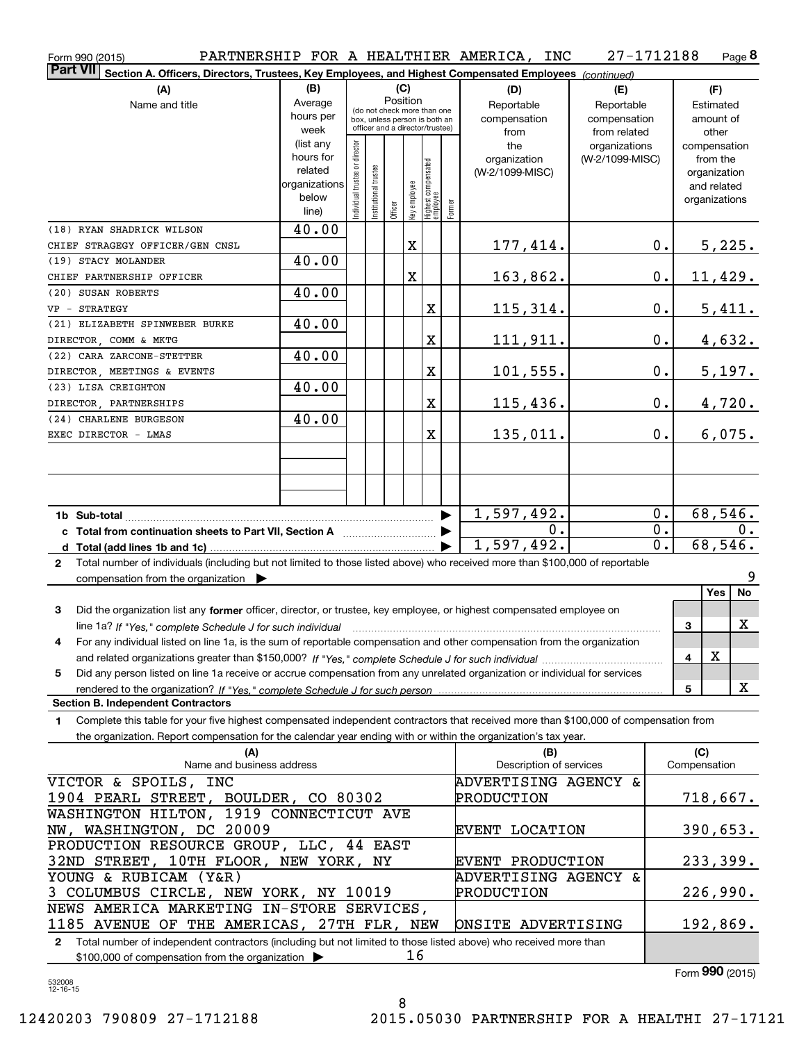Form 990 (2015) PARTNERSHIP FOR A HEALTHIER AMERICA, INC 27-1712188 Page 8

**Part VII Section A. Officers, Directors, Trustees, Key Employees, and Highest Compensated Employees** *(continued)*

| (A) Name and title | (B) Average hours per week (list any hours for related organizations below line) | (C) Individual trustee or director | Institutional trustee | Officer | Key employee | Highest compensated employee | Former | (D) Reportable compensation from the organization (W-2/1099-MISC) | (E) Reportable compensation from related organizations (W-2/1099-MISC) | (F) Estimated amount of other compensation from the organization and related organizations |
|---|---|---|---|---|---|---|---|---|---|---|
| (18) RYAN SHADRICK WILSON<br>CHIEF STRAGEGY OFFICER/GEN CNSL | 40.00 | | | | X | | | 177,414. | 0. | 5,225. |
| (19) STACY MOLANDER<br>CHIEF PARTNERSHIP OFFICER | 40.00 | | | | X | | | 163,862. | 0. | 11,429. |
| (20) SUSAN ROBERTS<br>VP - STRATEGY | 40.00 | | | | | X | | 115,314. | 0. | 5,411. |
| (21) ELIZABETH SPINWEBER BURKE<br>DIRECTOR, COMM & MKTG | 40.00 | | | | | X | | 111,911. | 0. | 4,632. |
| (22) CARA ZARCONE-STETTER<br>DIRECTOR, MEETINGS & EVENTS | 40.00 | | | | | X | | 101,555. | 0. | 5,197. |
| (23) LISA CREIGHTON<br>DIRECTOR, PARTNERSHIPS | 40.00 | | | | | X | | 115,436. | 0. | 4,720. |
| (24) CHARLENE BURGESON<br>EXEC DIRECTOR - LMAS | 40.00 | | | | | X | | 135,011. | 0. | 6,075. |
| **1b Sub-total** | | | | | | | | 1,597,492. | 0. | 68,546. |
| **c Total from continuation sheets to Part VII, Section A** | | | | | | | | 0. | 0. | 0. |
| **d Total (add lines 1b and 1c)** | | | | | | | | 1,597,492. | 0. | 68,546. |

**2** Total number of individuals (including but not limited to those listed above) who received more than $100,000 of reportable compensation from the organization ▶ 9

| | | Yes | No |
|---|---|---|---|
| **3** Did the organization list any **former** officer, director, or trustee, key employee, or highest compensated employee on line 1a? *If "Yes," complete Schedule J for such individual* | 3 | | X |
| **4** For any individual listed on line 1a, is the sum of reportable compensation and other compensation from the organization and related organizations greater than $150,000? *If "Yes," complete Schedule J for such individual* | 4 | X | |
| **5** Did any person listed on line 1a receive or accrue compensation from any unrelated organization or individual for services rendered to the organization? *If "Yes," complete Schedule J for such person* | 5 | | X |

**Section B. Independent Contractors**

**1** Complete this table for your five highest compensated independent contractors that received more than $100,000 of compensation from the organization. Report compensation for the calendar year ending with or within the organization's tax year.

| (A) Name and business address | (B) Description of services | (C) Compensation |
|---|---|---|
| VICTOR & SPOILS, INC<br>1904 PEARL STREET, BOULDER, CO 80302 | ADVERTISING AGENCY & PRODUCTION | 718,667. |
| WASHINGTON HILTON, 1919 CONNECTICUT AVE<br>NW, WASHINGTON, DC 20009 | EVENT LOCATION | 390,653. |
| PRODUCTION RESOURCE GROUP, LLC, 44 EAST<br>32ND STREET, 10TH FLOOR, NEW YORK, NY | EVENT PRODUCTION | 233,399. |
| YOUNG & RUBICAM (Y&R)<br>3 COLUMBUS CIRCLE, NEW YORK, NY 10019 | ADVERTISING AGENCY & PRODUCTION | 226,990. |
| NEWS AMERICA MARKETING IN-STORE SERVICES,<br>1185 AVENUE OF THE AMERICAS, 27TH FLR, NEW | ONSITE ADVERTISING | 192,869. |

**2** Total number of independent contractors (including but not limited to those listed above) who received more than $100,000 of compensation from the organization ▶ 16

Form **990** (2015)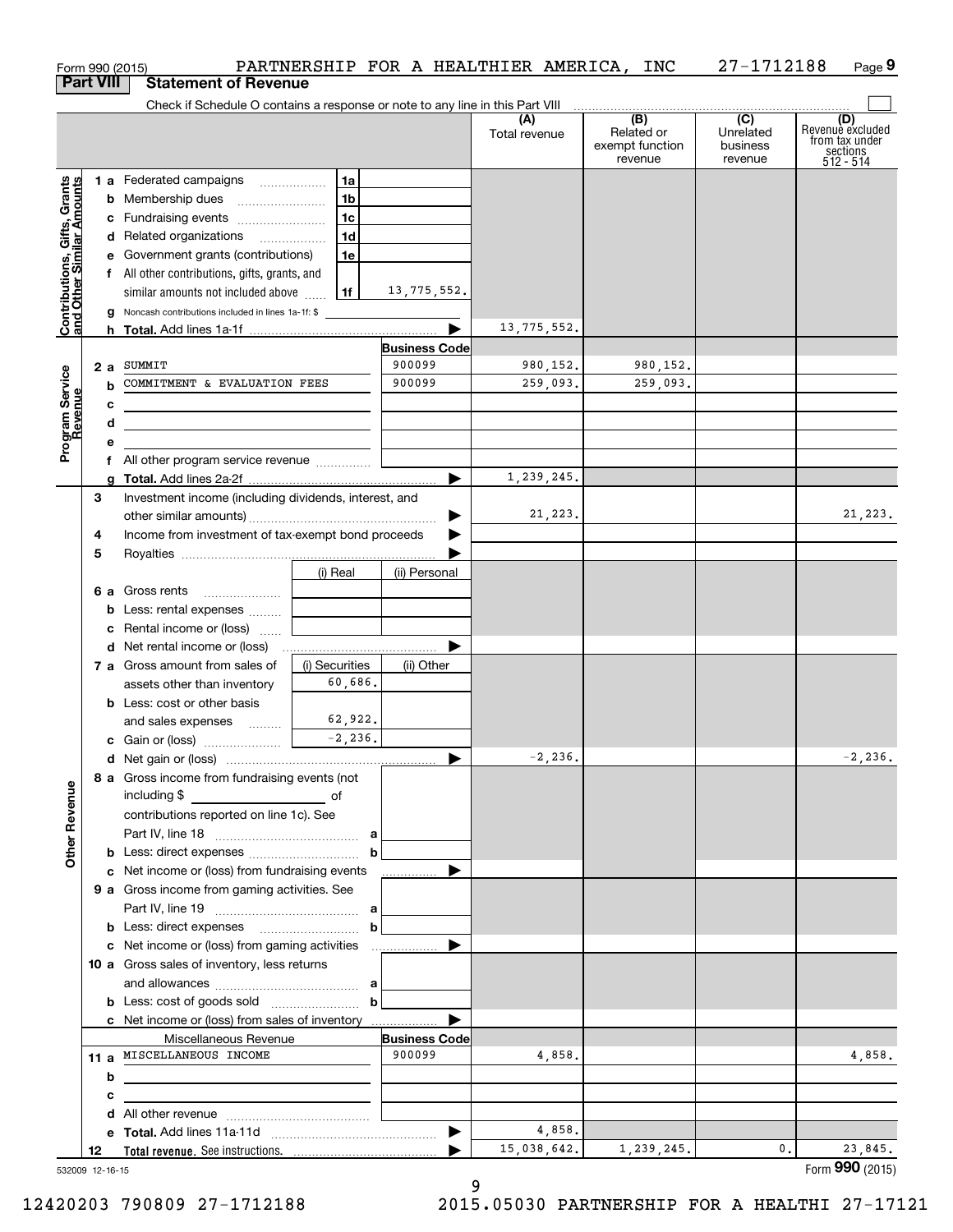Form 990 (2015) PARTNERSHIP FOR A HEALTHIER AMERICA, INC 27-1712188

## Part VIII Statement of Revenue

Check if Schedule O contains a response or note to any line in this Part VIII

| | | | | (A) Total revenue | (B) Related or exempt function revenue | (C) Unrelated business revenue | (D) Revenue excluded from tax under sections 512 - 514 |
|---|---|---|---|---|---|---|---|
| **Contributions, Gifts, Grants and Other Similar Amounts** | 1 a Federated campaigns | 1a | | | | | |
| | b Membership dues | 1b | | | | | |
| | c Fundraising events | 1c | | | | | |
| | d Related organizations | 1d | | | | | |
| | e Government grants (contributions) | 1e | | | | | |
| | f All other contributions, gifts, grants, and similar amounts not included above | 1f | 13,775,552. | | | | |
| | g Noncash contributions included in lines 1a-1f: $ | | | | | | |
| | h **Total.** Add lines 1a-1f | | | 13,775,552. | | | |
| **Program Service Revenue** | | | **Business Code** | | | | |
| | 2 a SUMMIT | | 900099 | 980,152. | 980,152. | | |
| | b COMMITMENT & EVALUATION FEES | | 900099 | 259,093. | 259,093. | | |
| | c | | | | | | |
| | d | | | | | | |
| | e | | | | | | |
| | f All other program service revenue | | | | | | |
| | g **Total.** Add lines 2a-2f | | | 1,239,245. | | | |
| **Other Revenue** | 3 Investment income (including dividends, interest, and other similar amounts) | | | 21,223. | | | 21,223. |
| | 4 Income from investment of tax-exempt bond proceeds | | | | | | |
| | 5 Royalties | | | | | | |
| | | (i) Real | (ii) Personal | | | | |
| | 6 a Gross rents | | | | | | |
| | b Less: rental expenses | | | | | | |
| | c Rental income or (loss) | | | | | | |
| | d Net rental income or (loss) | | | | | | |
| | | (i) Securities | (ii) Other | | | | |
| | 7 a Gross amount from sales of assets other than inventory | 60,686. | | | | | |
| | b Less: cost or other basis and sales expenses | 62,922. | | | | | |
| | c Gain or (loss) | -2,236. | | | | | |
| | d Net gain or (loss) | | | -2,236. | | | -2,236. |
| | 8 a Gross income from fundraising events (not including $ of contributions reported on line 1c). See Part IV, line 18 | a | | | | | |
| | b Less: direct expenses | b | | | | | |
| | c Net income or (loss) from fundraising events | | | | | | |
| | 9 a Gross income from gaming activities. See Part IV, line 19 | a | | | | | |
| | b Less: direct expenses | b | | | | | |
| | c Net income or (loss) from gaming activities | | | | | | |
| | 10 a Gross sales of inventory, less returns and allowances | a | | | | | |
| | b Less: cost of goods sold | b | | | | | |
| | c Net income or (loss) from sales of inventory | | | | | | |
| | Miscellaneous Revenue | | **Business Code** | | | | |
| | 11 a MISCELLANEOUS INCOME | | 900099 | 4,858. | | | 4,858. |
| | b | | | | | | |
| | c | | | | | | |
| | d All other revenue | | | | | | |
| | e **Total.** Add lines 11a-11d | | | 4,858. | | | |
| | 12 **Total revenue.** See instructions. | | | 15,038,642. | 1,239,245. | 0. | 23,845. |

532009 12-16-15

Form **990** (2015)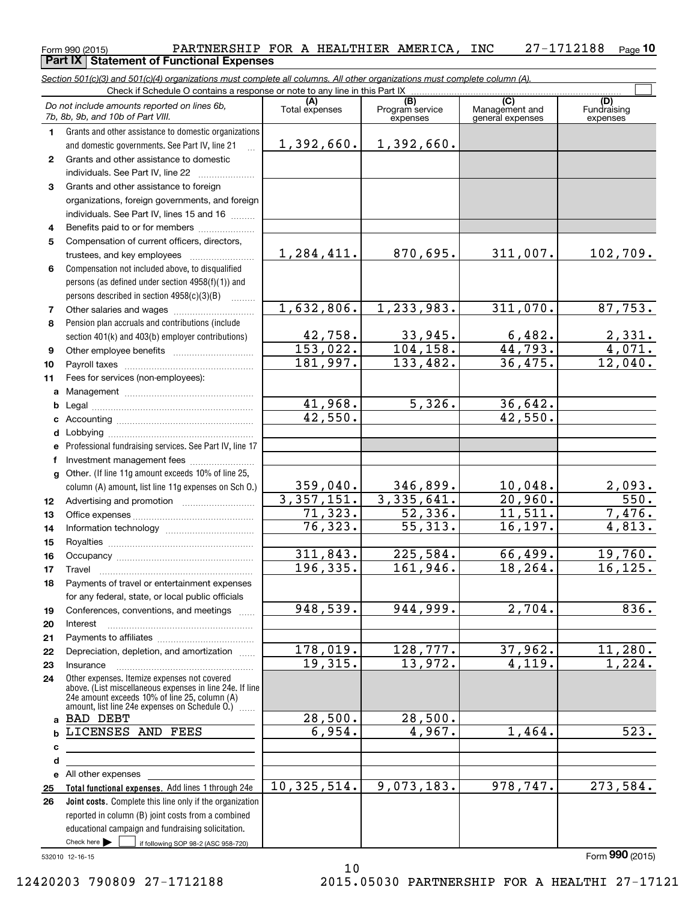Form 990 (2015) PARTNERSHIP FOR A HEALTHIER AMERICA, INC 27-1712188

## Part IX Statement of Functional Expenses

*Section 501(c)(3) and 501(c)(4) organizations must complete all columns. All other organizations must complete column (A).*

Check if Schedule O contains a response or note to any line in this Part IX

| | *Do not include amounts reported on lines 6b, 7b, 8b, 9b, and 10b of Part VIII.* | (A) Total expenses | (B) Program service expenses | (C) Management and general expenses | (D) Fundraising expenses |
|---|---|---|---|---|---|
| 1 | Grants and other assistance to domestic organizations and domestic governments. See Part IV, line 21 | 1,392,660. | 1,392,660. | | |
| 2 | Grants and other assistance to domestic individuals. See Part IV, line 22 | | | | |
| 3 | Grants and other assistance to foreign organizations, foreign governments, and foreign individuals. See Part IV, lines 15 and 16 | | | | |
| 4 | Benefits paid to or for members | | | | |
| 5 | Compensation of current officers, directors, trustees, and key employees | 1,284,411. | 870,695. | 311,007. | 102,709. |
| 6 | Compensation not included above, to disqualified persons (as defined under section 4958(f)(1)) and persons described in section 4958(c)(3)(B) | | | | |
| 7 | Other salaries and wages | 1,632,806. | 1,233,983. | 311,070. | 87,753. |
| 8 | Pension plan accruals and contributions (include section 401(k) and 403(b) employer contributions) | 42,758. | 33,945. | 6,482. | 2,331. |
| 9 | Other employee benefits | 153,022. | 104,158. | 44,793. | 4,071. |
| 10 | Payroll taxes | 181,997. | 133,482. | 36,475. | 12,040. |
| 11 | Fees for services (non-employees): | | | | |
| a | Management | | | | |
| b | Legal | 41,968. | 5,326. | 36,642. | |
| c | Accounting | 42,550. | | 42,550. | |
| d | Lobbying | | | | |
| e | Professional fundraising services. See Part IV, line 17 | | | | |
| f | Investment management fees | | | | |
| g | Other. (If line 11g amount exceeds 10% of line 25, column (A) amount, list line 11g expenses on Sch O.) | 359,040. | 346,899. | 10,048. | 2,093. |
| 12 | Advertising and promotion | 3,357,151. | 3,335,641. | 20,960. | 550. |
| 13 | Office expenses | 71,323. | 52,336. | 11,511. | 7,476. |
| 14 | Information technology | 76,323. | 55,313. | 16,197. | 4,813. |
| 15 | Royalties | | | | |
| 16 | Occupancy | 311,843. | 225,584. | 66,499. | 19,760. |
| 17 | Travel | 196,335. | 161,946. | 18,264. | 16,125. |
| 18 | Payments of travel or entertainment expenses for any federal, state, or local public officials | | | | |
| 19 | Conferences, conventions, and meetings | 948,539. | 944,999. | 2,704. | 836. |
| 20 | Interest | | | | |
| 21 | Payments to affiliates | | | | |
| 22 | Depreciation, depletion, and amortization | 178,019. | 128,777. | 37,962. | 11,280. |
| 23 | Insurance | 19,315. | 13,972. | 4,119. | 1,224. |
| 24 | Other expenses. Itemize expenses not covered above. (List miscellaneous expenses in line 24e. If line 24e amount exceeds 10% of line 25, column (A) amount, list line 24e expenses on Schedule O.) | | | | |
| a | BAD DEBT | 28,500. | 28,500. | | |
| b | LICENSES AND FEES | 6,954. | 4,967. | 1,464. | 523. |
| c | | | | | |
| d | | | | | |
| e | All other expenses | | | | |
| 25 | **Total functional expenses.** Add lines 1 through 24e | 10,325,514. | 9,073,183. | 978,747. | 273,584. |
| 26 | **Joint costs.** Complete this line only if the organization reported in column (B) joint costs from a combined educational campaign and fundraising solicitation. Check here ☐ if following SOP 98-2 (ASC 958-720) | | | | |

532010 12-16-15

Form **990** (2015)

12420203 790809 27-1712188 2015.05030 PARTNERSHIP FOR A HEALTHI 27-17121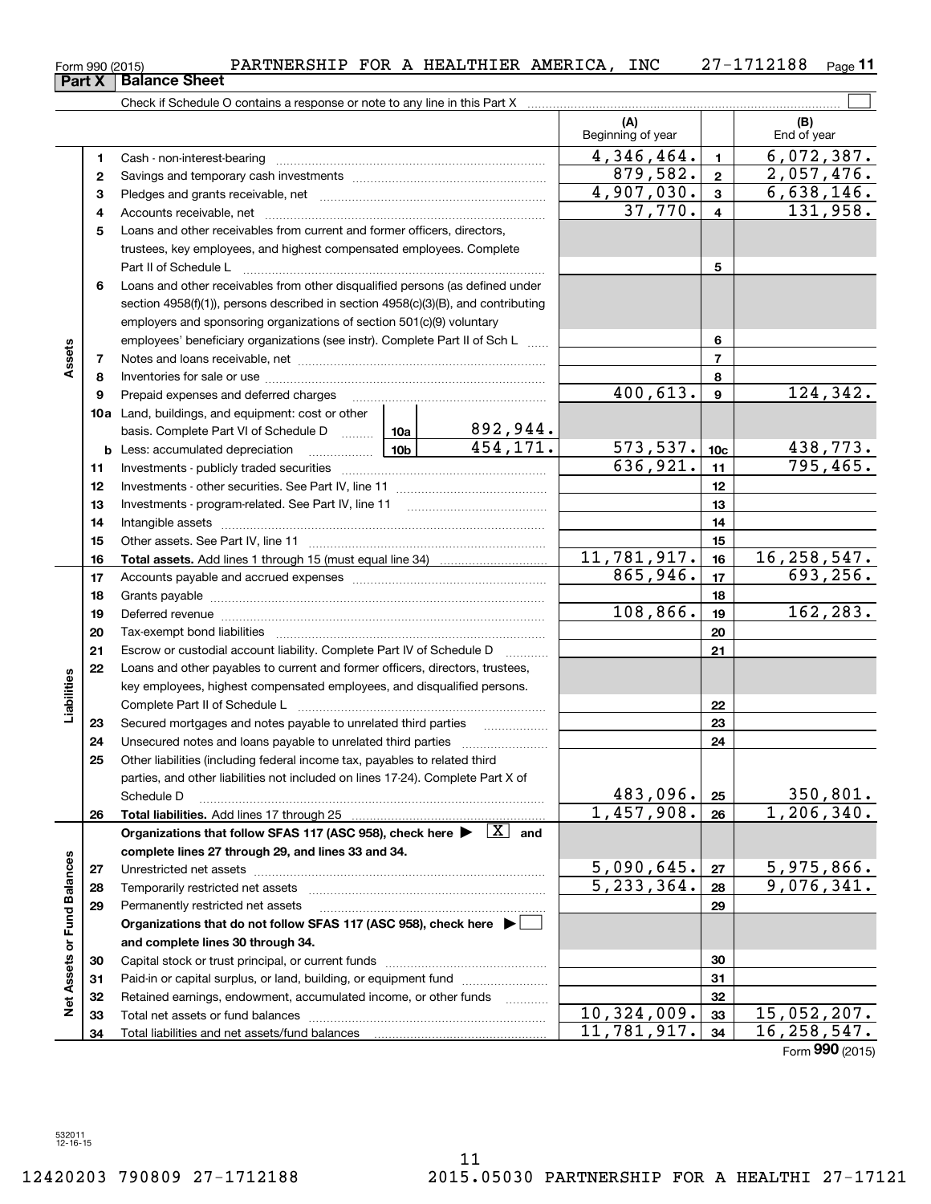Form 990 (2015) PARTNERSHIP FOR A HEALTHIER AMERICA, INC 27-1712188

## Part X Balance Sheet

Check if Schedule O contains a response or note to any line in this Part X

| | | | (A) Beginning of year | | (B) End of year |
|---|---|---|---|---|---|
| **Assets** | 1 | Cash - non-interest-bearing | 4,346,464. | 1 | 6,072,387. |
| | 2 | Savings and temporary cash investments | 879,582. | 2 | 2,057,476. |
| | 3 | Pledges and grants receivable, net | 4,907,030. | 3 | 6,638,146. |
| | 4 | Accounts receivable, net | 37,770. | 4 | 131,958. |
| | 5 | Loans and other receivables from current and former officers, directors, trustees, key employees, and highest compensated employees. Complete Part II of Schedule L | | 5 | |
| | 6 | Loans and other receivables from other disqualified persons (as defined under section 4958(f)(1)), persons described in section 4958(c)(3)(B), and contributing employers and sponsoring organizations of section 501(c)(9) voluntary employees' beneficiary organizations (see instr). Complete Part II of Sch L | | 6 | |
| | 7 | Notes and loans receivable, net | | 7 | |
| | 8 | Inventories for sale or use | | 8 | |
| | 9 | Prepaid expenses and deferred charges | 400,613. | 9 | 124,342. |
| | 10a | Land, buildings, and equipment: cost or other basis. Complete Part VI of Schedule D — 10a: 892,944. | | | |
| | b | Less: accumulated depreciation — 10b: 454,171. | 573,537. | 10c | 438,773. |
| | 11 | Investments - publicly traded securities | 636,921. | 11 | 795,465. |
| | 12 | Investments - other securities. See Part IV, line 11 | | 12 | |
| | 13 | Investments - program-related. See Part IV, line 11 | | 13 | |
| | 14 | Intangible assets | | 14 | |
| | 15 | Other assets. See Part IV, line 11 | | 15 | |
| | 16 | **Total assets.** Add lines 1 through 15 (must equal line 34) | 11,781,917. | 16 | 16,258,547. |
| **Liabilities** | 17 | Accounts payable and accrued expenses | 865,946. | 17 | 693,256. |
| | 18 | Grants payable | | 18 | |
| | 19 | Deferred revenue | 108,866. | 19 | 162,283. |
| | 20 | Tax-exempt bond liabilities | | 20 | |
| | 21 | Escrow or custodial account liability. Complete Part IV of Schedule D | | 21 | |
| | 22 | Loans and other payables to current and former officers, directors, trustees, key employees, highest compensated employees, and disqualified persons. Complete Part II of Schedule L | | 22 | |
| | 23 | Secured mortgages and notes payable to unrelated third parties | | 23 | |
| | 24 | Unsecured notes and loans payable to unrelated third parties | | 24 | |
| | 25 | Other liabilities (including federal income tax, payables to related third parties, and other liabilities not included on lines 17-24). Complete Part X of Schedule D | 483,096. | 25 | 350,801. |
| | 26 | **Total liabilities.** Add lines 17 through 25 | 1,457,908. | 26 | 1,206,340. |
| **Net Assets or Fund Balances** | | **Organizations that follow SFAS 117 (ASC 958), check here ▶ [X] and complete lines 27 through 29, and lines 33 and 34.** | | | |
| | 27 | Unrestricted net assets | 5,090,645. | 27 | 5,975,866. |
| | 28 | Temporarily restricted net assets | 5,233,364. | 28 | 9,076,341. |
| | 29 | Permanently restricted net assets | | 29 | |
| | | **Organizations that do not follow SFAS 117 (ASC 958), check here ▶ [ ] and complete lines 30 through 34.** | | | |
| | 30 | Capital stock or trust principal, or current funds | | 30 | |
| | 31 | Paid-in or capital surplus, or land, building, or equipment fund | | 31 | |
| | 32 | Retained earnings, endowment, accumulated income, or other funds | | 32 | |
| | 33 | Total net assets or fund balances | 10,324,009. | 33 | 15,052,207. |
| | 34 | Total liabilities and net assets/fund balances | 11,781,917. | 34 | 16,258,547. |

Form **990** (2015)

532011 12-16-15

12420203 790809 27-1712188 2015.05030 PARTNERSHIP FOR A HEALTHI 27-17121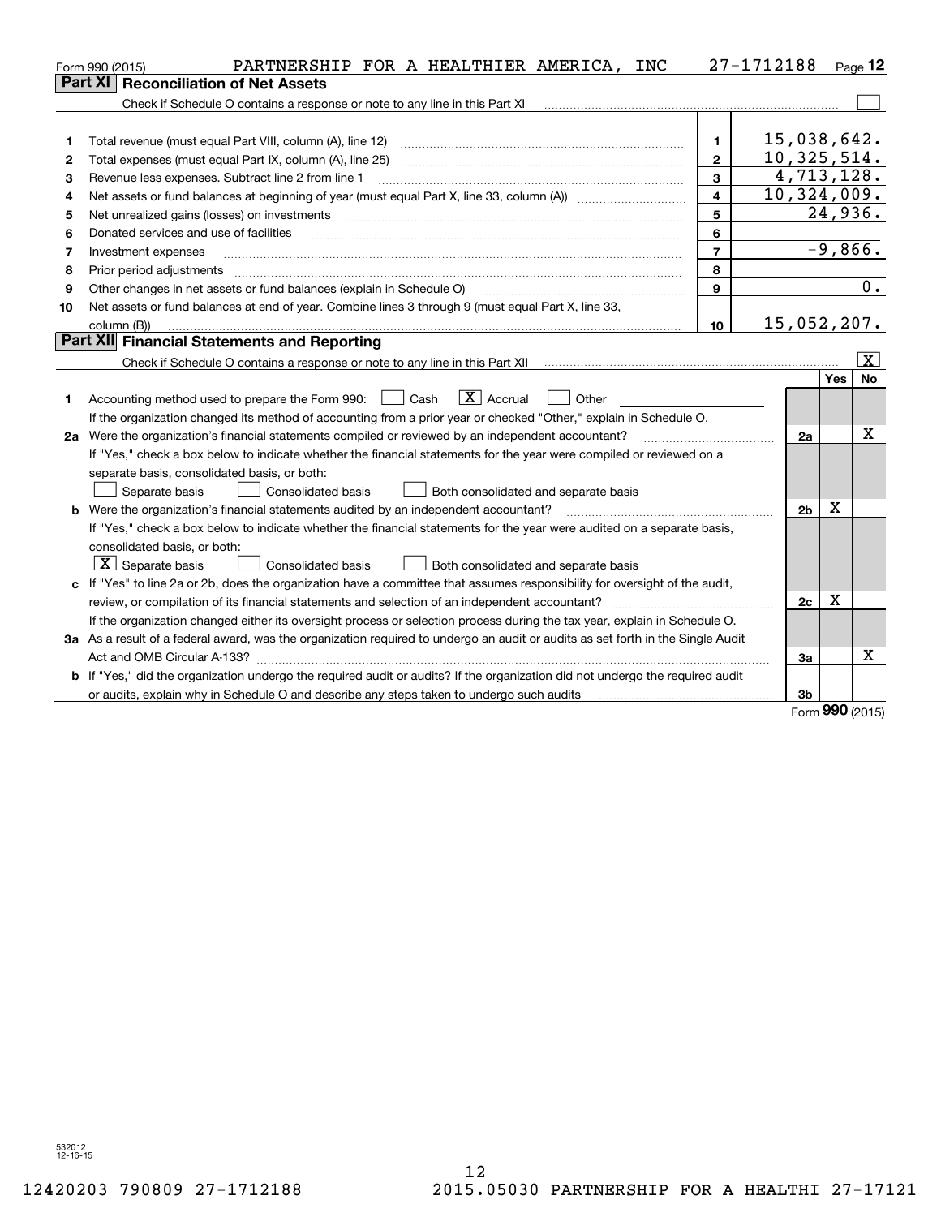Form 990 (2015) PARTNERSHIP FOR A HEALTHIER AMERICA, INC 27-1712188 Page 12

## Part XI Reconciliation of Net Assets

Check if Schedule O contains a response or note to any line in this Part XI ☐

| | | | |
|---|---|---|---|
| 1 | Total revenue (must equal Part VIII, column (A), line 12) | 1 | 15,038,642. |
| 2 | Total expenses (must equal Part IX, column (A), line 25) | 2 | 10,325,514. |
| 3 | Revenue less expenses. Subtract line 2 from line 1 | 3 | 4,713,128. |
| 4 | Net assets or fund balances at beginning of year (must equal Part X, line 33, column (A)) | 4 | 10,324,009. |
| 5 | Net unrealized gains (losses) on investments | 5 | 24,936. |
| 6 | Donated services and use of facilities | 6 | |
| 7 | Investment expenses | 7 | -9,866. |
| 8 | Prior period adjustments | 8 | |
| 9 | Other changes in net assets or fund balances (explain in Schedule O) | 9 | 0. |
| 10 | Net assets or fund balances at end of year. Combine lines 3 through 9 (must equal Part X, line 33, column (B)) | 10 | 15,052,207. |

## Part XII Financial Statements and Reporting

Check if Schedule O contains a response or note to any line in this Part XII ☒

| | | | Yes | No |
|---|---|---|---|---|
| 1 | Accounting method used to prepare the Form 990: ☐ Cash ☒ Accrual ☐ Other<br>If the organization changed its method of accounting from a prior year or checked "Other," explain in Schedule O. | | | |
| 2a | Were the organization's financial statements compiled or reviewed by an independent accountant?<br>If "Yes," check a box below to indicate whether the financial statements for the year were compiled or reviewed on a separate basis, consolidated basis, or both:<br>☐ Separate basis ☐ Consolidated basis ☐ Both consolidated and separate basis | 2a | | X |
| b | Were the organization's financial statements audited by an independent accountant?<br>If "Yes," check a box below to indicate whether the financial statements for the year were audited on a separate basis, consolidated basis, or both:<br>☒ Separate basis ☐ Consolidated basis ☐ Both consolidated and separate basis | 2b | X | |
| c | If "Yes" to line 2a or 2b, does the organization have a committee that assumes responsibility for oversight of the audit, review, or compilation of its financial statements and selection of an independent accountant?<br>If the organization changed either its oversight process or selection process during the tax year, explain in Schedule O. | 2c | X | |
| 3a | As a result of a federal award, was the organization required to undergo an audit or audits as set forth in the Single Audit Act and OMB Circular A-133? | 3a | | X |
| b | If "Yes," did the organization undergo the required audit or audits? If the organization did not undergo the required audit or audits, explain why in Schedule O and describe any steps taken to undergo such audits | 3b | | |

Form 990 (2015)

532012 12-16-15

12420203 790809 27-1712188 2015.05030 PARTNERSHIP FOR A HEALTHI 27-17121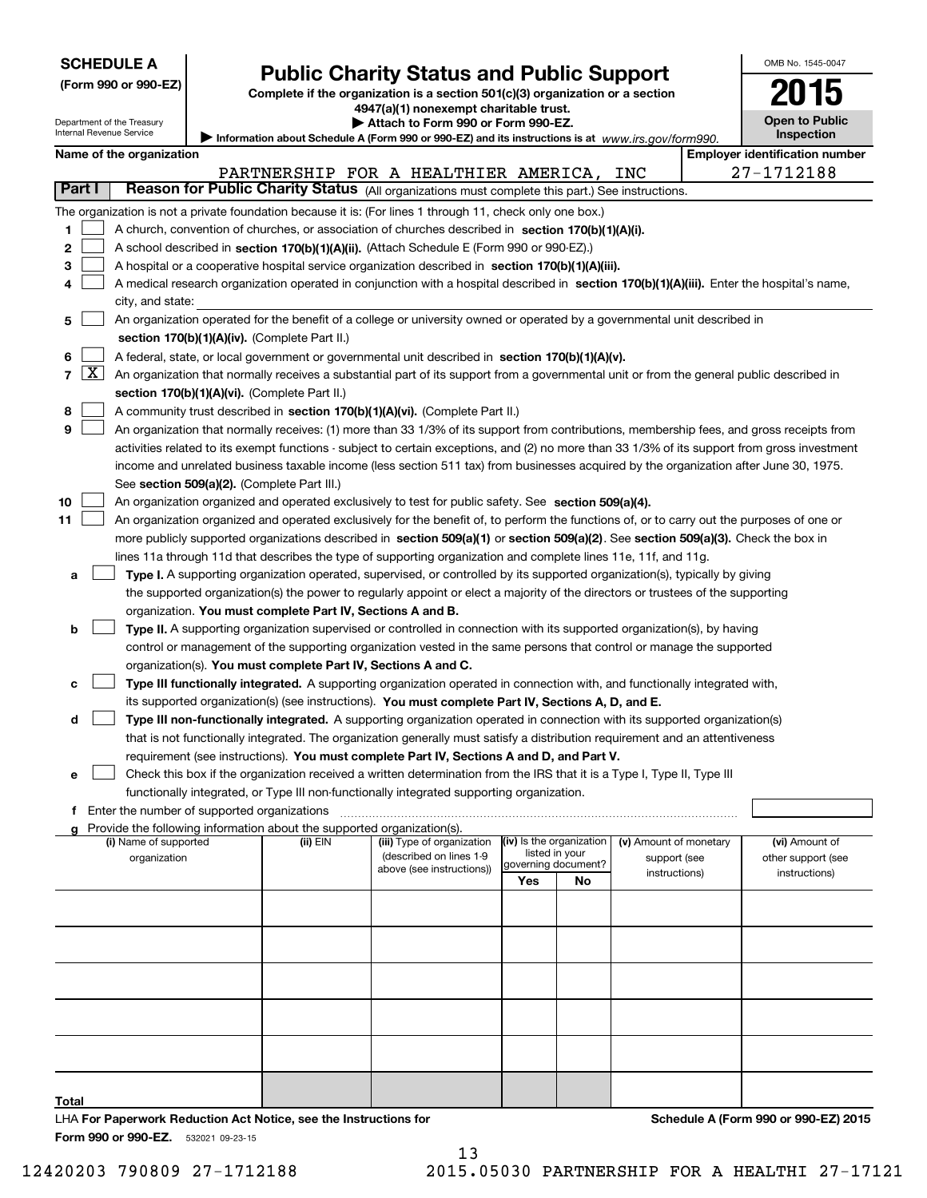**SCHEDULE A**
**(Form 990 or 990-EZ)**

Department of the Treasury
Internal Revenue Service

# Public Charity Status and Public Support

**Complete if the organization is a section 501(c)(3) organization or a section 4947(a)(1) nonexempt charitable trust.**
**▶ Attach to Form 990 or Form 990-EZ.**
**▶ Information about Schedule A (Form 990 or 990-EZ) and its instructions is at** *www.irs.gov/form990.*

OMB No. 1545-0047
**2015**
**Open to Public Inspection**

**Name of the organization:** PARTNERSHIP FOR A HEALTHIER AMERICA, INC
**Employer identification number:** 27-1712188

## Part I — Reason for Public Charity Status (All organizations must complete this part.) See instructions.

The organization is not a private foundation because it is: (For lines 1 through 11, check only one box.)

1. [ ] A church, convention of churches, or association of churches described in **section 170(b)(1)(A)(i).**
2. [ ] A school described in **section 170(b)(1)(A)(ii).** (Attach Schedule E (Form 990 or 990-EZ).)
3. [ ] A hospital or a cooperative hospital service organization described in **section 170(b)(1)(A)(iii).**
4. [ ] A medical research organization operated in conjunction with a hospital described in **section 170(b)(1)(A)(iii).** Enter the hospital's name, city, and state:
5. [ ] An organization operated for the benefit of a college or university owned or operated by a governmental unit described in **section 170(b)(1)(A)(iv).** (Complete Part II.)
6. [ ] A federal, state, or local government or governmental unit described in **section 170(b)(1)(A)(v).**
7. [X] An organization that normally receives a substantial part of its support from a governmental unit or from the general public described in **section 170(b)(1)(A)(vi).** (Complete Part II.)
8. [ ] A community trust described in **section 170(b)(1)(A)(vi).** (Complete Part II.)
9. [ ] An organization that normally receives: (1) more than 33 1/3% of its support from contributions, membership fees, and gross receipts from activities related to its exempt functions - subject to certain exceptions, and (2) no more than 33 1/3% of its support from gross investment income and unrelated business taxable income (less section 511 tax) from businesses acquired by the organization after June 30, 1975. See **section 509(a)(2).** (Complete Part III.)
10. [ ] An organization organized and operated exclusively to test for public safety. See **section 509(a)(4).**
11. [ ] An organization organized and operated exclusively for the benefit of, to perform the functions of, or to carry out the purposes of one or more publicly supported organizations described in **section 509(a)(1)** or **section 509(a)(2)**. See **section 509(a)(3).** Check the box in lines 11a through 11d that describes the type of supporting organization and complete lines 11e, 11f, and 11g.
   - **a** [ ] **Type I.** A supporting organization operated, supervised, or controlled by its supported organization(s), typically by giving the supported organization(s) the power to regularly appoint or elect a majority of the directors or trustees of the supporting organization. **You must complete Part IV, Sections A and B.**
   - **b** [ ] **Type II.** A supporting organization supervised or controlled in connection with its supported organization(s), by having control or management of the supporting organization vested in the same persons that control or manage the supported organization(s). **You must complete Part IV, Sections A and C.**
   - **c** [ ] **Type III functionally integrated.** A supporting organization operated in connection with, and functionally integrated with, its supported organization(s) (see instructions). **You must complete Part IV, Sections A, D, and E.**
   - **d** [ ] **Type III non-functionally integrated.** A supporting organization operated in connection with its supported organization(s) that is not functionally integrated. The organization generally must satisfy a distribution requirement and an attentiveness requirement (see instructions). **You must complete Part IV, Sections A and D, and Part V.**
   - **e** [ ] Check this box if the organization received a written determination from the IRS that it is a Type I, Type II, Type III functionally integrated, or Type III non-functionally integrated supporting organization.
   - **f** Enter the number of supported organizations
   - **g** Provide the following information about the supported organization(s).

| (i) Name of supported organization | (ii) EIN | (iii) Type of organization (described on lines 1-9 above (see instructions)) | (iv) Is the organization listed in your governing document? Yes | No | (v) Amount of monetary support (see instructions) | (vi) Amount of other support (see instructions) |
|---|---|---|---|---|---|---|
| | | | | | | |
| | | | | | | |
| | | | | | | |
| | | | | | | |
| | | | | | | |
| **Total** | | | | | | |

LHA **For Paperwork Reduction Act Notice, see the Instructions for Form 990 or 990-EZ.** 532021 09-23-15

**Schedule A (Form 990 or 990-EZ) 2015**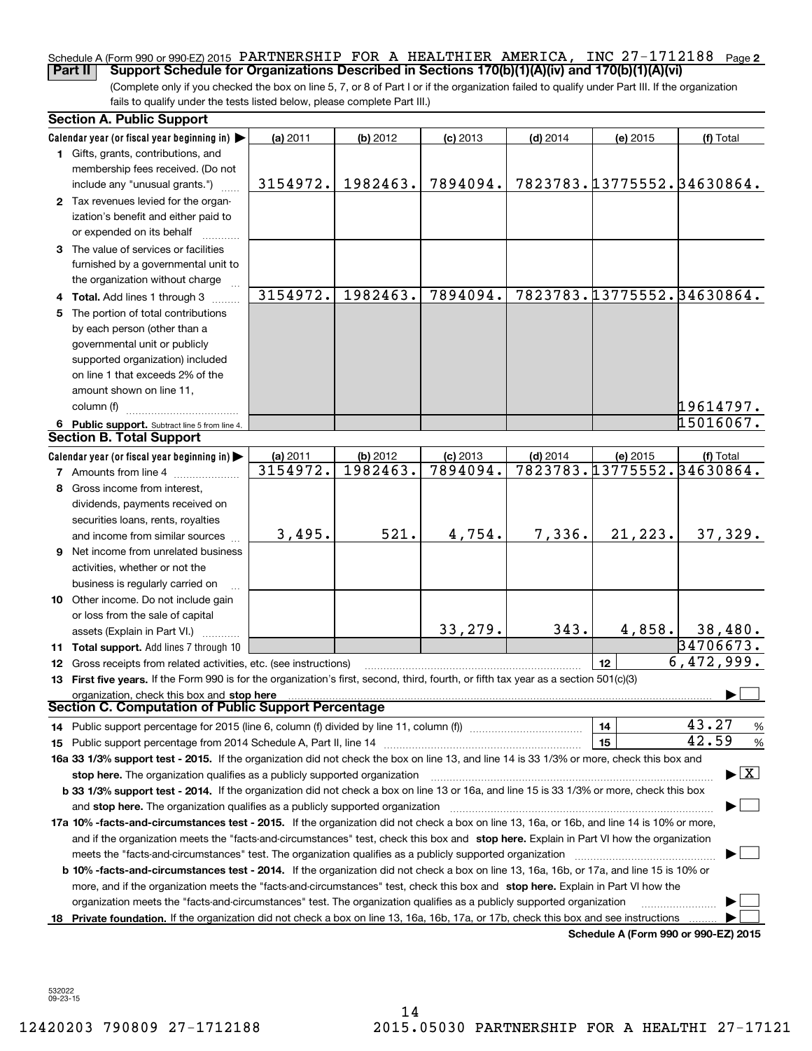Schedule A (Form 990 or 990-EZ) 2015 PARTNERSHIP FOR A HEALTHIER AMERICA, INC 27-1712188 Page 2

**Part II Support Schedule for Organizations Described in Sections 170(b)(1)(A)(iv) and 170(b)(1)(A)(vi)**

(Complete only if you checked the box on line 5, 7, or 8 of Part I or if the organization failed to qualify under Part III. If the organization fails to qualify under the tests listed below, please complete Part III.)

**Section A. Public Support**

| Calendar year (or fiscal year beginning in) | (a) 2011 | (b) 2012 | (c) 2013 | (d) 2014 | (e) 2015 | (f) Total |
|---|---|---|---|---|---|---|
| 1 Gifts, grants, contributions, and membership fees received. (Do not include any "unusual grants.") | 3154972. | 1982463. | 7894094. | 7823783. | 13775552. | 34630864. |
| 2 Tax revenues levied for the organization's benefit and either paid to or expended on its behalf | | | | | | |
| 3 The value of services or facilities furnished by a governmental unit to the organization without charge | | | | | | |
| 4 Total. Add lines 1 through 3 | 3154972. | 1982463. | 7894094. | 7823783. | 13775552. | 34630864. |
| 5 The portion of total contributions by each person (other than a governmental unit or publicly supported organization) included on line 1 that exceeds 2% of the amount shown on line 11, column (f) | | | | | | 19614797. |
| 6 Public support. Subtract line 5 from line 4. | | | | | | 15016067. |

**Section B. Total Support**

| Calendar year (or fiscal year beginning in) | (a) 2011 | (b) 2012 | (c) 2013 | (d) 2014 | (e) 2015 | (f) Total |
|---|---|---|---|---|---|---|
| 7 Amounts from line 4 | 3154972. | 1982463. | 7894094. | 7823783. | 13775552. | 34630864. |
| 8 Gross income from interest, dividends, payments received on securities loans, rents, royalties and income from similar sources | 3,495. | 521. | 4,754. | 7,336. | 21,223. | 37,329. |
| 9 Net income from unrelated business activities, whether or not the business is regularly carried on | | | | | | |
| 10 Other income. Do not include gain or loss from the sale of capital assets (Explain in Part VI.) | | | 33,279. | 343. | 4,858. | 38,480. |
| 11 Total support. Add lines 7 through 10 | | | | | | 34706673. |
| 12 Gross receipts from related activities, etc. (see instructions) | | | | | 12 | 6,472,999. |

**13 First five years.** If the Form 990 is for the organization's first, second, third, fourth, or fifth tax year as a section 501(c)(3) organization, check this box and **stop here** ☐

**Section C. Computation of Public Support Percentage**

14 Public support percentage for 2015 (line 6, column (f) divided by line 11, column (f)) — 14 — 43.27 %

15 Public support percentage from 2014 Schedule A, Part II, line 14 — 15 — 42.59 %

**16a 33 1/3% support test - 2015.** If the organization did not check the box on line 13, and line 14 is 33 1/3% or more, check this box and **stop here.** The organization qualifies as a publicly supported organization ☒

**b 33 1/3% support test - 2014.** If the organization did not check a box on line 13 or 16a, and line 15 is 33 1/3% or more, check this box and **stop here.** The organization qualifies as a publicly supported organization ☐

**17a 10% -facts-and-circumstances test - 2015.** If the organization did not check a box on line 13, 16a, or 16b, and line 14 is 10% or more, and if the organization meets the "facts-and-circumstances" test, check this box and **stop here.** Explain in Part VI how the organization meets the "facts-and-circumstances" test. The organization qualifies as a publicly supported organization ☐

**b 10% -facts-and-circumstances test - 2014.** If the organization did not check a box on line 13, 16a, 16b, or 17a, and line 15 is 10% or more, and if the organization meets the "facts-and-circumstances" test, check this box and **stop here.** Explain in Part VI how the organization meets the "facts-and-circumstances" test. The organization qualifies as a publicly supported organization ☐

**18 Private foundation.** If the organization did not check a box on line 13, 16a, 16b, 17a, or 17b, check this box and see instructions ☐

**Schedule A (Form 990 or 990-EZ) 2015**

532022 09-23-15

12420203 790809 27-1712188 2015.05030 PARTNERSHIP FOR A HEALTHI 27-17121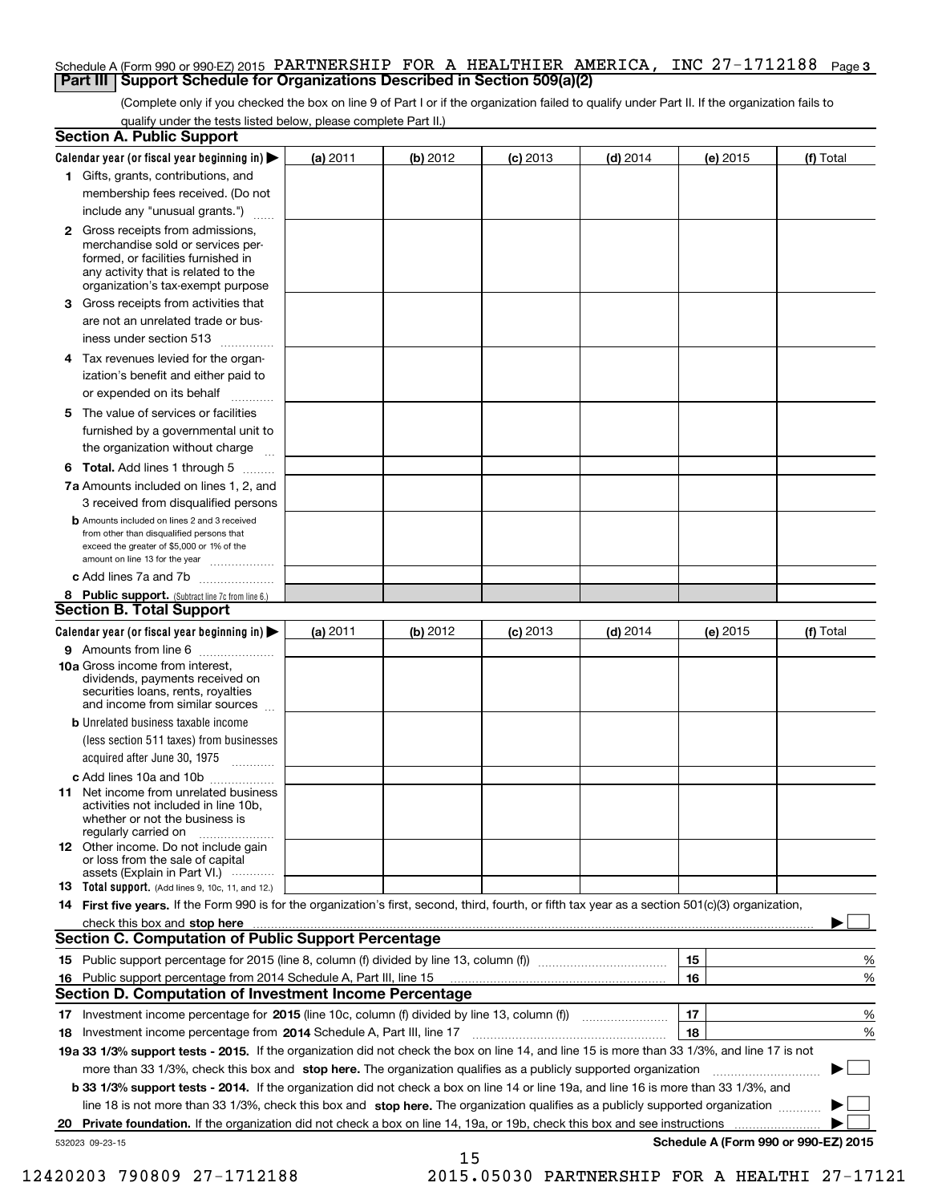Schedule A (Form 990 or 990-EZ) 2015 PARTNERSHIP FOR A HEALTHIER AMERICA, INC 27-1712188 Page 3

## Part III Support Schedule for Organizations Described in Section 509(a)(2)

(Complete only if you checked the box on line 9 of Part I or if the organization failed to qualify under Part II. If the organization fails to qualify under the tests listed below, please complete Part II.)

### Section A. Public Support

| Calendar year (or fiscal year beginning in) ▶ | (a) 2011 | (b) 2012 | (c) 2013 | (d) 2014 | (e) 2015 | (f) Total |
|---|---|---|---|---|---|---|
| 1 Gifts, grants, contributions, and membership fees received. (Do not include any "unusual grants.") | | | | | | |
| 2 Gross receipts from admissions, merchandise sold or services performed, or facilities furnished in any activity that is related to the organization's tax-exempt purpose | | | | | | |
| 3 Gross receipts from activities that are not an unrelated trade or business under section 513 | | | | | | |
| 4 Tax revenues levied for the organization's benefit and either paid to or expended on its behalf | | | | | | |
| 5 The value of services or facilities furnished by a governmental unit to the organization without charge | | | | | | |
| 6 **Total.** Add lines 1 through 5 | | | | | | |
| 7a Amounts included on lines 1, 2, and 3 received from disqualified persons | | | | | | |
| b Amounts included on lines 2 and 3 received from other than disqualified persons that exceed the greater of $5,000 or 1% of the amount on line 13 for the year | | | | | | |
| c Add lines 7a and 7b | | | | | | |
| 8 **Public support.** (Subtract line 7c from line 6.) | | | | | | |

### Section B. Total Support

| Calendar year (or fiscal year beginning in) ▶ | (a) 2011 | (b) 2012 | (c) 2013 | (d) 2014 | (e) 2015 | (f) Total |
|---|---|---|---|---|---|---|
| 9 Amounts from line 6 | | | | | | |
| 10a Gross income from interest, dividends, payments received on securities loans, rents, royalties and income from similar sources | | | | | | |
| b Unrelated business taxable income (less section 511 taxes) from businesses acquired after June 30, 1975 | | | | | | |
| c Add lines 10a and 10b | | | | | | |
| 11 Net income from unrelated business activities not included in line 10b, whether or not the business is regularly carried on | | | | | | |
| 12 Other income. Do not include gain or loss from the sale of capital assets (Explain in Part VI.) | | | | | | |
| 13 **Total support.** (Add lines 9, 10c, 11, and 12.) | | | | | | |

14 **First five years.** If the Form 990 is for the organization's first, second, third, fourth, or fifth tax year as a section 501(c)(3) organization, check this box and **stop here** ▶ ☐

### Section C. Computation of Public Support Percentage

| | | |
|---|---|---|
| 15 Public support percentage for 2015 (line 8, column (f) divided by line 13, column (f)) | 15 | % |
| 16 Public support percentage from 2014 Schedule A, Part III, line 15 | 16 | % |

### Section D. Computation of Investment Income Percentage

| | | |
|---|---|---|
| 17 Investment income percentage for **2015** (line 10c, column (f) divided by line 13, column (f)) | 17 | % |
| 18 Investment income percentage from **2014** Schedule A, Part III, line 17 | 18 | % |

**19a 33 1/3% support tests - 2015.** If the organization did not check the box on line 14, and line 15 is more than 33 1/3%, and line 17 is not more than 33 1/3%, check this box and **stop here.** The organization qualifies as a publicly supported organization ▶ ☐

**b 33 1/3% support tests - 2014.** If the organization did not check a box on line 14 or line 19a, and line 16 is more than 33 1/3%, and line 18 is not more than 33 1/3%, check this box and **stop here.** The organization qualifies as a publicly supported organization ▶ ☐

**20 Private foundation.** If the organization did not check a box on line 14, 19a, or 19b, check this box and see instructions ▶ ☐

532023 09-23-15 **Schedule A (Form 990 or 990-EZ) 2015**

12420203 790809 27-1712188 2015.05030 PARTNERSHIP FOR A HEALTHI 27-17121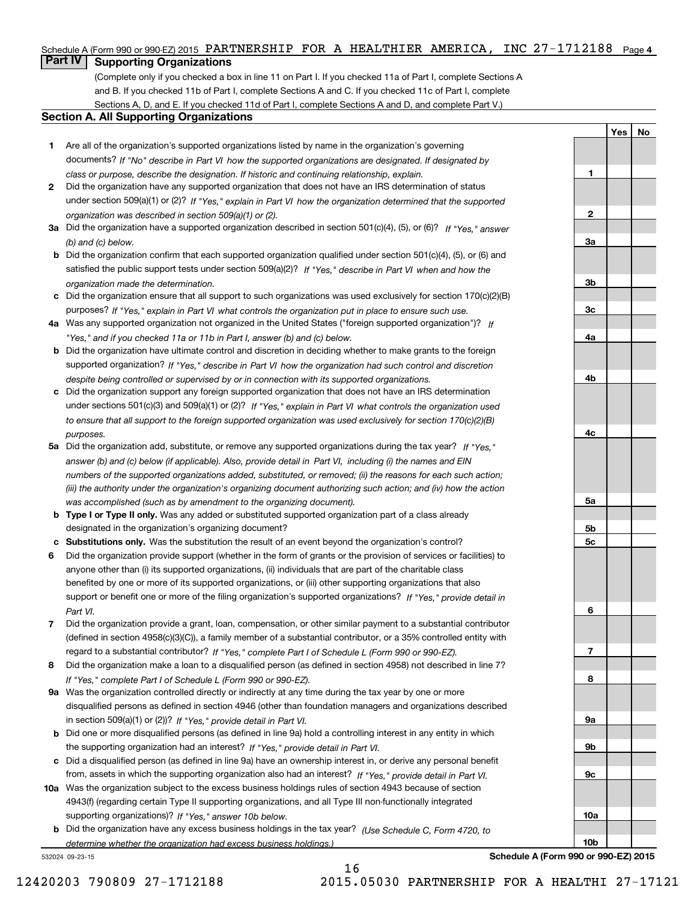Schedule A (Form 990 or 990-EZ) 2015 PARTNERSHIP FOR A HEALTHIER AMERICA, INC 27-1712188 Page 4

## Part IV Supporting Organizations

(Complete only if you checked a box in line 11 on Part I. If you checked 11a of Part I, complete Sections A and B. If you checked 11b of Part I, complete Sections A and C. If you checked 11c of Part I, complete Sections A, D, and E. If you checked 11d of Part I, complete Sections A and D, and complete Part V.)

### Section A. All Supporting Organizations

| | | Line | Yes | No |
|---|---|---|---|---|
| 1 | Are all of the organization's supported organizations listed by name in the organization's governing documents? *If "No" describe in Part VI how the supported organizations are designated. If designated by class or purpose, describe the designation. If historic and continuing relationship, explain.* | 1 | | |
| 2 | Did the organization have any supported organization that does not have an IRS determination of status under section 509(a)(1) or (2)? *If "Yes," explain in Part VI how the organization determined that the supported organization was described in section 509(a)(1) or (2).* | 2 | | |
| 3a | Did the organization have a supported organization described in section 501(c)(4), (5), or (6)? *If "Yes," answer (b) and (c) below.* | 3a | | |
| b | Did the organization confirm that each supported organization qualified under section 501(c)(4), (5), or (6) and satisfied the public support tests under section 509(a)(2)? *If "Yes," describe in Part VI when and how the organization made the determination.* | 3b | | |
| c | Did the organization ensure that all support to such organizations was used exclusively for section 170(c)(2)(B) purposes? *If "Yes," explain in Part VI what controls the organization put in place to ensure such use.* | 3c | | |
| 4a | Was any supported organization not organized in the United States ("foreign supported organization")? *If "Yes," and if you checked 11a or 11b in Part I, answer (b) and (c) below.* | 4a | | |
| b | Did the organization have ultimate control and discretion in deciding whether to make grants to the foreign supported organization? *If "Yes," describe in Part VI how the organization had such control and discretion despite being controlled or supervised by or in connection with its supported organizations.* | 4b | | |
| c | Did the organization support any foreign supported organization that does not have an IRS determination under sections 501(c)(3) and 509(a)(1) or (2)? *If "Yes," explain in Part VI what controls the organization used to ensure that all support to the foreign supported organization was used exclusively for section 170(c)(2)(B) purposes.* | 4c | | |
| 5a | Did the organization add, substitute, or remove any supported organizations during the tax year? *If "Yes," answer (b) and (c) below (if applicable). Also, provide detail in Part VI, including (i) the names and EIN numbers of the supported organizations added, substituted, or removed; (ii) the reasons for each such action; (iii) the authority under the organization's organizing document authorizing such action; and (iv) how the action was accomplished (such as by amendment to the organizing document).* | 5a | | |
| b | **Type I or Type II only.** Was any added or substituted supported organization part of a class already designated in the organization's organizing document? | 5b | | |
| c | **Substitutions only.** Was the substitution the result of an event beyond the organization's control? | 5c | | |
| 6 | Did the organization provide support (whether in the form of grants or the provision of services or facilities) to anyone other than (i) its supported organizations, (ii) individuals that are part of the charitable class benefited by one or more of its supported organizations, or (iii) other supporting organizations that also support or benefit one or more of the filing organization's supported organizations? *If "Yes," provide detail in Part VI.* | 6 | | |
| 7 | Did the organization provide a grant, loan, compensation, or other similar payment to a substantial contributor (defined in section 4958(c)(3)(C)), a family member of a substantial contributor, or a 35% controlled entity with regard to a substantial contributor? *If "Yes," complete Part I of Schedule L (Form 990 or 990-EZ).* | 7 | | |
| 8 | Did the organization make a loan to a disqualified person (as defined in section 4958) not described in line 7? *If "Yes," complete Part I of Schedule L (Form 990 or 990-EZ).* | 8 | | |
| 9a | Was the organization controlled directly or indirectly at any time during the tax year by one or more disqualified persons as defined in section 4946 (other than foundation managers and organizations described in section 509(a)(1) or (2))? *If "Yes," provide detail in Part VI.* | 9a | | |
| b | Did one or more disqualified persons (as defined in line 9a) hold a controlling interest in any entity in which the supporting organization had an interest? *If "Yes," provide detail in Part VI.* | 9b | | |
| c | Did a disqualified person (as defined in line 9a) have an ownership interest in, or derive any personal benefit from, assets in which the supporting organization also had an interest? *If "Yes," provide detail in Part VI.* | 9c | | |
| 10a | Was the organization subject to the excess business holdings rules of section 4943 because of section 4943(f) (regarding certain Type II supporting organizations, and all Type III non-functionally integrated supporting organizations)? *If "Yes," answer 10b below.* | 10a | | |
| b | Did the organization have any excess business holdings in the tax year? *(Use Schedule C, Form 4720, to determine whether the organization had excess business holdings.)* | 10b | | |

532024 09-23-15 **Schedule A (Form 990 or 990-EZ) 2015**

12420203 790809 27-1712188 2015.05030 PARTNERSHIP FOR A HEALTHI 27-17121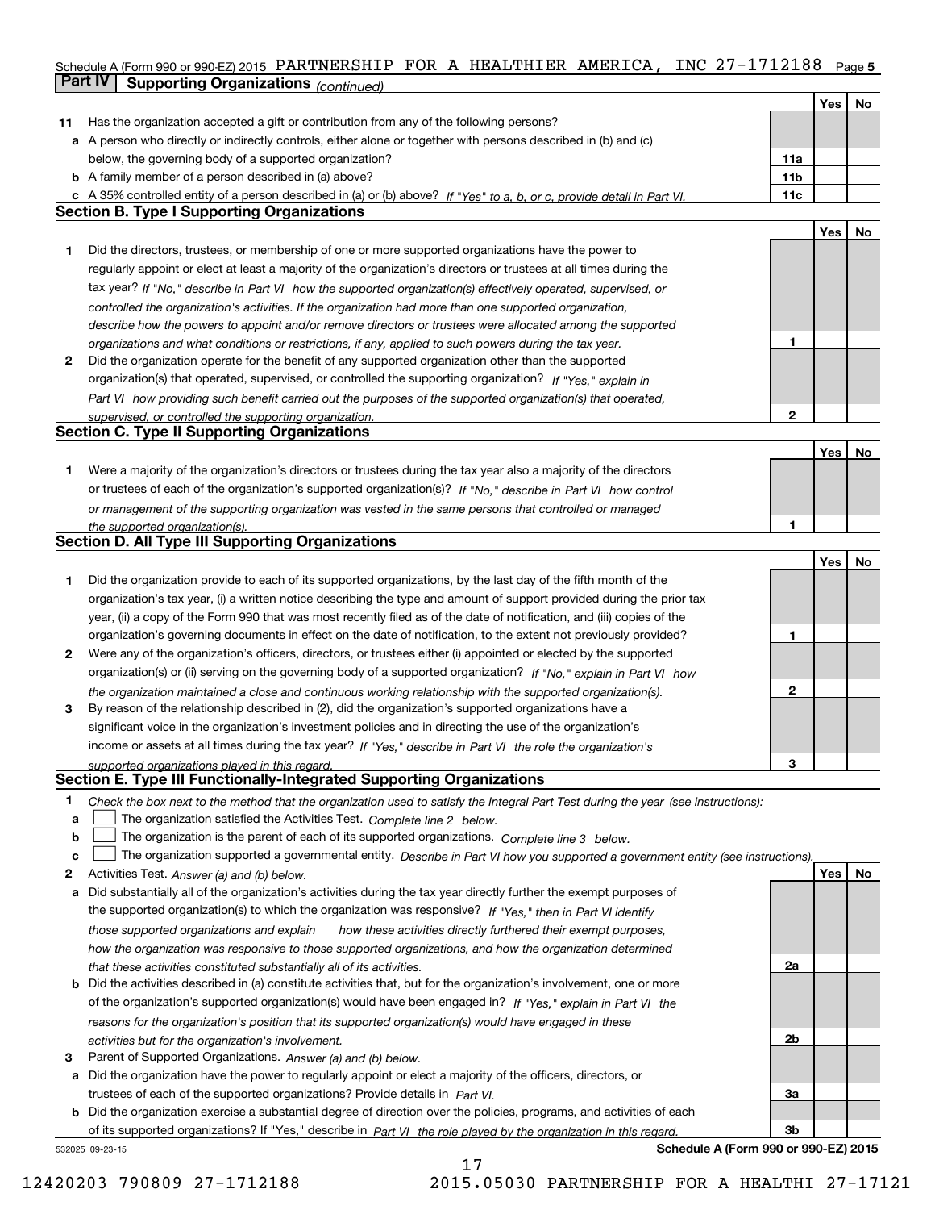Schedule A (Form 990 or 990-EZ) 2015 PARTNERSHIP FOR A HEALTHIER AMERICA, INC 27-1712188 Page 5

## Part IV Supporting Organizations *(continued)*

| | | | Yes | No |
|---|---|---|---|---|
| **11** | Has the organization accepted a gift or contribution from any of the following persons? | | | |
| **a** | A person who directly or indirectly controls, either alone or together with persons described in (b) and (c) below, the governing body of a supported organization? | **11a** | | |
| **b** | A family member of a person described in (a) above? | **11b** | | |
| **c** | A 35% controlled entity of a person described in (a) or (b) above? *If "Yes" to a, b, or c, provide detail in Part VI.* | **11c** | | |

### Section B. Type I Supporting Organizations

| | | | Yes | No |
|---|---|---|---|---|
| **1** | Did the directors, trustees, or membership of one or more supported organizations have the power to regularly appoint or elect at least a majority of the organization's directors or trustees at all times during the tax year? *If "No," describe in Part VI how the supported organization(s) effectively operated, supervised, or controlled the organization's activities. If the organization had more than one supported organization, describe how the powers to appoint and/or remove directors or trustees were allocated among the supported organizations and what conditions or restrictions, if any, applied to such powers during the tax year.* | **1** | | |
| **2** | Did the organization operate for the benefit of any supported organization other than the supported organization(s) that operated, supervised, or controlled the supporting organization? *If "Yes," explain in Part VI how providing such benefit carried out the purposes of the supported organization(s) that operated, supervised, or controlled the supporting organization.* | **2** | | |

### Section C. Type II Supporting Organizations

| | | | Yes | No |
|---|---|---|---|---|
| **1** | Were a majority of the organization's directors or trustees during the tax year also a majority of the directors or trustees of each of the organization's supported organization(s)? *If "No," describe in Part VI how control or management of the supporting organization was vested in the same persons that controlled or managed the supported organization(s).* | **1** | | |

### Section D. All Type III Supporting Organizations

| | | | Yes | No |
|---|---|---|---|---|
| **1** | Did the organization provide to each of its supported organizations, by the last day of the fifth month of the organization's tax year, (i) a written notice describing the type and amount of support provided during the prior tax year, (ii) a copy of the Form 990 that was most recently filed as of the date of notification, and (iii) copies of the organization's governing documents in effect on the date of notification, to the extent not previously provided? | **1** | | |
| **2** | Were any of the organization's officers, directors, or trustees either (i) appointed or elected by the supported organization(s) or (ii) serving on the governing body of a supported organization? *If "No," explain in Part VI how the organization maintained a close and continuous working relationship with the supported organization(s).* | **2** | | |
| **3** | By reason of the relationship described in (2), did the organization's supported organizations have a significant voice in the organization's investment policies and in directing the use of the organization's income or assets at all times during the tax year? *If "Yes," describe in Part VI the role the organization's supported organizations played in this regard.* | **3** | | |

### Section E. Type III Functionally-Integrated Supporting Organizations

**1** *Check the box next to the method that the organization used to satisfy the Integral Part Test during the year (see instructions):*

- **a** ☐ The organization satisfied the Activities Test. *Complete line 2 below.*
- **b** ☐ The organization is the parent of each of its supported organizations. *Complete line 3 below.*
- **c** ☐ The organization supported a governmental entity. *Describe in Part VI how you supported a government entity (see instructions).*

| | | | Yes | No |
|---|---|---|---|---|
| **2** | Activities Test. *Answer (a) and (b) below.* | | | |
| **a** | Did substantially all of the organization's activities during the tax year directly further the exempt purposes of the supported organization(s) to which the organization was responsive? *If "Yes," then in Part VI identify those supported organizations and explain how these activities directly furthered their exempt purposes, how the organization was responsive to those supported organizations, and how the organization determined that these activities constituted substantially all of its activities.* | **2a** | | |
| **b** | Did the activities described in (a) constitute activities that, but for the organization's involvement, one or more of the organization's supported organization(s) would have been engaged in? *If "Yes," explain in Part VI the reasons for the organization's position that its supported organization(s) would have engaged in these activities but for the organization's involvement.* | **2b** | | |
| **3** | Parent of Supported Organizations. *Answer (a) and (b) below.* | | | |
| **a** | Did the organization have the power to regularly appoint or elect a majority of the officers, directors, or trustees of each of the supported organizations? Provide details in *Part VI.* | **3a** | | |
| **b** | Did the organization exercise a substantial degree of direction over the policies, programs, and activities of each of its supported organizations? If "Yes," describe in *Part VI the role played by the organization in this regard.* | **3b** | | |

532025 09-23-15 **Schedule A (Form 990 or 990-EZ) 2015**

12420203 790809 27-1712188 2015.05030 PARTNERSHIP FOR A HEALTHI 27-17121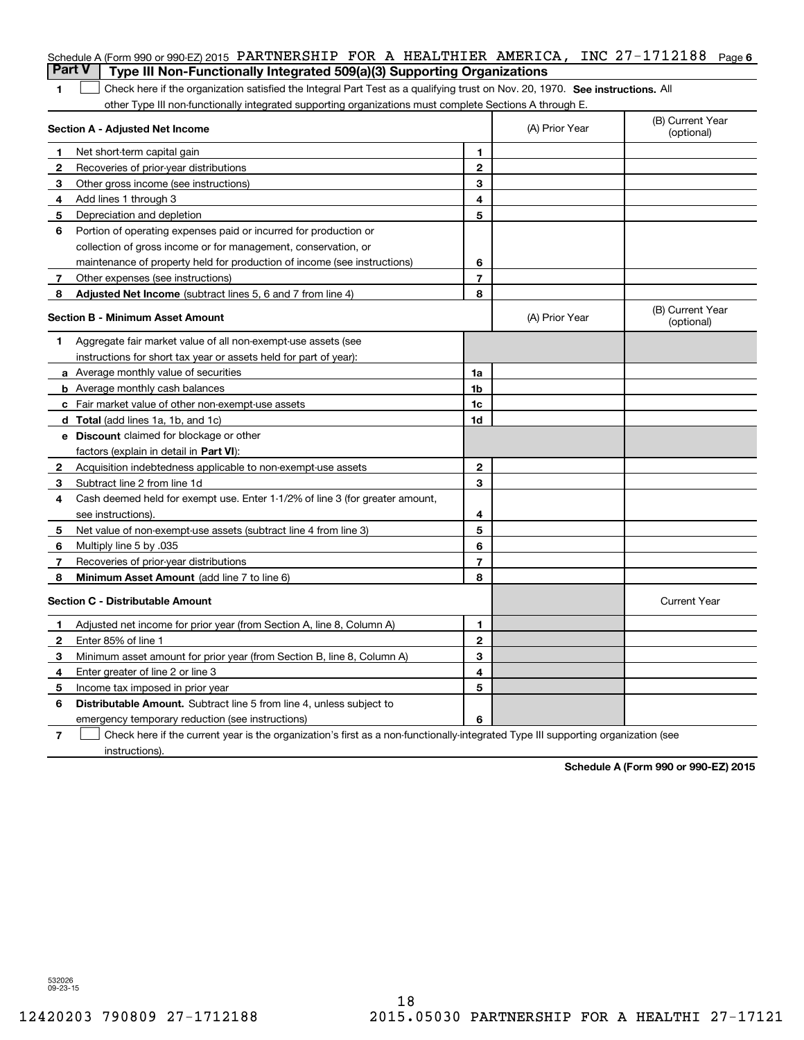Schedule A (Form 990 or 990-EZ) 2015 PARTNERSHIP FOR A HEALTHIER AMERICA, INC 27-1712188 Page 6

## Part V Type III Non-Functionally Integrated 509(a)(3) Supporting Organizations

1 ☐ Check here if the organization satisfied the Integral Part Test as a qualifying trust on Nov. 20, 1970. **See instructions.** All other Type III non-functionally integrated supporting organizations must complete Sections A through E.

| **Section A - Adjusted Net Income** | | | (A) Prior Year | (B) Current Year (optional) |
|---|---|---|---|---|
| 1 | Net short-term capital gain | 1 | | |
| 2 | Recoveries of prior-year distributions | 2 | | |
| 3 | Other gross income (see instructions) | 3 | | |
| 4 | Add lines 1 through 3 | 4 | | |
| 5 | Depreciation and depletion | 5 | | |
| 6 | Portion of operating expenses paid or incurred for production or collection of gross income or for management, conservation, or maintenance of property held for production of income (see instructions) | 6 | | |
| 7 | Other expenses (see instructions) | 7 | | |
| 8 | **Adjusted Net Income** (subtract lines 5, 6 and 7 from line 4) | 8 | | |

| **Section B - Minimum Asset Amount** | | | (A) Prior Year | (B) Current Year (optional) |
|---|---|---|---|---|
| 1 | Aggregate fair market value of all non-exempt-use assets (see instructions for short tax year or assets held for part of year): | | | |
| a | Average monthly value of securities | 1a | | |
| b | Average monthly cash balances | 1b | | |
| c | Fair market value of other non-exempt-use assets | 1c | | |
| d | **Total** (add lines 1a, 1b, and 1c) | 1d | | |
| e | **Discount** claimed for blockage or other factors (explain in detail in **Part VI**): | | | |
| 2 | Acquisition indebtedness applicable to non-exempt-use assets | 2 | | |
| 3 | Subtract line 2 from line 1d | 3 | | |
| 4 | Cash deemed held for exempt use. Enter 1-1/2% of line 3 (for greater amount, see instructions). | 4 | | |
| 5 | Net value of non-exempt-use assets (subtract line 4 from line 3) | 5 | | |
| 6 | Multiply line 5 by .035 | 6 | | |
| 7 | Recoveries of prior-year distributions | 7 | | |
| 8 | **Minimum Asset Amount** (add line 7 to line 6) | 8 | | |

| **Section C - Distributable Amount** | | | | Current Year |
|---|---|---|---|---|
| 1 | Adjusted net income for prior year (from Section A, line 8, Column A) | 1 | | |
| 2 | Enter 85% of line 1 | 2 | | |
| 3 | Minimum asset amount for prior year (from Section B, line 8, Column A) | 3 | | |
| 4 | Enter greater of line 2 or line 3 | 4 | | |
| 5 | Income tax imposed in prior year | 5 | | |
| 6 | **Distributable Amount.** Subtract line 5 from line 4, unless subject to emergency temporary reduction (see instructions) | 6 | | |

7 ☐ Check here if the current year is the organization's first as a non-functionally-integrated Type III supporting organization (see instructions).

**Schedule A (Form 990 or 990-EZ) 2015**

532026 09-23-15

12420203 790809 27-1712188 2015.05030 PARTNERSHIP FOR A HEALTHI 27-17121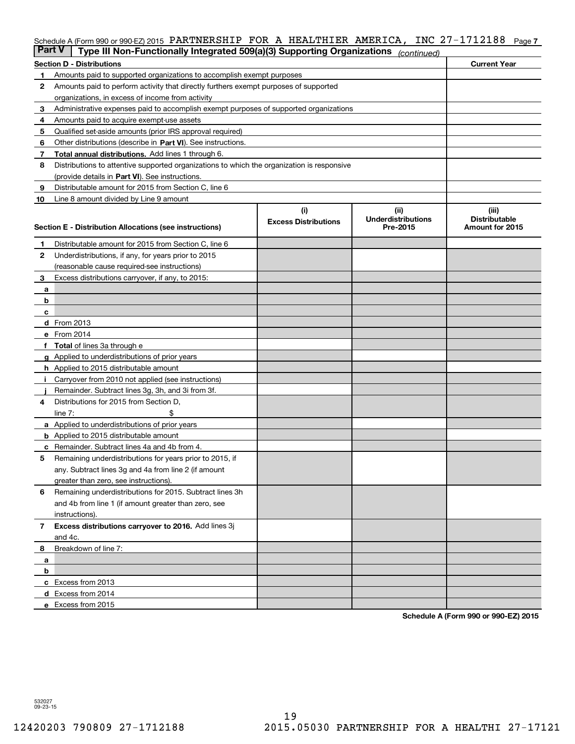Schedule A (Form 990 or 990-EZ) 2015 PARTNERSHIP FOR A HEALTHIER AMERICA, INC 27-1712188 Page 7

## Part V Type III Non-Functionally Integrated 509(a)(3) Supporting Organizations *(continued)*

| Section D - Distributions | | Current Year |
|---|---|---|
| 1 | Amounts paid to supported organizations to accomplish exempt purposes | |
| 2 | Amounts paid to perform activity that directly furthers exempt purposes of supported organizations, in excess of income from activity | |
| 3 | Administrative expenses paid to accomplish exempt purposes of supported organizations | |
| 4 | Amounts paid to acquire exempt-use assets | |
| 5 | Qualified set-aside amounts (prior IRS approval required) | |
| 6 | Other distributions (describe in **Part VI**). See instructions. | |
| 7 | **Total annual distributions.** Add lines 1 through 6. | |
| 8 | Distributions to attentive supported organizations to which the organization is responsive (provide details in **Part VI**). See instructions. | |
| 9 | Distributable amount for 2015 from Section C, line 6 | |
| 10 | Line 8 amount divided by Line 9 amount | |

| Section E - Distribution Allocations (see instructions) | | (i) Excess Distributions | (ii) Underdistributions Pre-2015 | (iii) Distributable Amount for 2015 |
|---|---|---|---|---|
| 1 | Distributable amount for 2015 from Section C, line 6 | | | |
| 2 | Underdistributions, if any, for years prior to 2015 (reasonable cause required-see instructions) | | | |
| 3 | Excess distributions carryover, if any, to 2015: | | | |
| a | | | | |
| b | | | | |
| c | | | | |
| d | From 2013 | | | |
| e | From 2014 | | | |
| f | **Total** of lines 3a through e | | | |
| g | Applied to underdistributions of prior years | | | |
| h | Applied to 2015 distributable amount | | | |
| i | Carryover from 2010 not applied (see instructions) | | | |
| j | Remainder. Subtract lines 3g, 3h, and 3i from 3f. | | | |
| 4 | Distributions for 2015 from Section D, line 7: $ | | | |
| a | Applied to underdistributions of prior years | | | |
| b | Applied to 2015 distributable amount | | | |
| c | Remainder. Subtract lines 4a and 4b from 4. | | | |
| 5 | Remaining underdistributions for years prior to 2015, if any. Subtract lines 3g and 4a from line 2 (if amount greater than zero, see instructions). | | | |
| 6 | Remaining underdistributions for 2015. Subtract lines 3h and 4b from line 1 (if amount greater than zero, see instructions). | | | |
| 7 | **Excess distributions carryover to 2016.** Add lines 3j and 4c. | | | |
| 8 | Breakdown of line 7: | | | |
| a | | | | |
| b | | | | |
| c | Excess from 2013 | | | |
| d | Excess from 2014 | | | |
| e | Excess from 2015 | | | |

**Schedule A (Form 990 or 990-EZ) 2015**

532027 09-23-15

12420203 790809 27-1712188 2015.05030 PARTNERSHIP FOR A HEALTHI 27-17121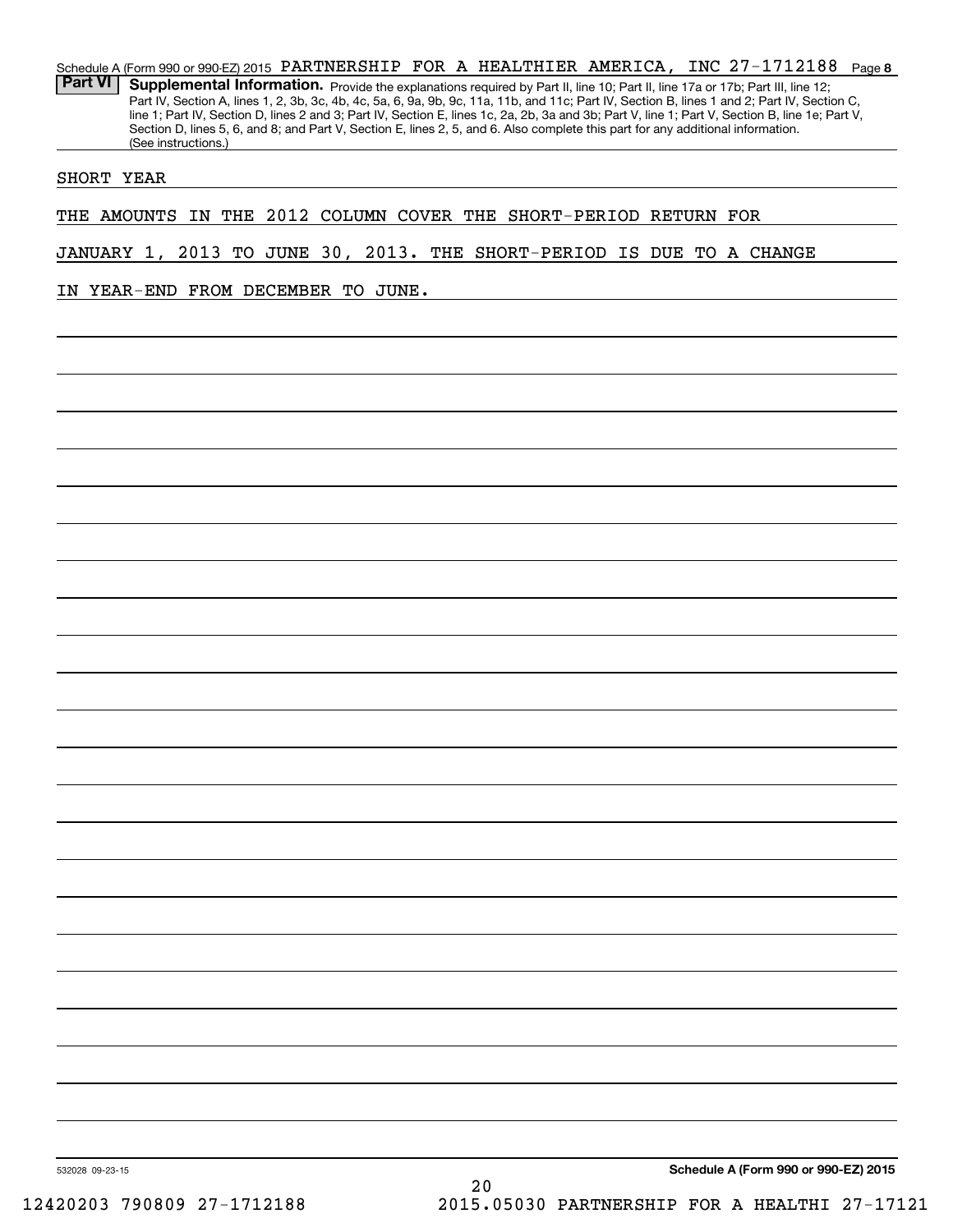Schedule A (Form 990 or 990-EZ) 2015 PARTNERSHIP FOR A HEALTHIER AMERICA, INC 27-1712188 Page **8**

**Part VI** **Supplemental Information.** Provide the explanations required by Part II, line 10; Part II, line 17a or 17b; Part III, line 12; Part IV, Section A, lines 1, 2, 3b, 3c, 4b, 4c, 5a, 6, 9a, 9b, 9c, 11a, 11b, and 11c; Part IV, Section B, lines 1 and 2; Part IV, Section C, line 1; Part IV, Section D, lines 2 and 3; Part IV, Section E, lines 1c, 2a, 2b, 3a and 3b; Part V, line 1; Part V, Section B, line 1e; Part V, Section D, lines 5, 6, and 8; and Part V, Section E, lines 2, 5, and 6. Also complete this part for any additional information. (See instructions.)

SHORT YEAR

THE AMOUNTS IN THE 2012 COLUMN COVER THE SHORT-PERIOD RETURN FOR JANUARY 1, 2013 TO JUNE 30, 2013. THE SHORT-PERIOD IS DUE TO A CHANGE IN YEAR-END FROM DECEMBER TO JUNE.

532028 09-23-15 **Schedule A (Form 990 or 990-EZ) 2015**

12420203 790809 27-1712188 2015.05030 PARTNERSHIP FOR A HEALTHI 27-17121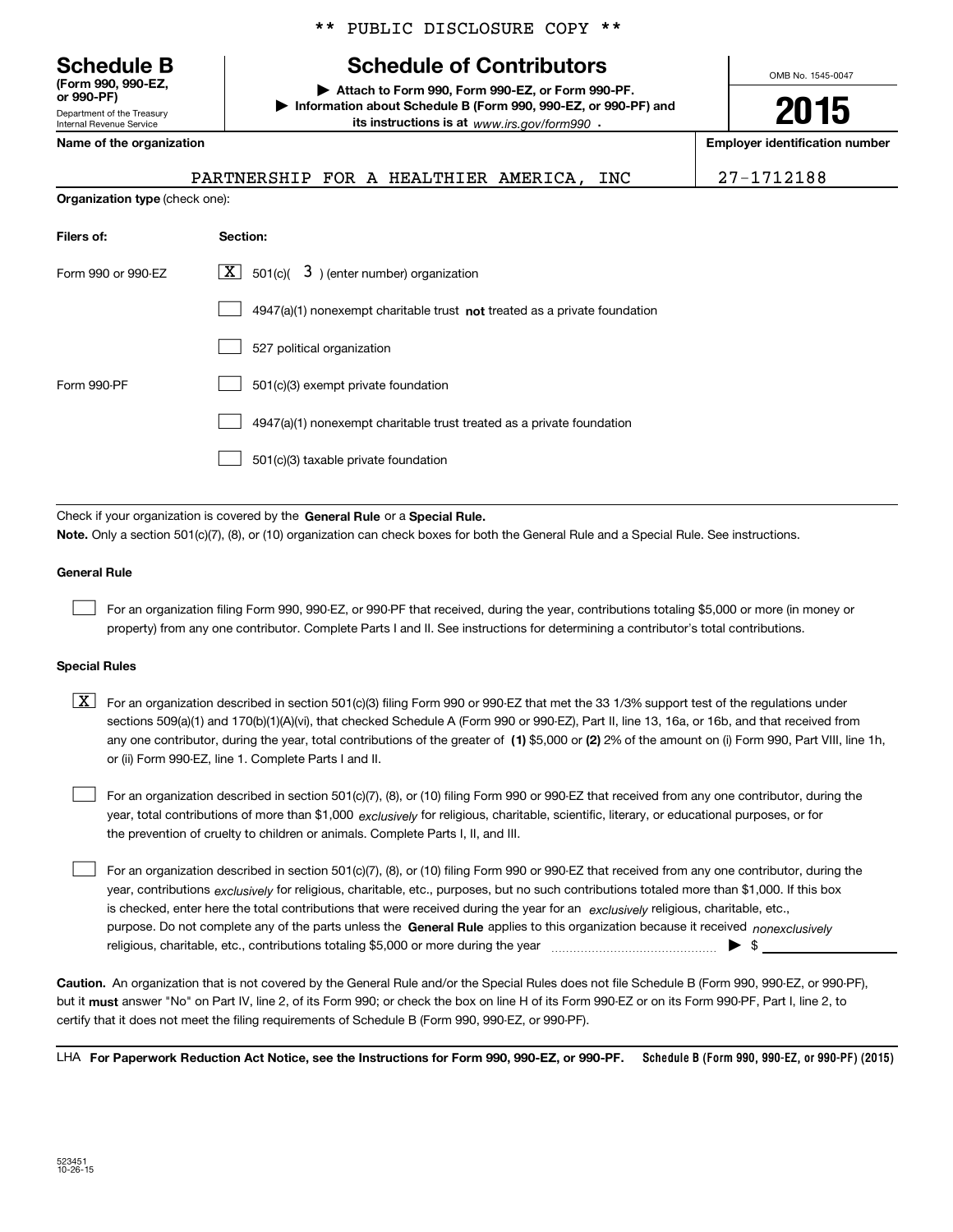** PUBLIC DISCLOSURE COPY **

# Schedule B

**(Form 990, 990-EZ, or 990-PF)**

Department of the Treasury
Internal Revenue Service

## Schedule of Contributors

▶ Attach to Form 990, Form 990-EZ, or Form 990-PF.
▶ Information about Schedule B (Form 990, 990-EZ, or 990-PF) and its instructions is at *www.irs.gov/form990* .

OMB No. 1545-0047

**2015**

**Name of the organization**

PARTNERSHIP FOR A HEALTHIER AMERICA, INC

**Employer identification number**

27-1712188

**Organization type** (check one):

| Filers of: | Section: |
|---|---|
| Form 990 or 990-EZ | [X] 501(c)( 3 ) (enter number) organization |
| | [ ] 4947(a)(1) nonexempt charitable trust **not** treated as a private foundation |
| | [ ] 527 political organization |
| Form 990-PF | [ ] 501(c)(3) exempt private foundation |
| | [ ] 4947(a)(1) nonexempt charitable trust treated as a private foundation |
| | [ ] 501(c)(3) taxable private foundation |

Check if your organization is covered by the **General Rule** or a **Special Rule.**

**Note.** Only a section 501(c)(7), (8), or (10) organization can check boxes for both the General Rule and a Special Rule. See instructions.

**General Rule**

[ ] For an organization filing Form 990, 990-EZ, or 990-PF that received, during the year, contributions totaling $5,000 or more (in money or property) from any one contributor. Complete Parts I and II. See instructions for determining a contributor's total contributions.

**Special Rules**

[X] For an organization described in section 501(c)(3) filing Form 990 or 990-EZ that met the 33 1/3% support test of the regulations under sections 509(a)(1) and 170(b)(1)(A)(vi), that checked Schedule A (Form 990 or 990-EZ), Part II, line 13, 16a, or 16b, and that received from any one contributor, during the year, total contributions of the greater of **(1)** $5,000 or **(2)** 2% of the amount on (i) Form 990, Part VIII, line 1h, or (ii) Form 990-EZ, line 1. Complete Parts I and II.

[ ] For an organization described in section 501(c)(7), (8), or (10) filing Form 990 or 990-EZ that received from any one contributor, during the year, total contributions of more than $1,000 *exclusively* for religious, charitable, scientific, literary, or educational purposes, or for the prevention of cruelty to children or animals. Complete Parts I, II, and III.

[ ] For an organization described in section 501(c)(7), (8), or (10) filing Form 990 or 990-EZ that received from any one contributor, during the year, contributions *exclusively* for religious, charitable, etc., purposes, but no such contributions totaled more than $1,000. If this box is checked, enter here the total contributions that were received during the year for an *exclusively* religious, charitable, etc., purpose. Do not complete any of the parts unless the **General Rule** applies to this organization because it received *nonexclusively* religious, charitable, etc., contributions totaling $5,000 or more during the year ..................... ▶ $ ____________

**Caution.** An organization that is not covered by the General Rule and/or the Special Rules does not file Schedule B (Form 990, 990-EZ, or 990-PF), but it **must** answer "No" on Part IV, line 2, of its Form 990; or check the box on line H of its Form 990-EZ or on its Form 990-PF, Part I, line 2, to certify that it does not meet the filing requirements of Schedule B (Form 990, 990-EZ, or 990-PF).

LHA **For Paperwork Reduction Act Notice, see the Instructions for Form 990, 990-EZ, or 990-PF.** **Schedule B (Form 990, 990-EZ, or 990-PF) (2015)**

523451
10-26-15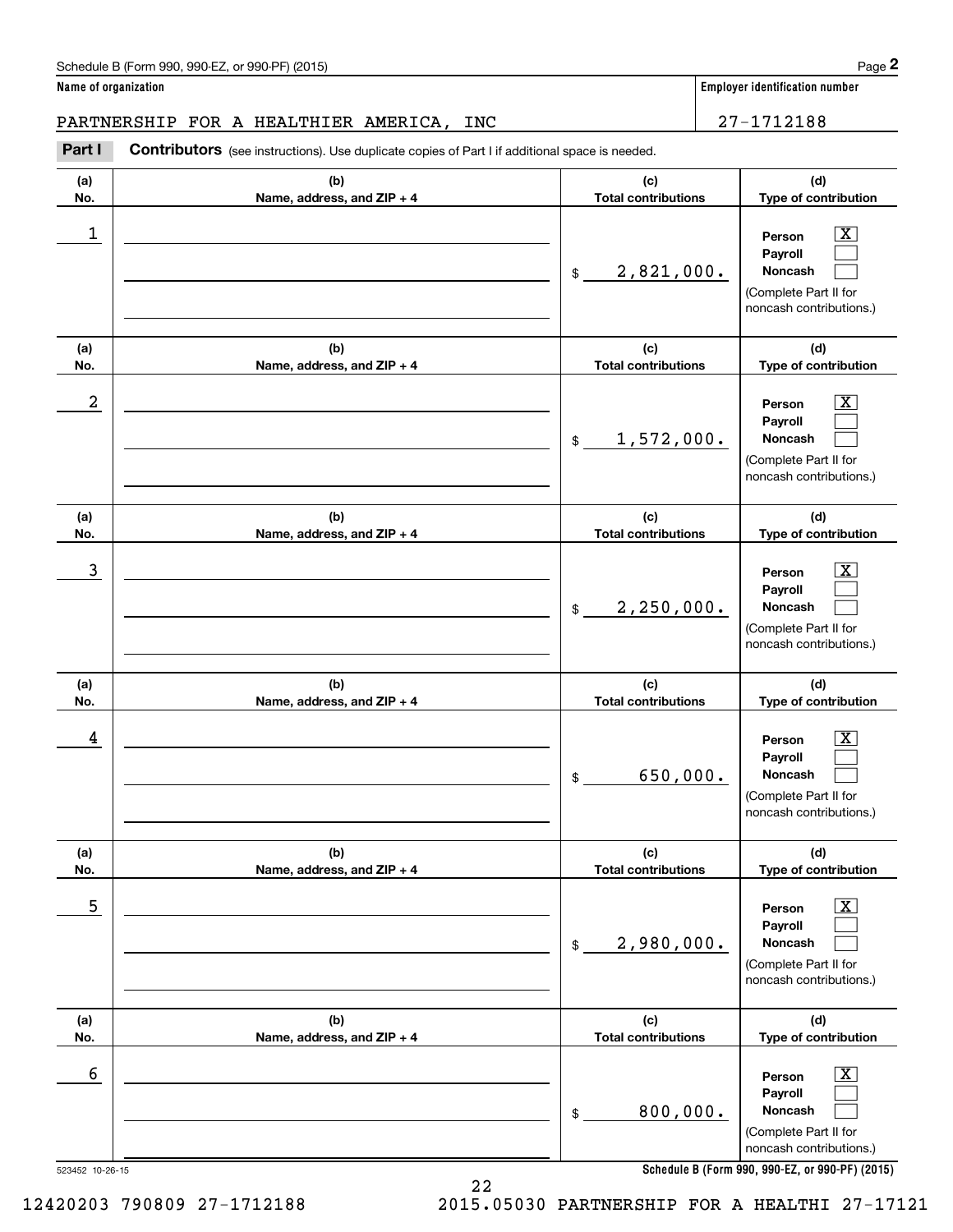Schedule B (Form 990, 990-EZ, or 990-PF) (2015) Page **2**

**Name of organization**

PARTNERSHIP FOR A HEALTHIER AMERICA, INC

**Employer identification number**

27-1712188

**Part I** **Contributors** (see instructions). Use duplicate copies of Part I if additional space is needed.

| (a) No. | (b) Name, address, and ZIP + 4 | (c) Total contributions | (d) Type of contribution |
|---|---|---|---|
| 1 | | $ 2,821,000. | Person [X] Payroll [ ] Noncash [ ] (Complete Part II for noncash contributions.) |
| 2 | | $ 1,572,000. | Person [X] Payroll [ ] Noncash [ ] (Complete Part II for noncash contributions.) |
| 3 | | $ 2,250,000. | Person [X] Payroll [ ] Noncash [ ] (Complete Part II for noncash contributions.) |
| 4 | | $ 650,000. | Person [X] Payroll [ ] Noncash [ ] (Complete Part II for noncash contributions.) |
| 5 | | $ 2,980,000. | Person [X] Payroll [ ] Noncash [ ] (Complete Part II for noncash contributions.) |
| 6 | | $ 800,000. | Person [X] Payroll [ ] Noncash [ ] (Complete Part II for noncash contributions.) |

523452 10-26-15

**Schedule B (Form 990, 990-EZ, or 990-PF) (2015)**

12420203 790809 27-1712188 2015.05030 PARTNERSHIP FOR A HEALTHI 27-17121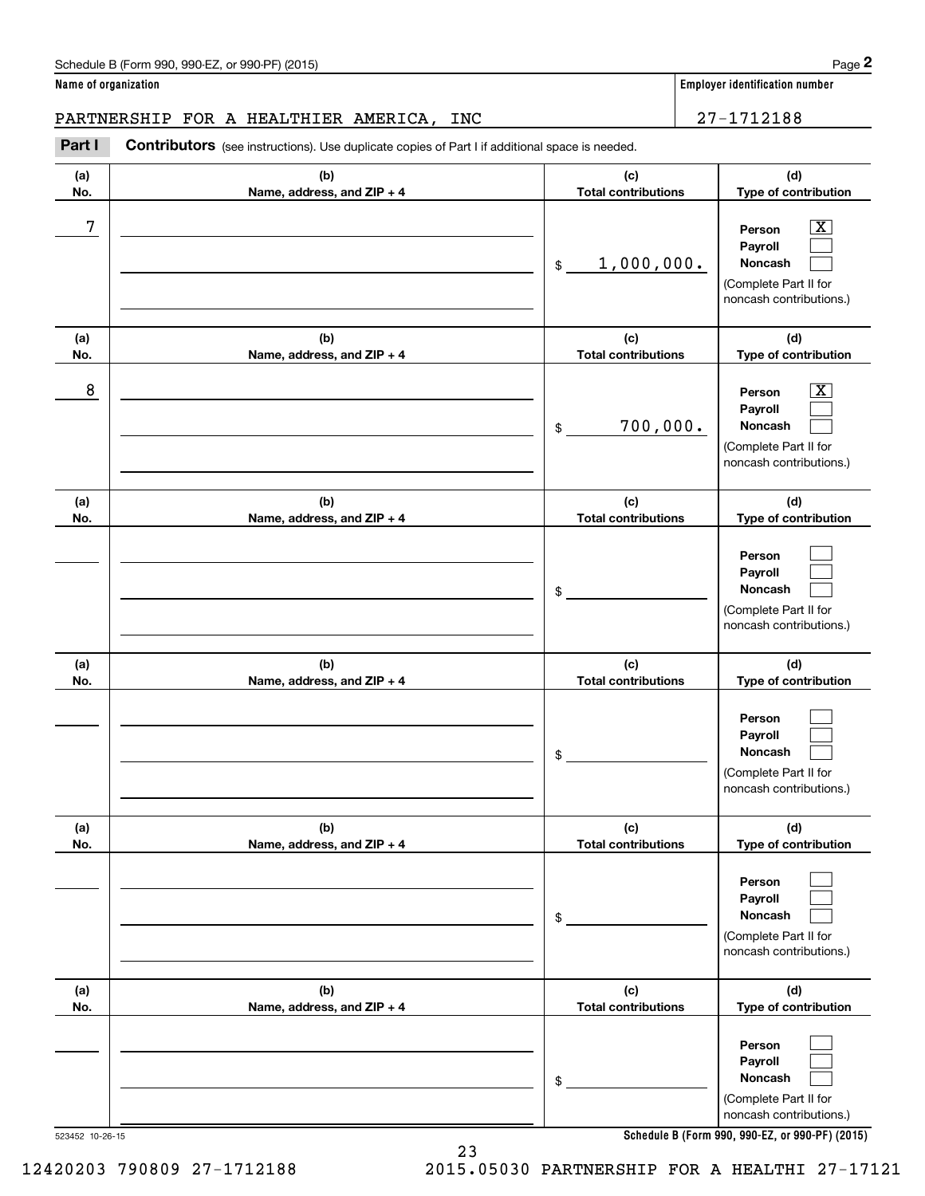Schedule B (Form 990, 990-EZ, or 990-PF) (2015)

**Name of organization**

PARTNERSHIP FOR A HEALTHIER AMERICA, INC

**Employer identification number**

27-1712188

**Part I** **Contributors** (see instructions). Use duplicate copies of Part I if additional space is needed.

| (a) No. | (b) Name, address, and ZIP + 4 | (c) Total contributions | (d) Type of contribution |
|---|---|---|---|
| 7 | | $ 1,000,000. | Person [X] Payroll [ ] Noncash [ ] (Complete Part II for noncash contributions.) |
| 8 | | $ 700,000. | Person [X] Payroll [ ] Noncash [ ] (Complete Part II for noncash contributions.) |
| | | $ | Person [ ] Payroll [ ] Noncash [ ] (Complete Part II for noncash contributions.) |
| | | $ | Person [ ] Payroll [ ] Noncash [ ] (Complete Part II for noncash contributions.) |
| | | $ | Person [ ] Payroll [ ] Noncash [ ] (Complete Part II for noncash contributions.) |
| | | $ | Person [ ] Payroll [ ] Noncash [ ] (Complete Part II for noncash contributions.) |

523452 10-26-15

**Schedule B (Form 990, 990-EZ, or 990-PF) (2015)**

12420203 790809 27-1712188 2015.05030 PARTNERSHIP FOR A HEALTHI 27-17121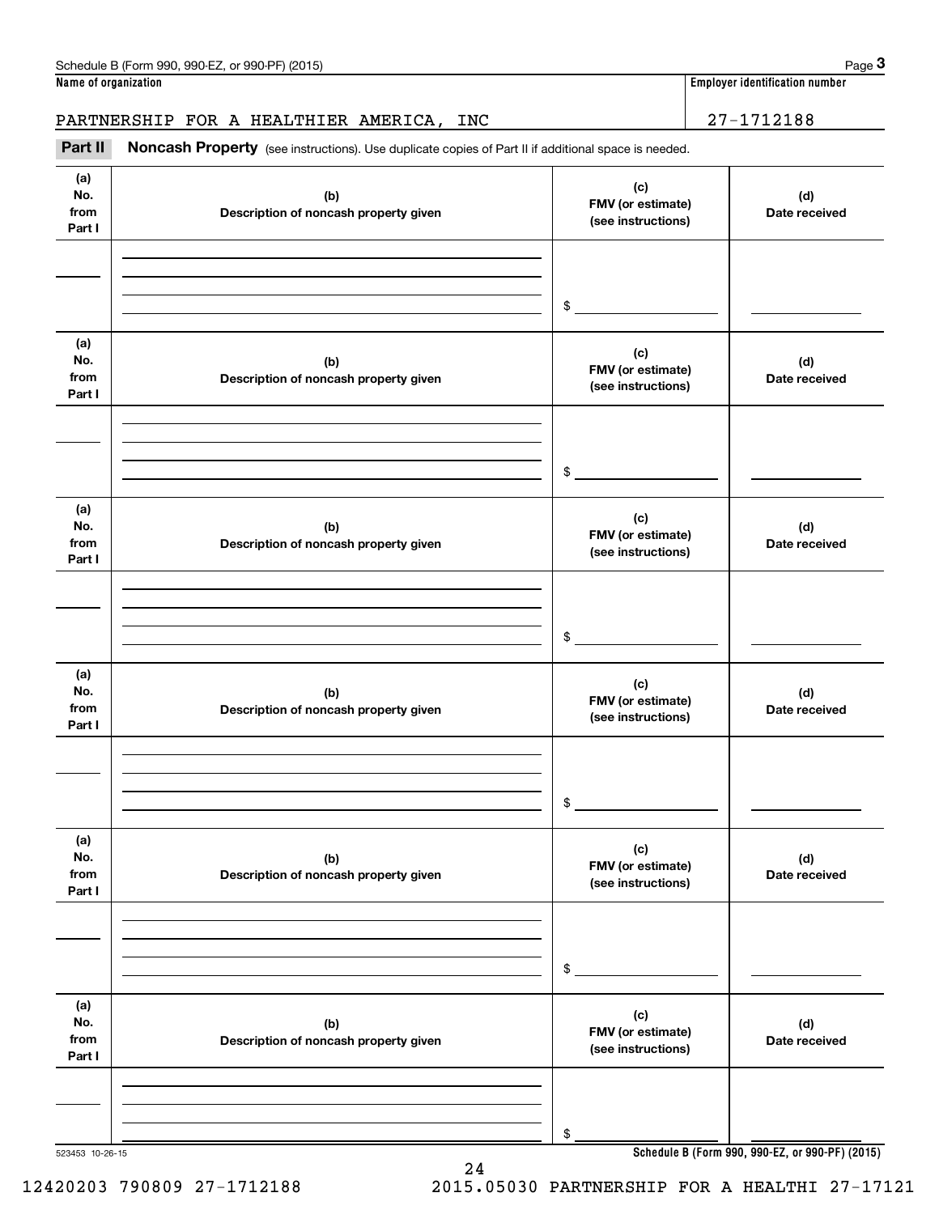Schedule B (Form 990, 990-EZ, or 990-PF) (2015) Page **3**

**Name of organization** | **Employer identification number**

PARTNERSHIP FOR A HEALTHIER AMERICA, INC | 27-1712188

**Part II** **Noncash Property** (see instructions). Use duplicate copies of Part II if additional space is needed.

| (a) No. from Part I | (b) Description of noncash property given | (c) FMV (or estimate) (see instructions) | (d) Date received |
|---|---|---|---|
| | | $ | |

| (a) No. from Part I | (b) Description of noncash property given | (c) FMV (or estimate) (see instructions) | (d) Date received |
|---|---|---|---|
| | | $ | |

| (a) No. from Part I | (b) Description of noncash property given | (c) FMV (or estimate) (see instructions) | (d) Date received |
|---|---|---|---|
| | | $ | |

| (a) No. from Part I | (b) Description of noncash property given | (c) FMV (or estimate) (see instructions) | (d) Date received |
|---|---|---|---|
| | | $ | |

| (a) No. from Part I | (b) Description of noncash property given | (c) FMV (or estimate) (see instructions) | (d) Date received |
|---|---|---|---|
| | | $ | |

| (a) No. from Part I | (b) Description of noncash property given | (c) FMV (or estimate) (see instructions) | (d) Date received |
|---|---|---|---|
| | | $ | |

523453 10-26-15 **Schedule B (Form 990, 990-EZ, or 990-PF) (2015)**

12420203 790809 27-1712188 2015.05030 PARTNERSHIP FOR A HEALTHI 27-17121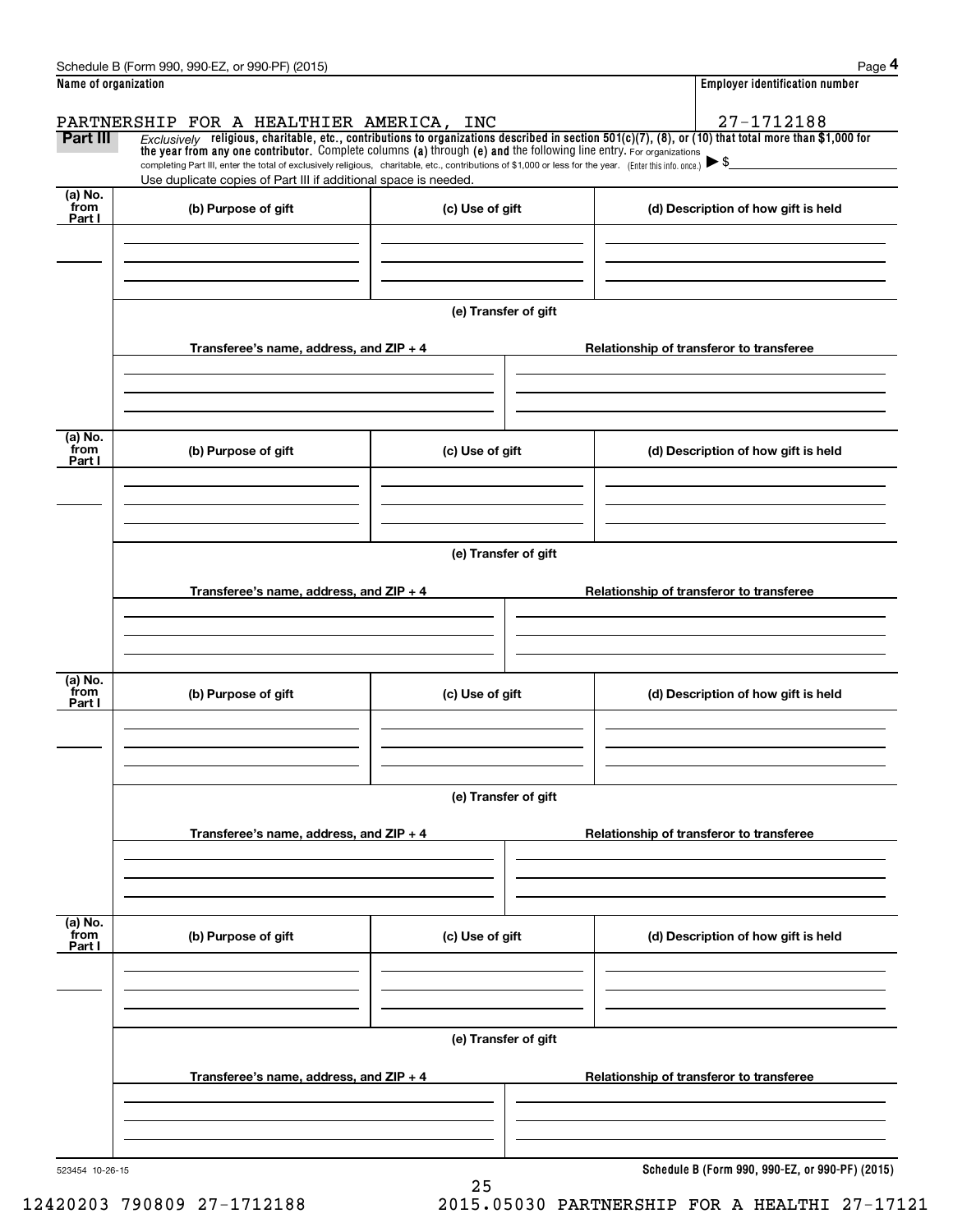Schedule B (Form 990, 990-EZ, or 990-PF) (2015)

**Name of organization**

PARTNERSHIP FOR A HEALTHIER AMERICA, INC

**Employer identification number**

27-1712188

**Part III** *Exclusively* **religious, charitable, etc., contributions to organizations described in section 501(c)(7), (8), or (10) that total more than $1,000 for the year from any one contributor.** Complete columns **(a)** through **(e) and** the following line entry. For organizations completing Part III, enter the total of exclusively religious, charitable, etc., contributions of $1,000 or less for the year. (Enter this info. once.) ▶ $

Use duplicate copies of Part III if additional space is needed.

| (a) No. from Part I | (b) Purpose of gift | (c) Use of gift | (d) Description of how gift is held |
|---|---|---|---|
| | | | |

(e) Transfer of gift

| Transferee's name, address, and ZIP + 4 | Relationship of transferor to transferee |
|---|---|
| | |

| (a) No. from Part I | (b) Purpose of gift | (c) Use of gift | (d) Description of how gift is held |
|---|---|---|---|
| | | | |

(e) Transfer of gift

| Transferee's name, address, and ZIP + 4 | Relationship of transferor to transferee |
|---|---|
| | |

| (a) No. from Part I | (b) Purpose of gift | (c) Use of gift | (d) Description of how gift is held |
|---|---|---|---|
| | | | |

(e) Transfer of gift

| Transferee's name, address, and ZIP + 4 | Relationship of transferor to transferee |
|---|---|
| | |

| (a) No. from Part I | (b) Purpose of gift | (c) Use of gift | (d) Description of how gift is held |
|---|---|---|---|
| | | | |

(e) Transfer of gift

| Transferee's name, address, and ZIP + 4 | Relationship of transferor to transferee |
|---|---|
| | |

523454 10-26-15

**Schedule B (Form 990, 990-EZ, or 990-PF) (2015)**

12420203 790809 27-1712188 2015.05030 PARTNERSHIP FOR A HEALTHI 27-17121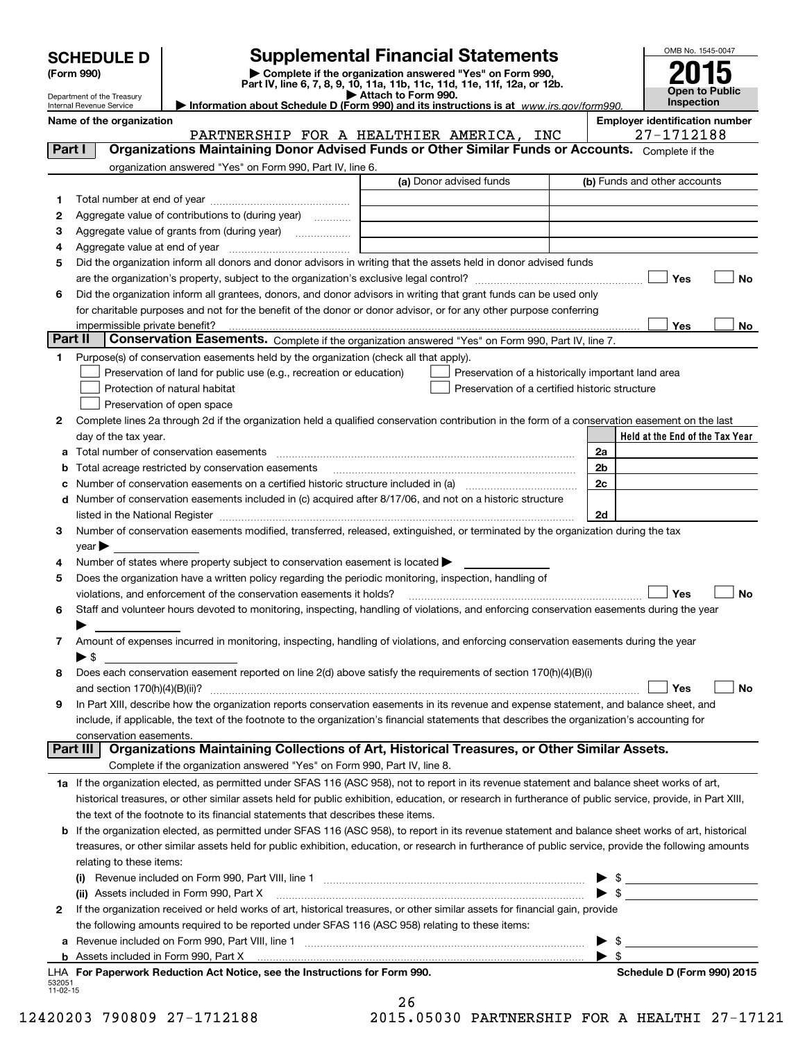# SCHEDULE D (Form 990)

Department of the Treasury
Internal Revenue Service

## Supplemental Financial Statements

▶ Complete if the organization answered "Yes" on Form 990, Part IV, line 6, 7, 8, 9, 10, 11a, 11b, 11c, 11d, 11e, 11f, 12a, or 12b.
▶ Attach to Form 990.
▶ Information about Schedule D (Form 990) and its instructions is at www.irs.gov/form990.

OMB No. 1545-0047
2015
Open to Public Inspection

**Name of the organization:** PARTNERSHIP FOR A HEALTHIER AMERICA, INC
**Employer identification number:** 27-1712188

### Part I Organizations Maintaining Donor Advised Funds or Other Similar Funds or Accounts.
Complete if the organization answered "Yes" on Form 990, Part IV, line 6.

| | | (a) Donor advised funds | (b) Funds and other accounts |
|---|---|---|---|
| 1 | Total number at end of year | | |
| 2 | Aggregate value of contributions to (during year) | | |
| 3 | Aggregate value of grants from (during year) | | |
| 4 | Aggregate value at end of year | | |

5 Did the organization inform all donors and donor advisors in writing that the assets held in donor advised funds are the organization's property, subject to the organization's exclusive legal control? ☐ Yes ☐ No

6 Did the organization inform all grantees, donors, and donor advisors in writing that grant funds can be used only for charitable purposes and not for the benefit of the donor or donor advisor, or for any other purpose conferring impermissible private benefit? ☐ Yes ☐ No

### Part II Conservation Easements.
Complete if the organization answered "Yes" on Form 990, Part IV, line 7.

1 Purpose(s) of conservation easements held by the organization (check all that apply).
- ☐ Preservation of land for public use (e.g., recreation or education)
- ☐ Preservation of a historically important land area
- ☐ Protection of natural habitat
- ☐ Preservation of a certified historic structure
- ☐ Preservation of open space

2 Complete lines 2a through 2d if the organization held a qualified conservation contribution in the form of a conservation easement on the last day of the tax year.

| | | | Held at the End of the Tax Year |
|---|---|---|---|
| a | Total number of conservation easements | 2a | |
| b | Total acreage restricted by conservation easements | 2b | |
| c | Number of conservation easements on a certified historic structure included in (a) | 2c | |
| d | Number of conservation easements included in (c) acquired after 8/17/06, and not on a historic structure listed in the National Register | 2d | |

3 Number of conservation easements modified, transferred, released, extinguished, or terminated by the organization during the tax year ▶

4 Number of states where property subject to conservation easement is located ▶

5 Does the organization have a written policy regarding the periodic monitoring, inspection, handling of violations, and enforcement of the conservation easements it holds? ☐ Yes ☐ No

6 Staff and volunteer hours devoted to monitoring, inspecting, handling of violations, and enforcing conservation easements during the year ▶

7 Amount of expenses incurred in monitoring, inspecting, handling of violations, and enforcing conservation easements during the year ▶ $

8 Does each conservation easement reported on line 2(d) above satisfy the requirements of section 170(h)(4)(B)(i) and section 170(h)(4)(B)(ii)? ☐ Yes ☐ No

9 In Part XIII, describe how the organization reports conservation easements in its revenue and expense statement, and balance sheet, and include, if applicable, the text of the footnote to the organization's financial statements that describes the organization's accounting for conservation easements.

### Part III Organizations Maintaining Collections of Art, Historical Treasures, or Other Similar Assets.
Complete if the organization answered "Yes" on Form 990, Part IV, line 8.

1a If the organization elected, as permitted under SFAS 116 (ASC 958), not to report in its revenue statement and balance sheet works of art, historical treasures, or other similar assets held for public exhibition, education, or research in furtherance of public service, provide, in Part XIII, the text of the footnote to its financial statements that describes these items.

b If the organization elected, as permitted under SFAS 116 (ASC 958), to report in its revenue statement and balance sheet works of art, historical treasures, or other similar assets held for public exhibition, education, or research in furtherance of public service, provide the following amounts relating to these items:

(i) Revenue included on Form 990, Part VIII, line 1 ▶ $

(ii) Assets included in Form 990, Part X ▶ $

2 If the organization received or held works of art, historical treasures, or other similar assets for financial gain, provide the following amounts required to be reported under SFAS 116 (ASC 958) relating to these items:

a Revenue included on Form 990, Part VIII, line 1 ▶ $

b Assets included in Form 990, Part X ▶ $

LHA For Paperwork Reduction Act Notice, see the Instructions for Form 990. Schedule D (Form 990) 2015

532051 11-02-15

12420203 790809 27-1712188 2015.05030 PARTNERSHIP FOR A HEALTHI 27-17121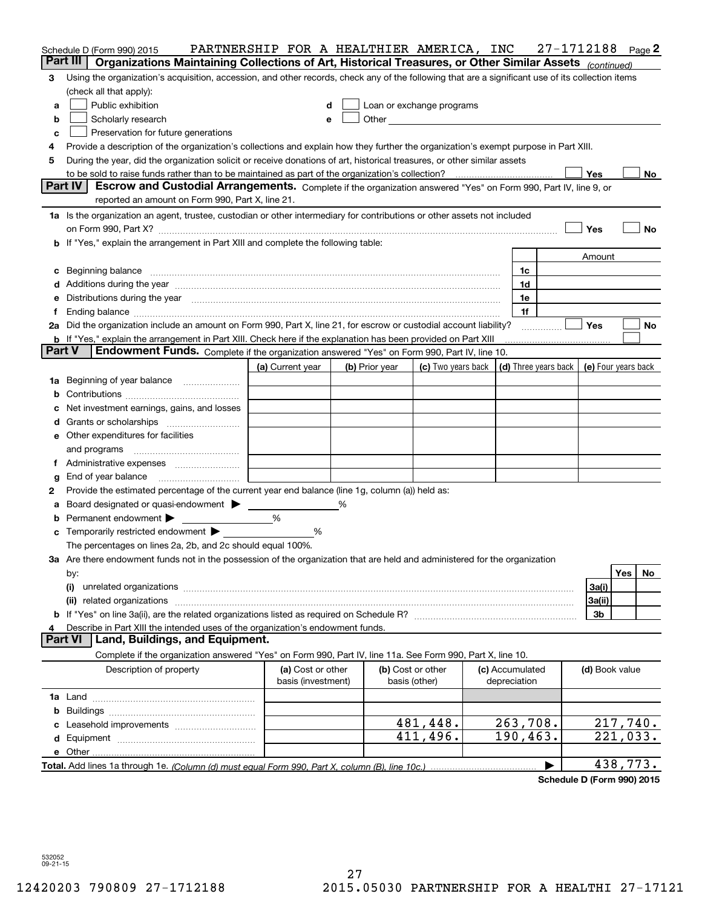Schedule D (Form 990) 2015 PARTNERSHIP FOR A HEALTHIER AMERICA, INC 27-1712188 Page 2

## Part III Organizations Maintaining Collections of Art, Historical Treasures, or Other Similar Assets *(continued)*

3 Using the organization's acquisition, accession, and other records, check any of the following that are a significant use of its collection items (check all that apply):

- a ☐ Public exhibition
- b ☐ Scholarly research
- c ☐ Preservation for future generations
- d ☐ Loan or exchange programs
- e ☐ Other

4 Provide a description of the organization's collections and explain how they further the organization's exempt purpose in Part XIII.

5 During the year, did the organization solicit or receive donations of art, historical treasures, or other similar assets to be sold to raise funds rather than to be maintained as part of the organization's collection? ☐ Yes ☐ No

## Part IV Escrow and Custodial Arrangements.

Complete if the organization answered "Yes" on Form 990, Part IV, line 9, or reported an amount on Form 990, Part X, line 21.

1a Is the organization an agent, trustee, custodian or other intermediary for contributions or other assets not included on Form 990, Part X? ☐ Yes ☐ No

b If "Yes," explain the arrangement in Part XIII and complete the following table:

| | | Amount |
|---|---|---|
| c Beginning balance | 1c | |
| d Additions during the year | 1d | |
| e Distributions during the year | 1e | |
| f Ending balance | 1f | |

2a Did the organization include an amount on Form 990, Part X, line 21, for escrow or custodial account liability? ☐ Yes ☐ No

b If "Yes," explain the arrangement in Part XIII. Check here if the explanation has been provided on Part XIII ☐

## Part V Endowment Funds.

Complete if the organization answered "Yes" on Form 990, Part IV, line 10.

| | (a) Current year | (b) Prior year | (c) Two years back | (d) Three years back | (e) Four years back |
|---|---|---|---|---|---|
| 1a Beginning of year balance | | | | | |
| b Contributions | | | | | |
| c Net investment earnings, gains, and losses | | | | | |
| d Grants or scholarships | | | | | |
| e Other expenditures for facilities and programs | | | | | |
| f Administrative expenses | | | | | |
| g End of year balance | | | | | |

2 Provide the estimated percentage of the current year end balance (line 1g, column (a)) held as:

- a Board designated or quasi-endowment ▶ ______ %
- b Permanent endowment ▶ ______ %
- c Temporarily restricted endowment ▶ ______ %

The percentages on lines 2a, 2b, and 2c should equal 100%.

3a Are there endowment funds not in the possession of the organization that are held and administered for the organization by:

| | | Yes | No |
|---|---|---|---|
| (i) unrelated organizations | 3a(i) | | |
| (ii) related organizations | 3a(ii) | | |
| b If "Yes" on line 3a(ii), are the related organizations listed as required on Schedule R? | 3b | | |

4 Describe in Part XIII the intended uses of the organization's endowment funds.

## Part VI Land, Buildings, and Equipment.

Complete if the organization answered "Yes" on Form 990, Part IV, line 11a. See Form 990, Part X, line 10.

| Description of property | (a) Cost or other basis (investment) | (b) Cost or other basis (other) | (c) Accumulated depreciation | (d) Book value |
|---|---|---|---|---|
| 1a Land | | | | |
| b Buildings | | | | |
| c Leasehold improvements | | 481,448. | 263,708. | 217,740. |
| d Equipment | | 411,496. | 190,463. | 221,033. |
| e Other | | | | |
| **Total.** Add lines 1a through 1e. *(Column (d) must equal Form 990, Part X, column (B), line 10c.)* | | | ▶ | 438,773. |

**Schedule D (Form 990) 2015**

532052 09-21-15

12420203 790809 27-1712188 2015.05030 PARTNERSHIP FOR A HEALTHI 27-17121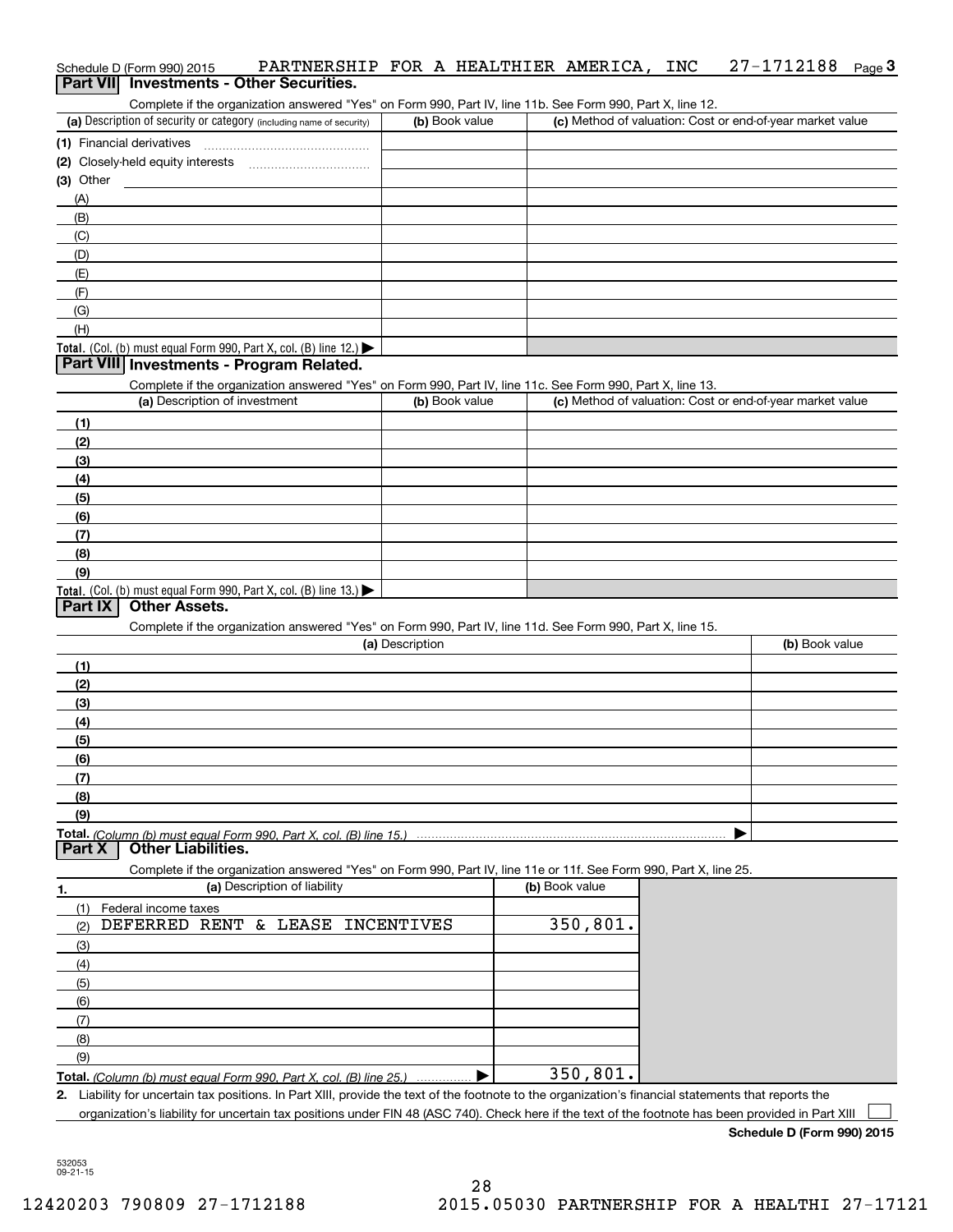Schedule D (Form 990) 2015    PARTNERSHIP FOR A HEALTHIER AMERICA, INC    27-1712188    Page 3

## Part VII Investments - Other Securities.

Complete if the organization answered "Yes" on Form 990, Part IV, line 11b. See Form 990, Part X, line 12.

| (a) Description of security or category (including name of security) | (b) Book value | (c) Method of valuation: Cost or end-of-year market value |
|---|---|---|
| (1) Financial derivatives | | |
| (2) Closely-held equity interests | | |
| (3) Other | | |
| (A) | | |
| (B) | | |
| (C) | | |
| (D) | | |
| (E) | | |
| (F) | | |
| (G) | | |
| (H) | | |
| **Total.** (Col. (b) must equal Form 990, Part X, col. (B) line 12.) ▶ | | |

## Part VIII Investments - Program Related.

Complete if the organization answered "Yes" on Form 990, Part IV, line 11c. See Form 990, Part X, line 13.

| (a) Description of investment | (b) Book value | (c) Method of valuation: Cost or end-of-year market value |
|---|---|---|
| (1) | | |
| (2) | | |
| (3) | | |
| (4) | | |
| (5) | | |
| (6) | | |
| (7) | | |
| (8) | | |
| (9) | | |
| **Total.** (Col. (b) must equal Form 990, Part X, col. (B) line 13.) ▶ | | |

## Part IX Other Assets.

Complete if the organization answered "Yes" on Form 990, Part IV, line 11d. See Form 990, Part X, line 15.

| (a) Description | (b) Book value |
|---|---|
| (1) | |
| (2) | |
| (3) | |
| (4) | |
| (5) | |
| (6) | |
| (7) | |
| (8) | |
| (9) | |
| **Total.** *(Column (b) must equal Form 990, Part X, col. (B) line 15.)* ▶ | |

## Part X Other Liabilities.

Complete if the organization answered "Yes" on Form 990, Part IV, line 11e or 11f. See Form 990, Part X, line 25.

| 1. (a) Description of liability | (b) Book value |
|---|---|
| (1) Federal income taxes | |
| (2) DEFERRED RENT & LEASE INCENTIVES | 350,801. |
| (3) | |
| (4) | |
| (5) | |
| (6) | |
| (7) | |
| (8) | |
| (9) | |
| **Total.** *(Column (b) must equal Form 990, Part X, col. (B) line 25.)* ▶ | 350,801. |

2. Liability for uncertain tax positions. In Part XIII, provide the text of the footnote to the organization's financial statements that reports the organization's liability for uncertain tax positions under FIN 48 (ASC 740). Check here if the text of the footnote has been provided in Part XIII ☐

**Schedule D (Form 990) 2015**

532053 09-21-15

12420203 790809 27-1712188    2015.05030 PARTNERSHIP FOR A HEALTHI 27-17121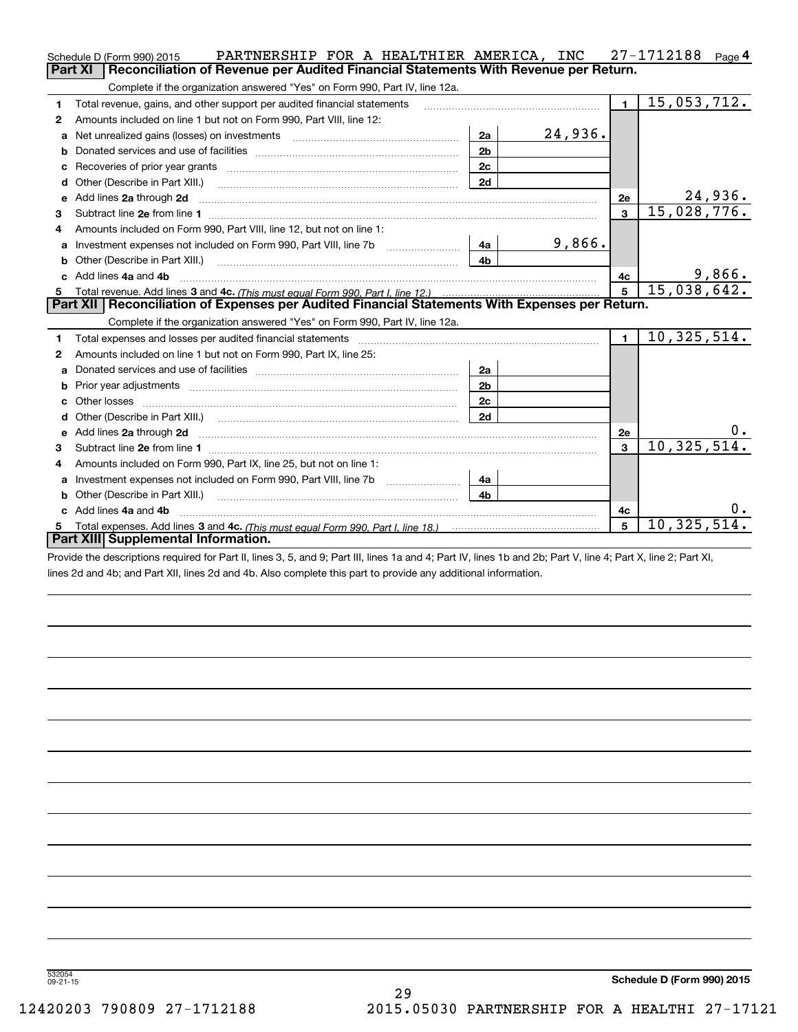Schedule D (Form 990) 2015 PARTNERSHIP FOR A HEALTHIER AMERICA, INC 27-1712188 Page 4

## Part XI Reconciliation of Revenue per Audited Financial Statements With Revenue per Return.

Complete if the organization answered "Yes" on Form 990, Part IV, line 12a.

| | | | | | |
|---|---|---|---|---|---|
| 1 | Total revenue, gains, and other support per audited financial statements | | | 1 | 15,053,712. |
| 2 | Amounts included on line 1 but not on Form 990, Part VIII, line 12: | | | | |
| a | Net unrealized gains (losses) on investments | 2a | 24,936. | | |
| b | Donated services and use of facilities | 2b | | | |
| c | Recoveries of prior year grants | 2c | | | |
| d | Other (Describe in Part XIII.) | 2d | | | |
| e | Add lines **2a** through **2d** | | | 2e | 24,936. |
| 3 | Subtract line **2e** from line **1** | | | 3 | 15,028,776. |
| 4 | Amounts included on Form 990, Part VIII, line 12, but not on line 1: | | | | |
| a | Investment expenses not included on Form 990, Part VIII, line 7b | 4a | 9,866. | | |
| b | Other (Describe in Part XIII.) | 4b | | | |
| c | Add lines **4a** and **4b** | | | 4c | 9,866. |
| 5 | Total revenue. Add lines **3** and **4c.** *(This must equal Form 990, Part I, line 12.)* | | | 5 | 15,038,642. |

## Part XII Reconciliation of Expenses per Audited Financial Statements With Expenses per Return.

Complete if the organization answered "Yes" on Form 990, Part IV, line 12a.

| | | | | | |
|---|---|---|---|---|---|
| 1 | Total expenses and losses per audited financial statements | | | 1 | 10,325,514. |
| 2 | Amounts included on line 1 but not on Form 990, Part IX, line 25: | | | | |
| a | Donated services and use of facilities | 2a | | | |
| b | Prior year adjustments | 2b | | | |
| c | Other losses | 2c | | | |
| d | Other (Describe in Part XIII.) | 2d | | | |
| e | Add lines **2a** through **2d** | | | 2e | 0. |
| 3 | Subtract line **2e** from line **1** | | | 3 | 10,325,514. |
| 4 | Amounts included on Form 990, Part IX, line 25, but not on line 1: | | | | |
| a | Investment expenses not included on Form 990, Part VIII, line 7b | 4a | | | |
| b | Other (Describe in Part XIII.) | 4b | | | |
| c | Add lines **4a** and **4b** | | | 4c | 0. |
| 5 | Total expenses. Add lines **3** and **4c.** *(This must equal Form 990, Part I, line 18.)* | | | 5 | 10,325,514. |

## Part XIII Supplemental Information.

Provide the descriptions required for Part II, lines 3, 5, and 9; Part III, lines 1a and 4; Part IV, lines 1b and 2b; Part V, line 4; Part X, line 2; Part XI, lines 2d and 4b; and Part XII, lines 2d and 4b. Also complete this part to provide any additional information.

532054 09-21-15

**Schedule D (Form 990) 2015**

12420203 790809 27-1712188 2015.05030 PARTNERSHIP FOR A HEALTHI 27-17121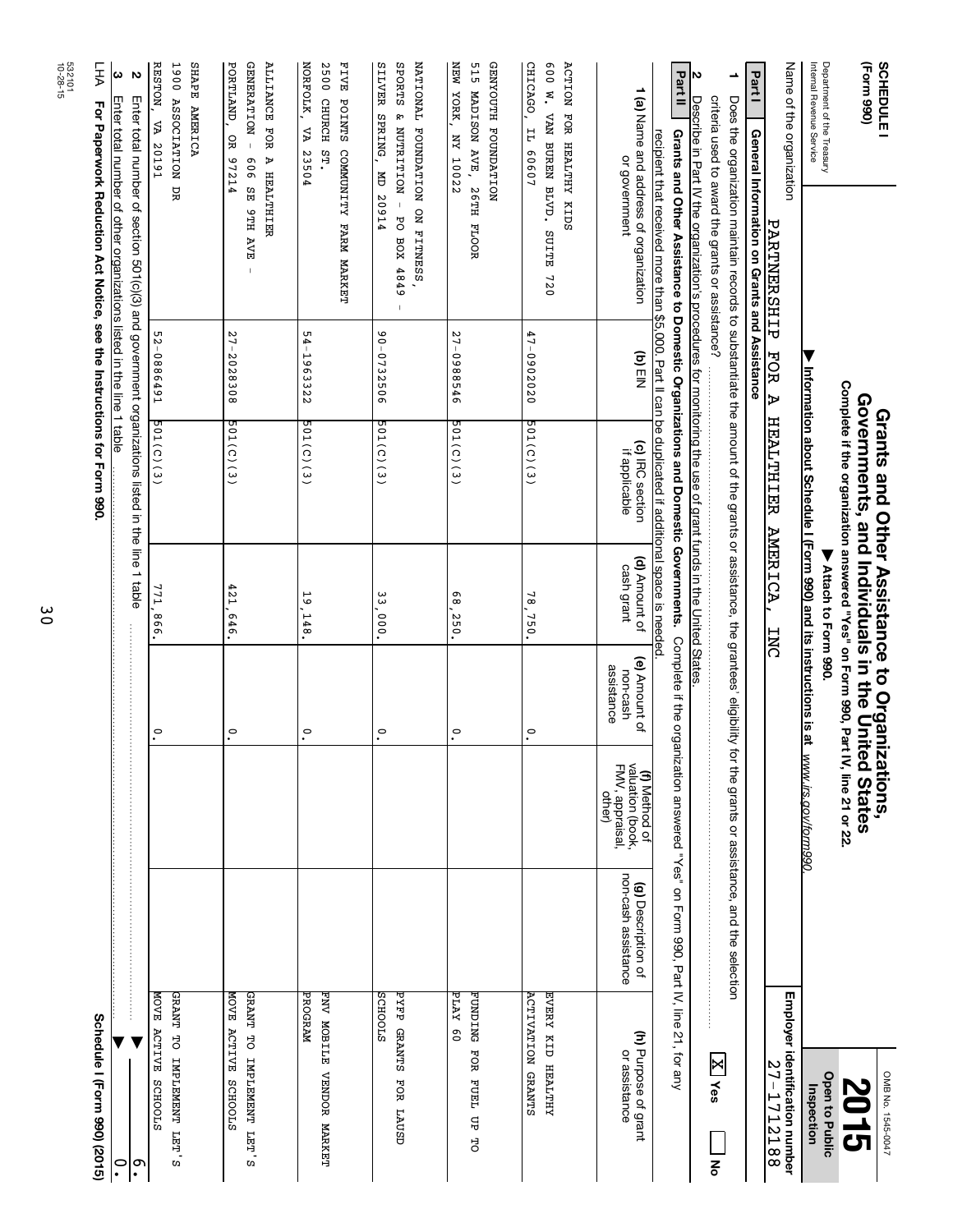**SCHEDULE I (Form 990)**

Department of the Treasury
Internal Revenue Service

# Grants and Other Assistance to Organizations, Governments, and Individuals in the United States

**Complete if the organization answered "Yes" on Form 990, Part IV, line 21 or 22.**

**▶ Attach to Form 990.**

**▶ Information about Schedule I (Form 990) and its instructions is at** *www.irs.gov/form990*.

OMB No. 1545-0047

**2015**

**Open to Public Inspection**

Name of the organization: PARTNERSHIP FOR A HEALTHIER AMERICA, INC

**Employer identification number** 27-1712188

## Part I General Information on Grants and Assistance

**1** Does the organization maintain records to substantiate the amount of the grants or assistance, the grantees' eligibility for the grants or assistance, and the selection criteria used to award the grants or assistance? [X] Yes [ ] No

**2** Describe in Part IV the organization's procedures for monitoring the use of grant funds in the United States.

## Part II Grants and Other Assistance to Domestic Organizations and Domestic Governments.

Complete if the organization answered "Yes" on Form 990, Part IV, line 21, for any recipient that received more than $5,000. Part II can be duplicated if additional space is needed.

| 1 (a) Name and address of organization or government | (b) EIN | (c) IRC section if applicable | (d) Amount of cash grant | (e) Amount of non-cash assistance | (f) Method of valuation (book, FMV, appraisal, other) | (g) Description of non-cash assistance | (h) Purpose of grant or assistance |
|---|---|---|---|---|---|---|---|
| ACTION FOR HEALTHY KIDS<br>600 W. VAN BUREN BLVD. SUITE 720<br>CHICAGO, IL 60607 | 47-0902020 | 501(C)(3) | 78,750. | 0. | | | EVERY KID HEALTHY ACTIVATION GRANTS |
| GENYOUTH FOUNDATION<br>515 MADISON AVE, 26TH FLOOR<br>NEW YORK, NY 10022 | 27-0988546 | 501(C)(3) | 68,250. | 0. | | | FUNDING FOR FUEL UP TO PLAY 60 |
| NATIONAL FOUNDATION ON FITNESS, SPORTS & NUTRITION - PO BOX 4849 -<br>SILVER SPRING, MD 20914 | 90-0732506 | 501(C)(3) | 33,000. | 0. | | | PYFP GRANTS FOR LAUSD SCHOOLS |
| FIVE POINTS COMMUNITY FARM MARKET<br>2500 CHURCH ST.<br>NORFOLK, VA 23504 | 54-1963322 | 501(C)(3) | 19,148. | 0. | | | FNV MOBILE VENDOR MARKET PROGRAM |
| ALLIANCE FOR A HEALTHIER GENERATION - 606 SE 9TH AVE -<br>PORTLAND, OR 97214 | 27-2028308 | 501(C)(3) | 421,646. | 0. | | | GRANT TO IMPLEMENT LET'S MOVE ACTIVE SCHOOLS |
| SHAPE AMERICA<br>1900 ASSOCIATION DR<br>RESTON, VA 20191 | 52-0886491 | 501(C)(3) | 771,866. | 0. | | | GRANT TO IMPLEMENT LET'S MOVE ACTIVE SCHOOLS |

**2** Enter total number of section 501(c)(3) and government organizations listed in the line 1 table ▶ 6.

**3** Enter total number of other organizations listed in the line 1 table ▶ 0.

LHA **For Paperwork Reduction Act Notice, see the Instructions for Form 990.** **Schedule I (Form 990) (2015)**

532101 10-28-15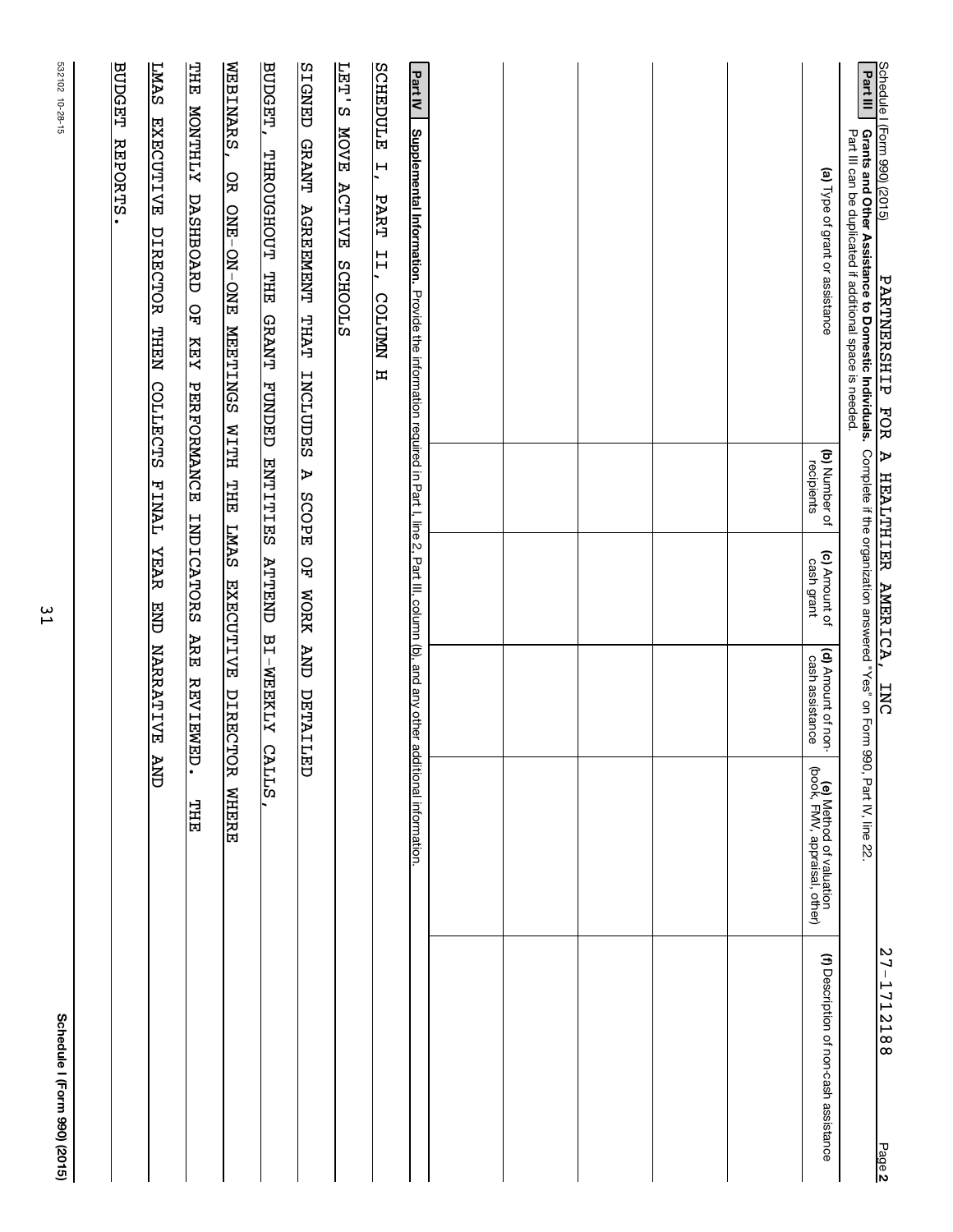Schedule I (Form 990) (2015) PARTNERSHIP FOR A HEALTHIER AMERICA, INC 27-1712188 Page 2

**Part III** **Grants and Other Assistance to Domestic Individuals.** Complete if the organization answered "Yes" on Form 990, Part IV, line 22.
Part III can be duplicated if additional space is needed.

| (a) Type of grant or assistance | (b) Number of recipients | (c) Amount of cash grant | (d) Amount of non-cash assistance | (e) Method of valuation (book, FMV, appraisal, other) | (f) Description of non-cash assistance |
|---|---|---|---|---|---|
| | | | | | |
| | | | | | |
| | | | | | |
| | | | | | |
| | | | | | |
| | | | | | |

**Part IV** **Supplemental Information.** Provide the information required in Part I, line 2, Part III, column (b), and any other additional information.

SCHEDULE I, PART II, COLUMN H

LET'S MOVE ACTIVE SCHOOLS

SIGNED GRANT AGREEMENT THAT INCLUDES A SCOPE OF WORK AND DETAILED
BUDGET, THROUGHOUT THE GRANT FUNDED ENTITIES ATTEND BI-WEEKLY CALLS,
WEBINARS, OR ONE-ON-ONE MEETINGS WITH THE LMAS EXECUTIVE DIRECTOR WHERE
THE MONTHLY DASHBOARD OF KEY PERFORMANCE INDICATORS ARE REVIEWED. THE
LMAS EXECUTIVE DIRECTOR THEN COLLECTS FINAL YEAR END NARRATIVE AND
BUDGET REPORTS.

532102 10-28-15 Schedule I (Form 990) (2015)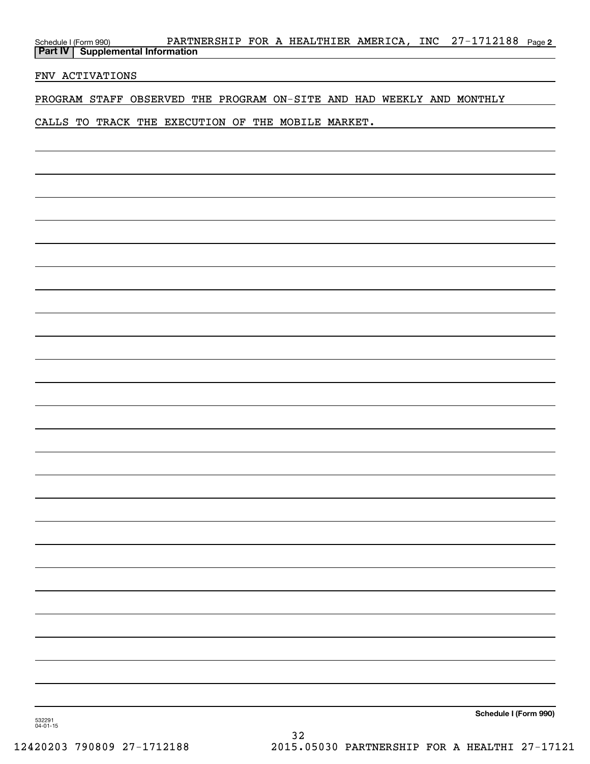Schedule I (Form 990) PARTNERSHIP FOR A HEALTHIER AMERICA, INC 27-1712188 Page 2

## Part IV Supplemental Information

FNV ACTIVATIONS

PROGRAM STAFF OBSERVED THE PROGRAM ON-SITE AND HAD WEEKLY AND MONTHLY CALLS TO TRACK THE EXECUTION OF THE MOBILE MARKET.

Schedule I (Form 990)

532291
04-01-15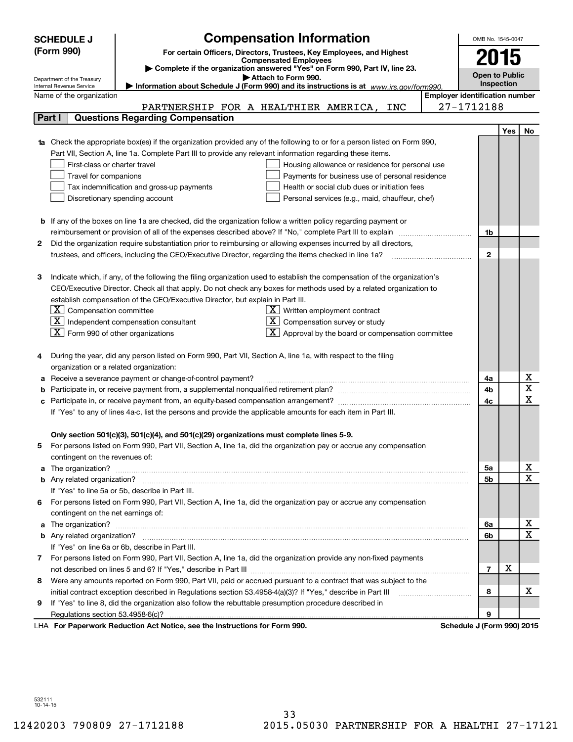# SCHEDULE J (Form 990)

## Compensation Information

**For certain Officers, Directors, Trustees, Key Employees, and Highest Compensated Employees**

▶ Complete if the organization answered "Yes" on Form 990, Part IV, line 23.

▶ Attach to Form 990.

▶ Information about Schedule J (Form 990) and its instructions is at www.irs.gov/form990.

Department of the Treasury
Internal Revenue Service

OMB No. 1545-0047

**2015**

**Open to Public Inspection**

| Name of the organization | Employer identification number |
|---|---|
| PARTNERSHIP FOR A HEALTHIER AMERICA, INC | 27-1712188 |

### Part I — Questions Regarding Compensation

| | | | Yes | No |
|---|---|---|---|---|
| **1a** | Check the appropriate box(es) if the organization provided any of the following to or for a person listed on Form 990, Part VII, Section A, line 1a. Complete Part III to provide any relevant information regarding these items.<br>☐ First-class or charter travel ☐ Housing allowance or residence for personal use<br>☐ Travel for companions ☐ Payments for business use of personal residence<br>☐ Tax indemnification and gross-up payments ☐ Health or social club dues or initiation fees<br>☐ Discretionary spending account ☐ Personal services (e.g., maid, chauffeur, chef) | | | |
| **b** | If any of the boxes on line 1a are checked, did the organization follow a written policy regarding payment or reimbursement or provision of all of the expenses described above? If "No," complete Part III to explain | 1b | | |
| **2** | Did the organization require substantiation prior to reimbursing or allowing expenses incurred by all directors, trustees, and officers, including the CEO/Executive Director, regarding the items checked in line 1a? | 2 | | |
| **3** | Indicate which, if any, of the following the filing organization used to establish the compensation of the organization's CEO/Executive Director. Check all that apply. Do not check any boxes for methods used by a related organization to establish compensation of the CEO/Executive Director, but explain in Part III.<br>☒ Compensation committee ☒ Written employment contract<br>☒ Independent compensation consultant ☒ Compensation survey or study<br>☒ Form 990 of other organizations ☒ Approval by the board or compensation committee | | | |
| **4** | During the year, did any person listed on Form 990, Part VII, Section A, line 1a, with respect to the filing organization or a related organization: | | | |
| **a** | Receive a severance payment or change-of-control payment? | 4a | | X |
| **b** | Participate in, or receive payment from, a supplemental nonqualified retirement plan? | 4b | | X |
| **c** | Participate in, or receive payment from, an equity-based compensation arrangement? | 4c | | X |
| | If "Yes" to any of lines 4a-c, list the persons and provide the applicable amounts for each item in Part III. | | | |
| | **Only section 501(c)(3), 501(c)(4), and 501(c)(29) organizations must complete lines 5-9.** | | | |
| **5** | For persons listed on Form 990, Part VII, Section A, line 1a, did the organization pay or accrue any compensation contingent on the revenues of: | | | |
| **a** | The organization? | 5a | | X |
| **b** | Any related organization? | 5b | | X |
| | If "Yes" to line 5a or 5b, describe in Part III. | | | |
| **6** | For persons listed on Form 990, Part VII, Section A, line 1a, did the organization pay or accrue any compensation contingent on the net earnings of: | | | |
| **a** | The organization? | 6a | | X |
| **b** | Any related organization? | 6b | | X |
| | If "Yes" on line 6a or 6b, describe in Part III. | | | |
| **7** | For persons listed on Form 990, Part VII, Section A, line 1a, did the organization provide any non-fixed payments not described on lines 5 and 6? If "Yes," describe in Part III | 7 | X | |
| **8** | Were any amounts reported on Form 990, Part VII, paid or accrued pursuant to a contract that was subject to the initial contract exception described in Regulations section 53.4958-4(a)(3)? If "Yes," describe in Part III | 8 | | X |
| **9** | If "Yes" to line 8, did the organization also follow the rebuttable presumption procedure described in Regulations section 53.4958-6(c)? | 9 | | |

LHA **For Paperwork Reduction Act Notice, see the Instructions for Form 990.** **Schedule J (Form 990) 2015**

532111 10-14-15

12420203 790809 27-1712188 2015.05030 PARTNERSHIP FOR A HEALTHI 27-17121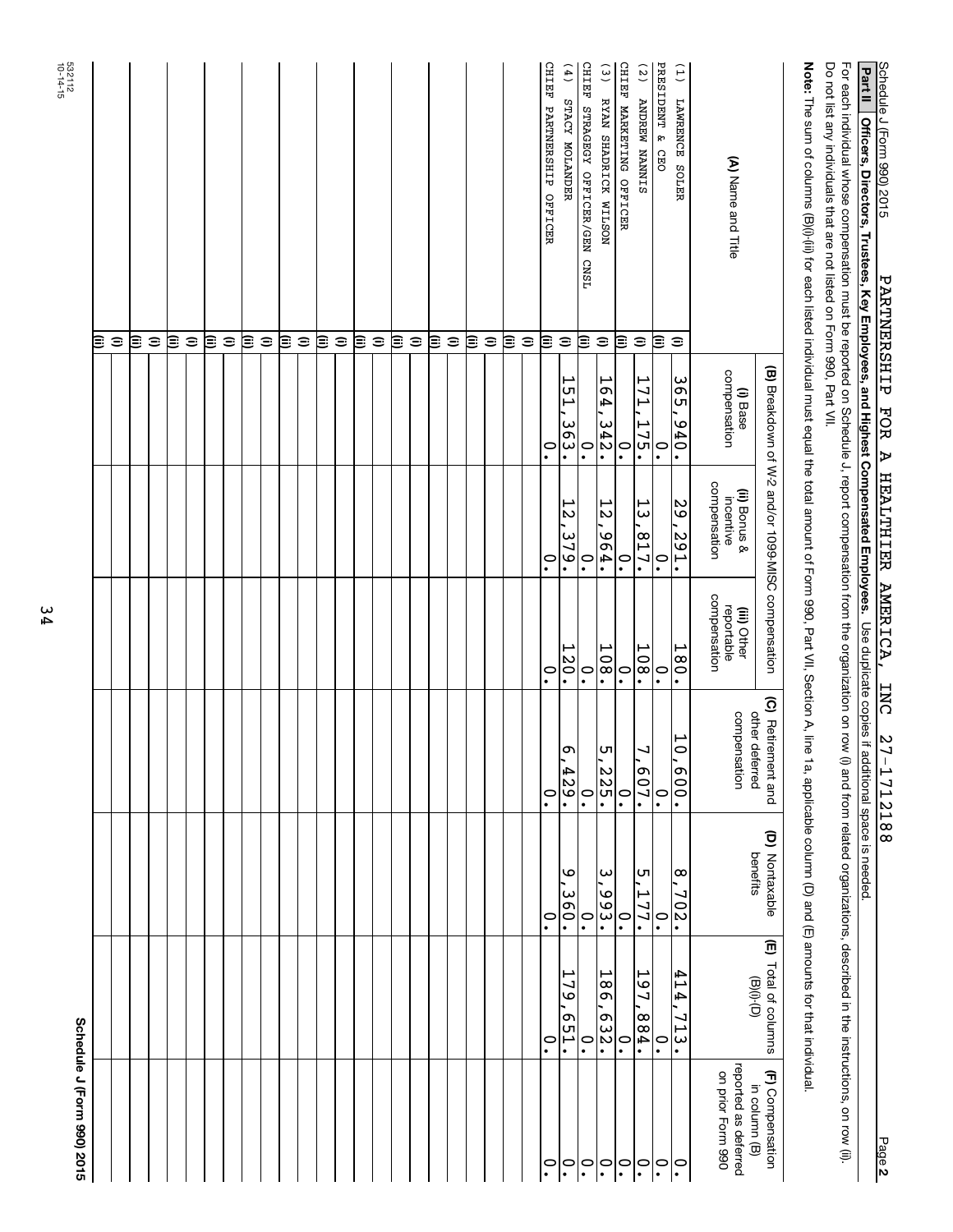Schedule J (Form 990) 2015 PARTNERSHIP FOR A HEALTHIER AMERICA, INC 27-1712188

## Part II Officers, Directors, Trustees, Key Employees, and Highest Compensated Employees.

Use duplicate copies if additional space is needed.

For each individual whose compensation must be reported on Schedule J, report compensation from the organization on row (i) and from related organizations, described in the instructions, on row (ii).

Do not list any individuals that are not listed on Form 990, Part VII.

**Note:** The sum of columns (B)(i)-(iii) for each listed individual must equal the total amount of Form 990, Part VII, Section A, line 1a, applicable column (D) and (E) amounts for that individual.

| (A) Name and Title | | (B) Breakdown of W-2 and/or 1099-MISC compensation | | | (C) Retirement and other deferred compensation | (D) Nontaxable benefits | (E) Total of columns (B)(i)-(D) | (F) Compensation in column (B) reported as deferred on prior Form 990 |
|---|---|---|---|---|---|---|---|---|
| | | (i) Base compensation | (ii) Bonus & incentive compensation | (iii) Other reportable compensation | | | | |
| (1) LAWRENCE SOLER | (i) | 365,940. | 29,291. | 180. | 10,600. | 8,702. | 414,713. | 0. |
| PRESIDENT & CEO | (ii) | 0. | 0. | 0. | 0. | 0. | 0. | 0. |
| (2) ANDREW NANNIS | (i) | 171,175. | 13,817. | 108. | 7,607. | 5,177. | 197,884. | 0. |
| CHIEF MARKETING OFFICER | (ii) | 0. | 0. | 0. | 0. | 0. | 0. | 0. |
| (3) RYAN SHADRICK WILSON | (i) | 164,342. | 12,964. | 108. | 5,225. | 3,993. | 186,632. | 0. |
| CHIEF STRAGEGY OFFICER/GEN CNSL | (ii) | 0. | 0. | 0. | 0. | 0. | 0. | 0. |
| (4) STACY MOLANDER | (i) | 151,363. | 12,379. | 120. | 6,429. | 9,360. | 179,651. | 0. |
| CHIEF PARTNERSHIP OFFICER | (ii) | 0. | 0. | 0. | 0. | 0. | 0. | 0. |

Schedule J (Form 990) 2015

532112 10-14-15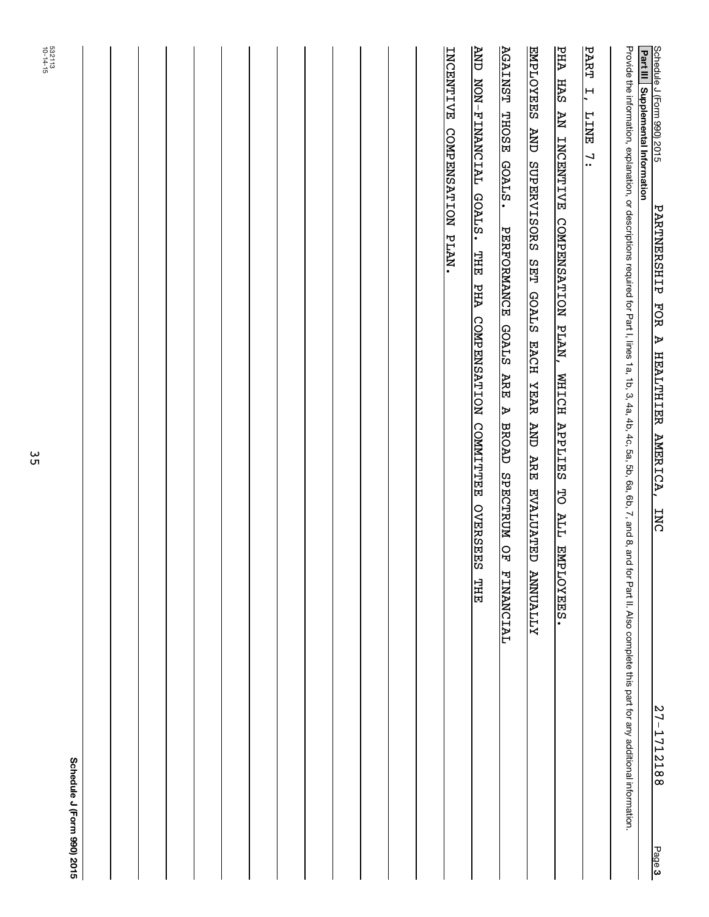Schedule J (Form 990) 2015 PARTNERSHIP FOR A HEALTHIER AMERICA, INC 27-1712188 Page 3

**Part III Supplemental Information**

Provide the information, explanation, or descriptions required for Part I, lines 1a, 1b, 3, 4a, 4b, 4c, 5a, 5b, 6a, 6b, 7, and 8, and for Part II. Also complete this part for any additional information.

PART I, LINE 7:

PHA HAS AN INCENTIVE COMPENSATION PLAN, WHICH APPLIES TO ALL EMPLOYEES. EMPLOYEES AND SUPERVISORS SET GOALS EACH YEAR AND ARE EVALUATED ANNUALLY AGAINST THOSE GOALS. PERFORMANCE GOALS ARE A BROAD SPECTRUM OF FINANCIAL AND NON-FINANCIAL GOALS. THE PHA COMPENSATION COMMITTEE OVERSEES THE INCENTIVE COMPENSATION PLAN.

532113 10-14-15

Schedule J (Form 990) 2015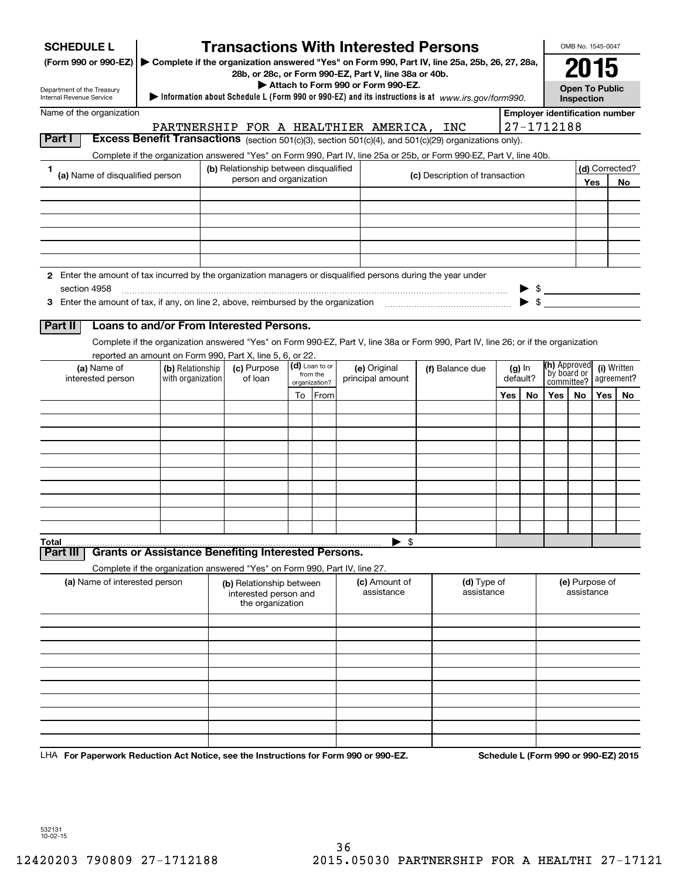**SCHEDULE L**
**(Form 990 or 990-EZ)**

Department of the Treasury
Internal Revenue Service

# Transactions With Interested Persons

▶ **Complete if the organization answered "Yes" on Form 990, Part IV, line 25a, 25b, 26, 27, 28a, 28b, or 28c, or Form 990-EZ, Part V, line 38a or 40b.**
▶ **Attach to Form 990 or Form 990-EZ.**
▶ **Information about Schedule L (Form 990 or 990-EZ) and its instructions is at** *www.irs.gov/form990.*

OMB No. 1545-0047

**2015**

**Open To Public Inspection**

Name of the organization: PARTNERSHIP FOR A HEALTHIER AMERICA, INC

**Employer identification number:** 27-1712188

## Part I Excess Benefit Transactions (section 501(c)(3), section 501(c)(4), and 501(c)(29) organizations only).

Complete if the organization answered "Yes" on Form 990, Part IV, line 25a or 25b, or Form 990-EZ, Part V, line 40b.

| 1 (a) Name of disqualified person | (b) Relationship between disqualified person and organization | (c) Description of transaction | (d) Corrected? Yes | No |
|---|---|---|---|---|
| | | | | |
| | | | | |
| | | | | |
| | | | | |
| | | | | |
| | | | | |

**2** Enter the amount of tax incurred by the organization managers or disqualified persons during the year under section 4958 ▶ $

**3** Enter the amount of tax, if any, on line 2, above, reimbursed by the organization ▶ $

## Part II Loans to and/or From Interested Persons.

Complete if the organization answered "Yes" on Form 990-EZ, Part V, line 38a or Form 990, Part IV, line 26; or if the organization reported an amount on Form 990, Part X, line 5, 6, or 22.

| (a) Name of interested person | (b) Relationship with organization | (c) Purpose of loan | (d) Loan to or from the organization? | | (e) Original principal amount | (f) Balance due | (g) In default? | | (h) Approved by board or committee? | | (i) Written agreement? | |
|---|---|---|---|---|---|---|---|---|---|---|---|---|
| | | | To | From | | | Yes | No | Yes | No | Yes | No |
| | | | | | | | | | | | | |
| | | | | | | | | | | | | |
| | | | | | | | | | | | | |
| | | | | | | | | | | | | |
| | | | | | | | | | | | | |
| | | | | | | | | | | | | |
| | | | | | | | | | | | | |
| | | | | | | | | | | | | |
| | | | | | | | | | | | | |
| | | | | | | | | | | | | |
| **Total** | | | | | ▶ $ | | | | | | | |

## Part III Grants or Assistance Benefiting Interested Persons.

Complete if the organization answered "Yes" on Form 990, Part IV, line 27.

| (a) Name of interested person | (b) Relationship between interested person and the organization | (c) Amount of assistance | (d) Type of assistance | (e) Purpose of assistance |
|---|---|---|---|---|
| | | | | |
| | | | | |
| | | | | |
| | | | | |
| | | | | |
| | | | | |
| | | | | |
| | | | | |
| | | | | |
| | | | | |

LHA **For Paperwork Reduction Act Notice, see the Instructions for Form 990 or 990-EZ.** **Schedule L (Form 990 or 990-EZ) 2015**

532131
10-02-15

12420203 790809 27-1712188 2015.05030 PARTNERSHIP FOR A HEALTHI 27-17121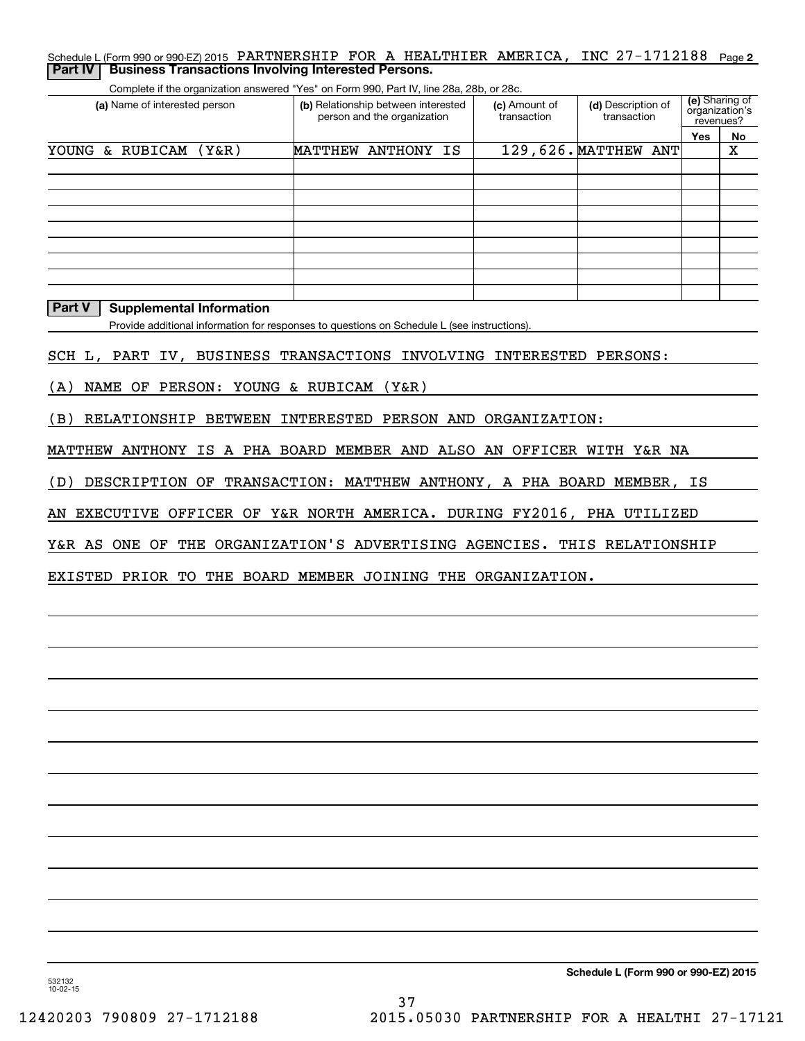Schedule L (Form 990 or 990-EZ) 2015 PARTNERSHIP FOR A HEALTHIER AMERICA, INC 27-1712188 Page 2

## Part IV Business Transactions Involving Interested Persons.

Complete if the organization answered "Yes" on Form 990, Part IV, line 28a, 28b, or 28c.

| (a) Name of interested person | (b) Relationship between interested person and the organization | (c) Amount of transaction | (d) Description of transaction | (e) Sharing of organization's revenues? Yes | No |
|---|---|---|---|---|---|
| YOUNG & RUBICAM (Y&R) | MATTHEW ANTHONY IS | 129,626. | MATTHEW ANT | | X |
| | | | | | |
| | | | | | |
| | | | | | |
| | | | | | |
| | | | | | |
| | | | | | |
| | | | | | |
| | | | | | |
| | | | | | |

## Part V Supplemental Information

Provide additional information for responses to questions on Schedule L (see instructions).

SCH L, PART IV, BUSINESS TRANSACTIONS INVOLVING INTERESTED PERSONS:

(A) NAME OF PERSON: YOUNG & RUBICAM (Y&R)

(B) RELATIONSHIP BETWEEN INTERESTED PERSON AND ORGANIZATION:

MATTHEW ANTHONY IS A PHA BOARD MEMBER AND ALSO AN OFFICER WITH Y&R NA

(D) DESCRIPTION OF TRANSACTION: MATTHEW ANTHONY, A PHA BOARD MEMBER, IS AN EXECUTIVE OFFICER OF Y&R NORTH AMERICA. DURING FY2016, PHA UTILIZED Y&R AS ONE OF THE ORGANIZATION'S ADVERTISING AGENCIES. THIS RELATIONSHIP EXISTED PRIOR TO THE BOARD MEMBER JOINING THE ORGANIZATION.

532132 10-02-15

**Schedule L (Form 990 or 990-EZ) 2015**

12420203 790809 27-1712188 2015.05030 PARTNERSHIP FOR A HEALTHI 27-17121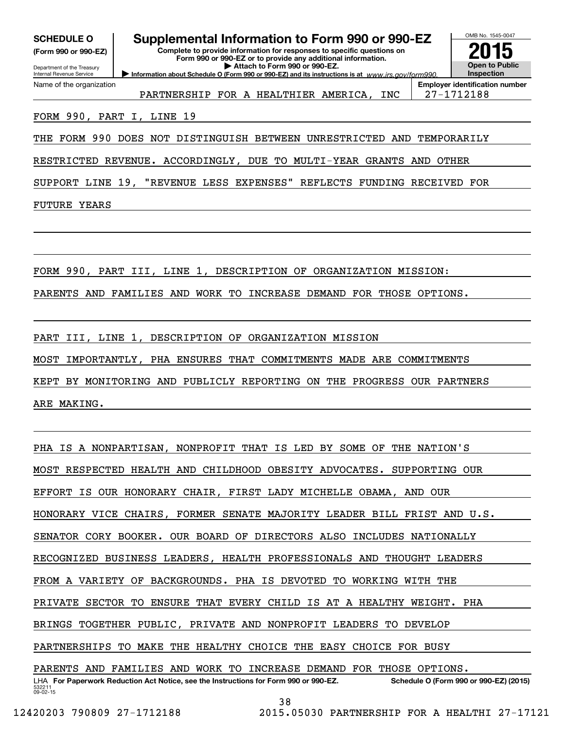**SCHEDULE O (Form 990 or 990-EZ)**

Department of the Treasury
Internal Revenue Service

# Supplemental Information to Form 990 or 990-EZ

**Complete to provide information for responses to specific questions on Form 990 or 990-EZ or to provide any additional information.**
**▶ Attach to Form 990 or 990-EZ.**
**▶ Information about Schedule O (Form 990 or 990-EZ) and its instructions is at** *www.irs.gov/form990.*

OMB No. 1545-0047

**2015**

**Open to Public Inspection**

Name of the organization: PARTNERSHIP FOR A HEALTHIER AMERICA, INC

**Employer identification number**: 27-1712188

FORM 990, PART I, LINE 19

THE FORM 990 DOES NOT DISTINGUISH BETWEEN UNRESTRICTED AND TEMPORARILY RESTRICTED REVENUE. ACCORDINGLY, DUE TO MULTI-YEAR GRANTS AND OTHER SUPPORT LINE 19, "REVENUE LESS EXPENSES" REFLECTS FUNDING RECEIVED FOR FUTURE YEARS

FORM 990, PART III, LINE 1, DESCRIPTION OF ORGANIZATION MISSION:

PARENTS AND FAMILIES AND WORK TO INCREASE DEMAND FOR THOSE OPTIONS.

PART III, LINE 1, DESCRIPTION OF ORGANIZATION MISSION

MOST IMPORTANTLY, PHA ENSURES THAT COMMITMENTS MADE ARE COMMITMENTS KEPT BY MONITORING AND PUBLICLY REPORTING ON THE PROGRESS OUR PARTNERS ARE MAKING.

PHA IS A NONPARTISAN, NONPROFIT THAT IS LED BY SOME OF THE NATION'S MOST RESPECTED HEALTH AND CHILDHOOD OBESITY ADVOCATES. SUPPORTING OUR EFFORT IS OUR HONORARY CHAIR, FIRST LADY MICHELLE OBAMA, AND OUR HONORARY VICE CHAIRS, FORMER SENATE MAJORITY LEADER BILL FRIST AND U.S. SENATOR CORY BOOKER. OUR BOARD OF DIRECTORS ALSO INCLUDES NATIONALLY RECOGNIZED BUSINESS LEADERS, HEALTH PROFESSIONALS AND THOUGHT LEADERS FROM A VARIETY OF BACKGROUNDS. PHA IS DEVOTED TO WORKING WITH THE PRIVATE SECTOR TO ENSURE THAT EVERY CHILD IS AT A HEALTHY WEIGHT. PHA BRINGS TOGETHER PUBLIC, PRIVATE AND NONPROFIT LEADERS TO DEVELOP PARTNERSHIPS TO MAKE THE HEALTHY CHOICE THE EASY CHOICE FOR BUSY PARENTS AND FAMILIES AND WORK TO INCREASE DEMAND FOR THOSE OPTIONS.

LHA **For Paperwork Reduction Act Notice, see the Instructions for Form 990 or 990-EZ.** **Schedule O (Form 990 or 990-EZ) (2015)**
532211 09-02-15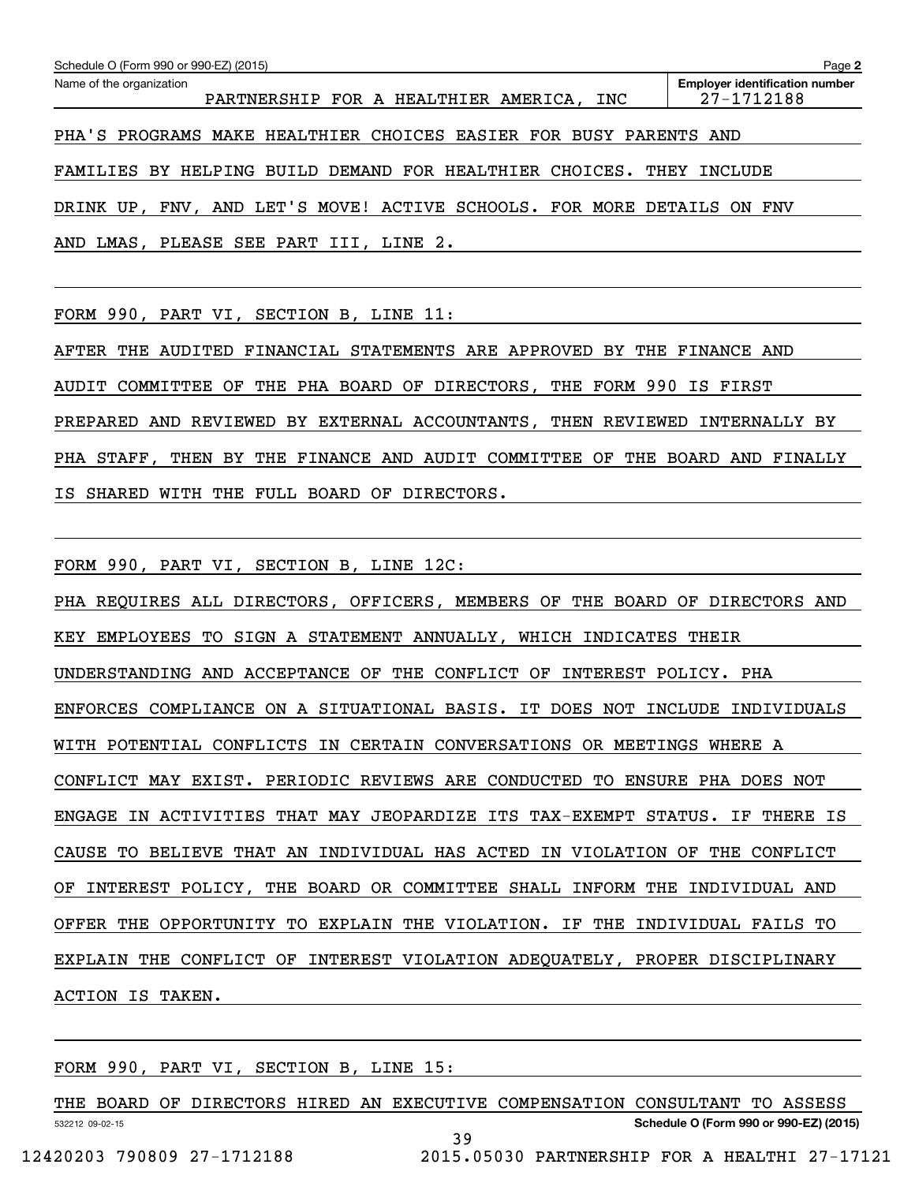Schedule O (Form 990 or 990-EZ) (2015) Page **2**

| Name of the organization | Employer identification number |
|---|---|
| PARTNERSHIP FOR A HEALTHIER AMERICA, INC | 27-1712188 |

PHA'S PROGRAMS MAKE HEALTHIER CHOICES EASIER FOR BUSY PARENTS AND FAMILIES BY HELPING BUILD DEMAND FOR HEALTHIER CHOICES. THEY INCLUDE DRINK UP, FNV, AND LET'S MOVE! ACTIVE SCHOOLS. FOR MORE DETAILS ON FNV AND LMAS, PLEASE SEE PART III, LINE 2.

FORM 990, PART VI, SECTION B, LINE 11:

AFTER THE AUDITED FINANCIAL STATEMENTS ARE APPROVED BY THE FINANCE AND AUDIT COMMITTEE OF THE PHA BOARD OF DIRECTORS, THE FORM 990 IS FIRST PREPARED AND REVIEWED BY EXTERNAL ACCOUNTANTS, THEN REVIEWED INTERNALLY BY PHA STAFF, THEN BY THE FINANCE AND AUDIT COMMITTEE OF THE BOARD AND FINALLY IS SHARED WITH THE FULL BOARD OF DIRECTORS.

FORM 990, PART VI, SECTION B, LINE 12C:

PHA REQUIRES ALL DIRECTORS, OFFICERS, MEMBERS OF THE BOARD OF DIRECTORS AND KEY EMPLOYEES TO SIGN A STATEMENT ANNUALLY, WHICH INDICATES THEIR UNDERSTANDING AND ACCEPTANCE OF THE CONFLICT OF INTEREST POLICY. PHA ENFORCES COMPLIANCE ON A SITUATIONAL BASIS. IT DOES NOT INCLUDE INDIVIDUALS WITH POTENTIAL CONFLICTS IN CERTAIN CONVERSATIONS OR MEETINGS WHERE A CONFLICT MAY EXIST. PERIODIC REVIEWS ARE CONDUCTED TO ENSURE PHA DOES NOT ENGAGE IN ACTIVITIES THAT MAY JEOPARDIZE ITS TAX-EXEMPT STATUS. IF THERE IS CAUSE TO BELIEVE THAT AN INDIVIDUAL HAS ACTED IN VIOLATION OF THE CONFLICT OF INTEREST POLICY, THE BOARD OR COMMITTEE SHALL INFORM THE INDIVIDUAL AND OFFER THE OPPORTUNITY TO EXPLAIN THE VIOLATION. IF THE INDIVIDUAL FAILS TO EXPLAIN THE CONFLICT OF INTEREST VIOLATION ADEQUATELY, PROPER DISCIPLINARY ACTION IS TAKEN.

FORM 990, PART VI, SECTION B, LINE 15:

THE BOARD OF DIRECTORS HIRED AN EXECUTIVE COMPENSATION CONSULTANT TO ASSESS

532212 09-02-15 **Schedule O (Form 990 or 990-EZ) (2015)**

12420203 790809 27-1712188 2015.05030 PARTNERSHIP FOR A HEALTHI 27-17121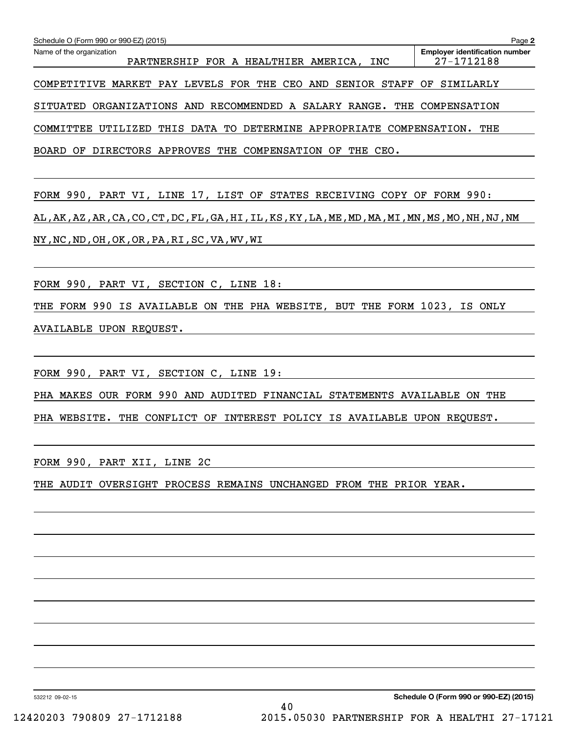Schedule O (Form 990 or 990-EZ) (2015) Page **2**

Name of the organization: PARTNERSHIP FOR A HEALTHIER AMERICA, INC

**Employer identification number:** 27-1712188

COMPETITIVE MARKET PAY LEVELS FOR THE CEO AND SENIOR STAFF OF SIMILARLY SITUATED ORGANIZATIONS AND RECOMMENDED A SALARY RANGE. THE COMPENSATION COMMITTEE UTILIZED THIS DATA TO DETERMINE APPROPRIATE COMPENSATION. THE BOARD OF DIRECTORS APPROVES THE COMPENSATION OF THE CEO.

FORM 990, PART VI, LINE 17, LIST OF STATES RECEIVING COPY OF FORM 990:
AL,AK,AZ,AR,CA,CO,CT,DC,FL,GA,HI,IL,KS,KY,LA,ME,MD,MA,MI,MN,MS,MO,NH,NJ,NM NY,NC,ND,OH,OK,OR,PA,RI,SC,VA,WV,WI

FORM 990, PART VI, SECTION C, LINE 18:
THE FORM 990 IS AVAILABLE ON THE PHA WEBSITE, BUT THE FORM 1023, IS ONLY AVAILABLE UPON REQUEST.

FORM 990, PART VI, SECTION C, LINE 19:
PHA MAKES OUR FORM 990 AND AUDITED FINANCIAL STATEMENTS AVAILABLE ON THE PHA WEBSITE. THE CONFLICT OF INTEREST POLICY IS AVAILABLE UPON REQUEST.

FORM 990, PART XII, LINE 2C
THE AUDIT OVERSIGHT PROCESS REMAINS UNCHANGED FROM THE PRIOR YEAR.

532212 09-02-15 **Schedule O (Form 990 or 990-EZ) (2015)**

12420203 790809 27-1712188 2015.05030 PARTNERSHIP FOR A HEALTHI 27-17121